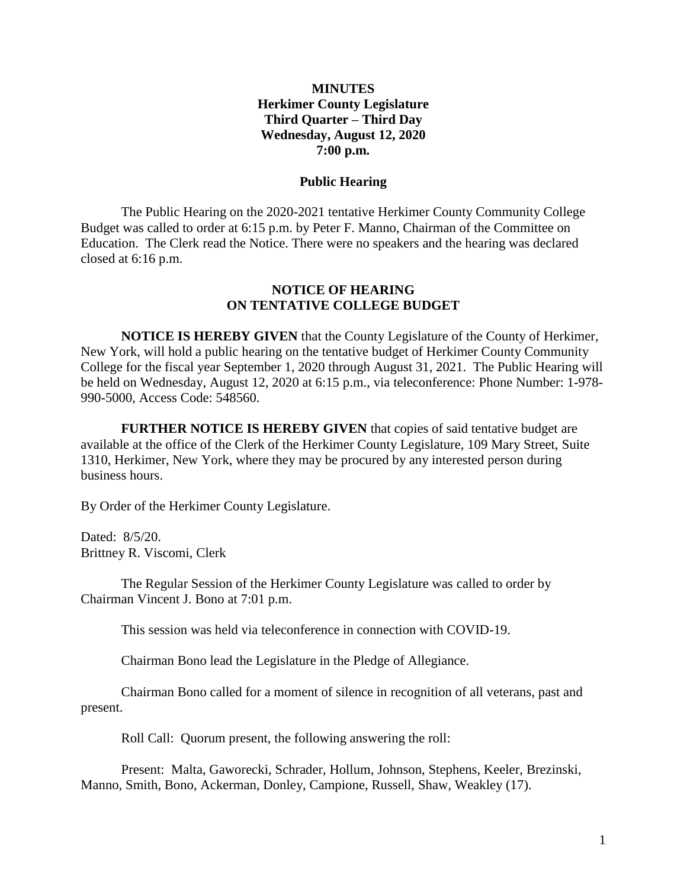# MINUTES
## Herkimer County Legislature
## Third Quarter – Third Day
## Wednesday, August 12, 2020
## 7:00 p.m.

### Public Hearing

The Public Hearing on the 2020-2021 tentative Herkimer County Community College Budget was called to order at 6:15 p.m. by Peter F. Manno, Chairman of the Committee on Education. The Clerk read the Notice. There were no speakers and the hearing was declared closed at 6:16 p.m.

### NOTICE OF HEARING
### ON TENTATIVE COLLEGE BUDGET

**NOTICE IS HEREBY GIVEN** that the County Legislature of the County of Herkimer, New York, will hold a public hearing on the tentative budget of Herkimer County Community College for the fiscal year September 1, 2020 through August 31, 2021. The Public Hearing will be held on Wednesday, August 12, 2020 at 6:15 p.m., via teleconference: Phone Number: 1-978-990-5000, Access Code: 548560.

**FURTHER NOTICE IS HEREBY GIVEN** that copies of said tentative budget are available at the office of the Clerk of the Herkimer County Legislature, 109 Mary Street, Suite 1310, Herkimer, New York, where they may be procured by any interested person during business hours.

By Order of the Herkimer County Legislature.

Dated: 8/5/20.
Brittney R. Viscomi, Clerk

The Regular Session of the Herkimer County Legislature was called to order by Chairman Vincent J. Bono at 7:01 p.m.

This session was held via teleconference in connection with COVID-19.

Chairman Bono lead the Legislature in the Pledge of Allegiance.

Chairman Bono called for a moment of silence in recognition of all veterans, past and present.

Roll Call: Quorum present, the following answering the roll:

Present: Malta, Gaworecki, Schrader, Hollum, Johnson, Stephens, Keeler, Brezinski, Manno, Smith, Bono, Ackerman, Donley, Campione, Russell, Shaw, Weakley (17).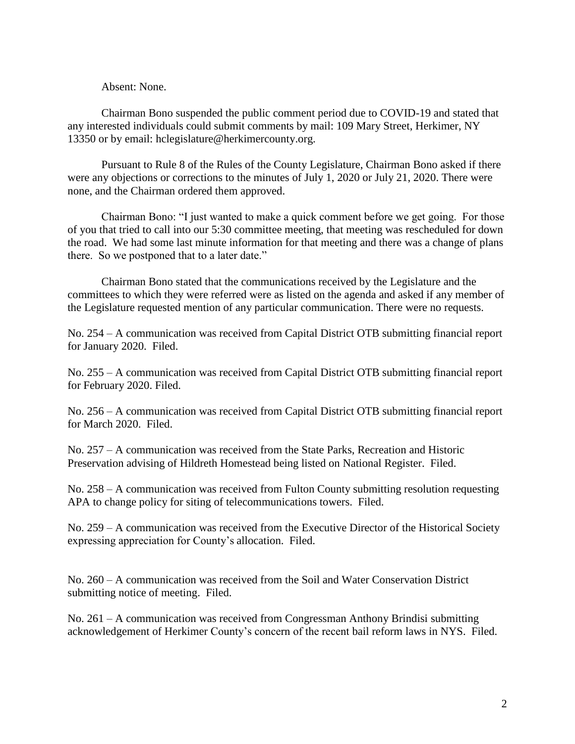Absent: None.

Chairman Bono suspended the public comment period due to COVID-19 and stated that any interested individuals could submit comments by mail: 109 Mary Street, Herkimer, NY 13350 or by email: hclegislature@herkimercounty.org.

Pursuant to Rule 8 of the Rules of the County Legislature, Chairman Bono asked if there were any objections or corrections to the minutes of July 1, 2020 or July 21, 2020. There were none, and the Chairman ordered them approved.

Chairman Bono: "I just wanted to make a quick comment before we get going. For those of you that tried to call into our 5:30 committee meeting, that meeting was rescheduled for down the road. We had some last minute information for that meeting and there was a change of plans there. So we postponed that to a later date."

Chairman Bono stated that the communications received by the Legislature and the committees to which they were referred were as listed on the agenda and asked if any member of the Legislature requested mention of any particular communication. There were no requests.

No. 254 – A communication was received from Capital District OTB submitting financial report for January 2020. Filed.

No. 255 – A communication was received from Capital District OTB submitting financial report for February 2020. Filed.

No. 256 – A communication was received from Capital District OTB submitting financial report for March 2020. Filed.

No. 257 – A communication was received from the State Parks, Recreation and Historic Preservation advising of Hildreth Homestead being listed on National Register. Filed.

No. 258 – A communication was received from Fulton County submitting resolution requesting APA to change policy for siting of telecommunications towers. Filed.

No. 259 – A communication was received from the Executive Director of the Historical Society expressing appreciation for County's allocation. Filed.

No. 260 – A communication was received from the Soil and Water Conservation District submitting notice of meeting. Filed.

No. 261 – A communication was received from Congressman Anthony Brindisi submitting acknowledgement of Herkimer County's concern of the recent bail reform laws in NYS. Filed.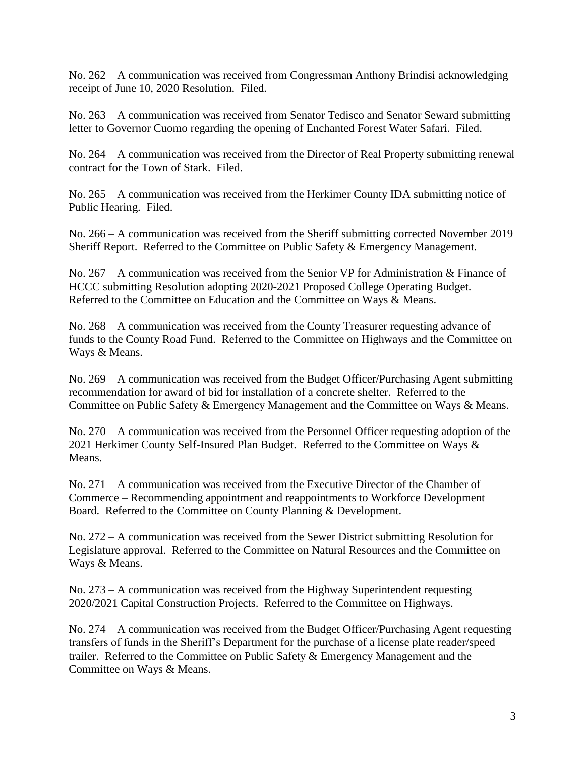No. 262 – A communication was received from Congressman Anthony Brindisi acknowledging receipt of June 10, 2020 Resolution. Filed.

No. 263 – A communication was received from Senator Tedisco and Senator Seward submitting letter to Governor Cuomo regarding the opening of Enchanted Forest Water Safari. Filed.

No. 264 – A communication was received from the Director of Real Property submitting renewal contract for the Town of Stark. Filed.

No. 265 – A communication was received from the Herkimer County IDA submitting notice of Public Hearing. Filed.

No. 266 – A communication was received from the Sheriff submitting corrected November 2019 Sheriff Report. Referred to the Committee on Public Safety & Emergency Management.

No. 267 – A communication was received from the Senior VP for Administration & Finance of HCCC submitting Resolution adopting 2020-2021 Proposed College Operating Budget. Referred to the Committee on Education and the Committee on Ways & Means.

No. 268 – A communication was received from the County Treasurer requesting advance of funds to the County Road Fund. Referred to the Committee on Highways and the Committee on Ways & Means.

No. 269 – A communication was received from the Budget Officer/Purchasing Agent submitting recommendation for award of bid for installation of a concrete shelter. Referred to the Committee on Public Safety & Emergency Management and the Committee on Ways & Means.

No. 270 – A communication was received from the Personnel Officer requesting adoption of the 2021 Herkimer County Self-Insured Plan Budget. Referred to the Committee on Ways & Means.

No. 271 – A communication was received from the Executive Director of the Chamber of Commerce – Recommending appointment and reappointments to Workforce Development Board. Referred to the Committee on County Planning & Development.

No. 272 – A communication was received from the Sewer District submitting Resolution for Legislature approval. Referred to the Committee on Natural Resources and the Committee on Ways & Means.

No. 273 – A communication was received from the Highway Superintendent requesting 2020/2021 Capital Construction Projects. Referred to the Committee on Highways.

No. 274 – A communication was received from the Budget Officer/Purchasing Agent requesting transfers of funds in the Sheriff's Department for the purchase of a license plate reader/speed trailer. Referred to the Committee on Public Safety & Emergency Management and the Committee on Ways & Means.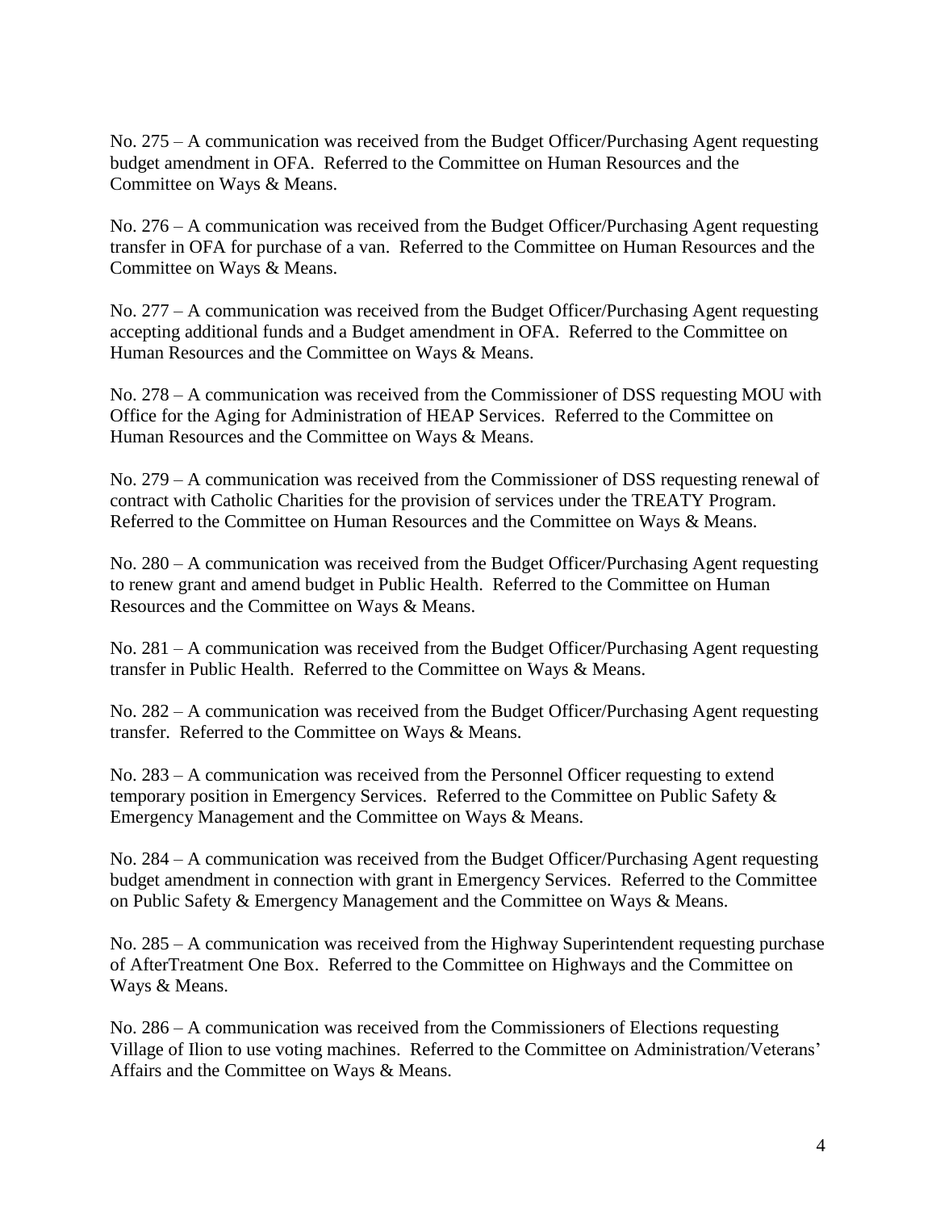No. 275 – A communication was received from the Budget Officer/Purchasing Agent requesting budget amendment in OFA. Referred to the Committee on Human Resources and the Committee on Ways & Means.

No. 276 – A communication was received from the Budget Officer/Purchasing Agent requesting transfer in OFA for purchase of a van. Referred to the Committee on Human Resources and the Committee on Ways & Means.

No. 277 – A communication was received from the Budget Officer/Purchasing Agent requesting accepting additional funds and a Budget amendment in OFA. Referred to the Committee on Human Resources and the Committee on Ways & Means.

No. 278 – A communication was received from the Commissioner of DSS requesting MOU with Office for the Aging for Administration of HEAP Services. Referred to the Committee on Human Resources and the Committee on Ways & Means.

No. 279 – A communication was received from the Commissioner of DSS requesting renewal of contract with Catholic Charities for the provision of services under the TREATY Program. Referred to the Committee on Human Resources and the Committee on Ways & Means.

No. 280 – A communication was received from the Budget Officer/Purchasing Agent requesting to renew grant and amend budget in Public Health. Referred to the Committee on Human Resources and the Committee on Ways & Means.

No. 281 – A communication was received from the Budget Officer/Purchasing Agent requesting transfer in Public Health. Referred to the Committee on Ways & Means.

No. 282 – A communication was received from the Budget Officer/Purchasing Agent requesting transfer. Referred to the Committee on Ways & Means.

No. 283 – A communication was received from the Personnel Officer requesting to extend temporary position in Emergency Services. Referred to the Committee on Public Safety & Emergency Management and the Committee on Ways & Means.

No. 284 – A communication was received from the Budget Officer/Purchasing Agent requesting budget amendment in connection with grant in Emergency Services. Referred to the Committee on Public Safety & Emergency Management and the Committee on Ways & Means.

No. 285 – A communication was received from the Highway Superintendent requesting purchase of AfterTreatment One Box. Referred to the Committee on Highways and the Committee on Ways & Means.

No. 286 – A communication was received from the Commissioners of Elections requesting Village of Ilion to use voting machines. Referred to the Committee on Administration/Veterans' Affairs and the Committee on Ways & Means.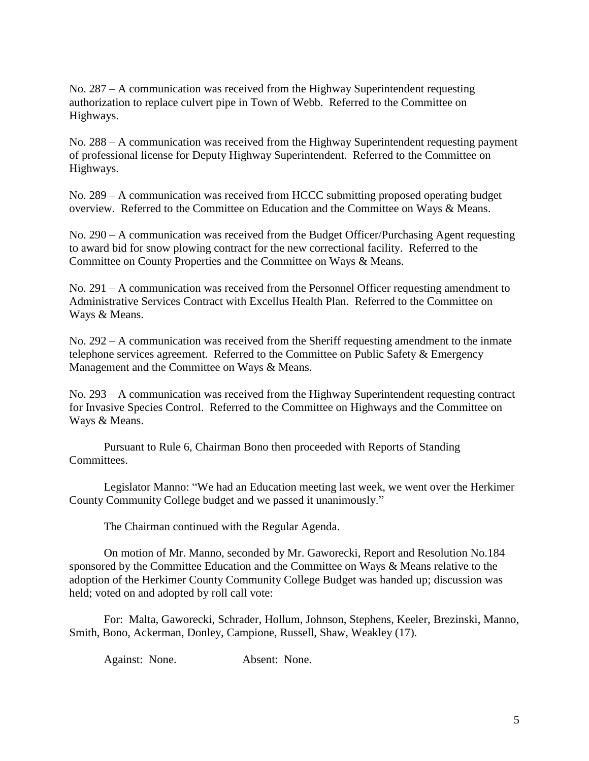No. 287 – A communication was received from the Highway Superintendent requesting authorization to replace culvert pipe in Town of Webb. Referred to the Committee on Highways.

No. 288 – A communication was received from the Highway Superintendent requesting payment of professional license for Deputy Highway Superintendent. Referred to the Committee on Highways.

No. 289 – A communication was received from HCCC submitting proposed operating budget overview. Referred to the Committee on Education and the Committee on Ways & Means.

No. 290 – A communication was received from the Budget Officer/Purchasing Agent requesting to award bid for snow plowing contract for the new correctional facility. Referred to the Committee on County Properties and the Committee on Ways & Means.

No. 291 – A communication was received from the Personnel Officer requesting amendment to Administrative Services Contract with Excellus Health Plan. Referred to the Committee on Ways & Means.

No. 292 – A communication was received from the Sheriff requesting amendment to the inmate telephone services agreement. Referred to the Committee on Public Safety & Emergency Management and the Committee on Ways & Means.

No. 293 – A communication was received from the Highway Superintendent requesting contract for Invasive Species Control. Referred to the Committee on Highways and the Committee on Ways & Means.

Pursuant to Rule 6, Chairman Bono then proceeded with Reports of Standing Committees.

Legislator Manno: "We had an Education meeting last week, we went over the Herkimer County Community College budget and we passed it unanimously."

The Chairman continued with the Regular Agenda.

On motion of Mr. Manno, seconded by Mr. Gaworecki, Report and Resolution No.184 sponsored by the Committee Education and the Committee on Ways & Means relative to the adoption of the Herkimer County Community College Budget was handed up; discussion was held; voted on and adopted by roll call vote:

For: Malta, Gaworecki, Schrader, Hollum, Johnson, Stephens, Keeler, Brezinski, Manno, Smith, Bono, Ackerman, Donley, Campione, Russell, Shaw, Weakley (17).

Against: None. Absent: None.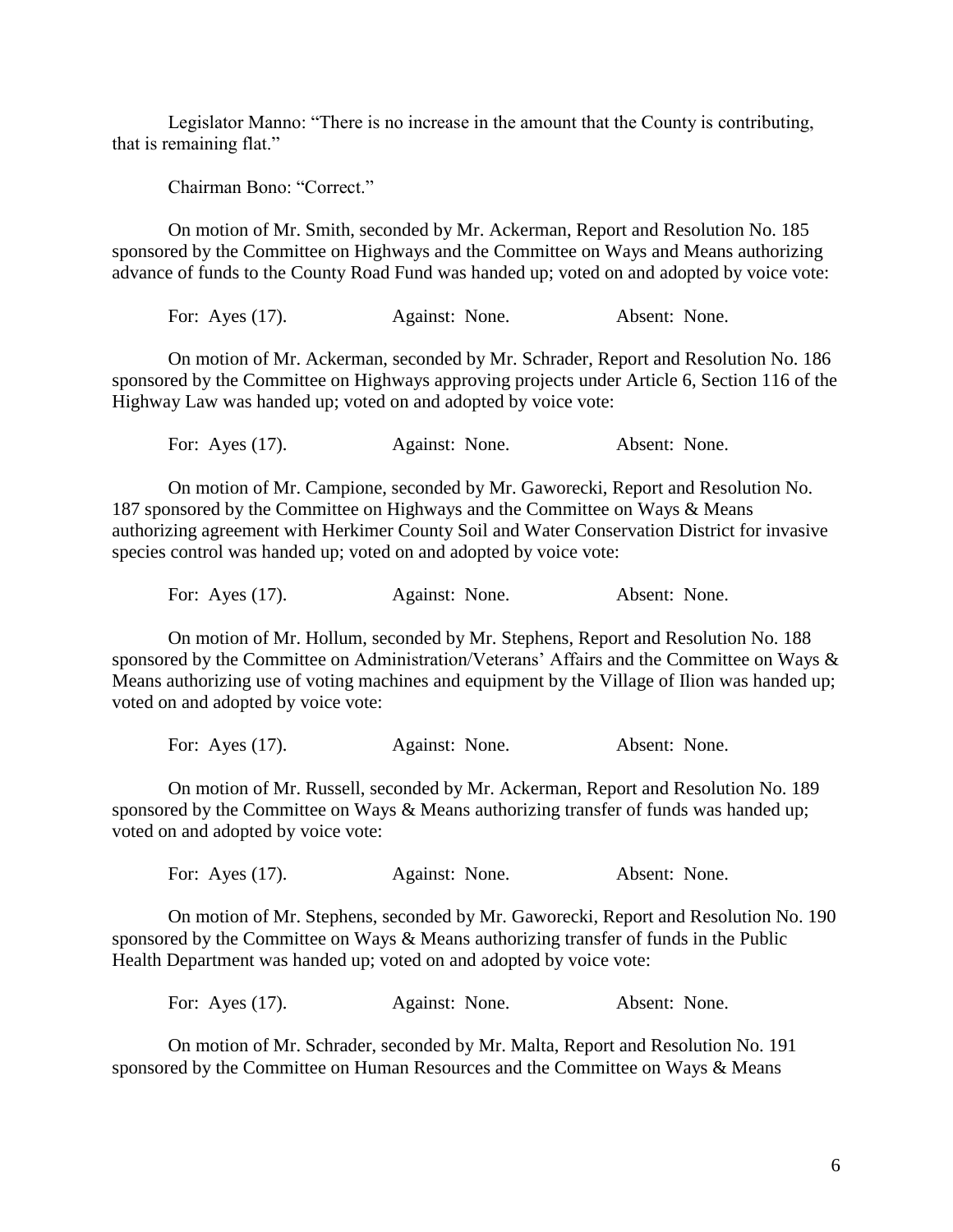Legislator Manno: "There is no increase in the amount that the County is contributing, that is remaining flat."

Chairman Bono: "Correct."

On motion of Mr. Smith, seconded by Mr. Ackerman, Report and Resolution No. 185 sponsored by the Committee on Highways and the Committee on Ways and Means authorizing advance of funds to the County Road Fund was handed up; voted on and adopted by voice vote:

For: Ayes (17). Against: None. Absent: None.

On motion of Mr. Ackerman, seconded by Mr. Schrader, Report and Resolution No. 186 sponsored by the Committee on Highways approving projects under Article 6, Section 116 of the Highway Law was handed up; voted on and adopted by voice vote:

For: Ayes (17). Against: None. Absent: None.

On motion of Mr. Campione, seconded by Mr. Gaworecki, Report and Resolution No. 187 sponsored by the Committee on Highways and the Committee on Ways & Means authorizing agreement with Herkimer County Soil and Water Conservation District for invasive species control was handed up; voted on and adopted by voice vote:

For: Ayes (17). Against: None. Absent: None.

On motion of Mr. Hollum, seconded by Mr. Stephens, Report and Resolution No. 188 sponsored by the Committee on Administration/Veterans' Affairs and the Committee on Ways & Means authorizing use of voting machines and equipment by the Village of Ilion was handed up; voted on and adopted by voice vote:

For: Ayes (17). Against: None. Absent: None.

On motion of Mr. Russell, seconded by Mr. Ackerman, Report and Resolution No. 189 sponsored by the Committee on Ways & Means authorizing transfer of funds was handed up; voted on and adopted by voice vote:

For: Ayes (17). Against: None. Absent: None.

On motion of Mr. Stephens, seconded by Mr. Gaworecki, Report and Resolution No. 190 sponsored by the Committee on Ways & Means authorizing transfer of funds in the Public Health Department was handed up; voted on and adopted by voice vote:

For: Ayes (17). Against: None. Absent: None.

On motion of Mr. Schrader, seconded by Mr. Malta, Report and Resolution No. 191 sponsored by the Committee on Human Resources and the Committee on Ways & Means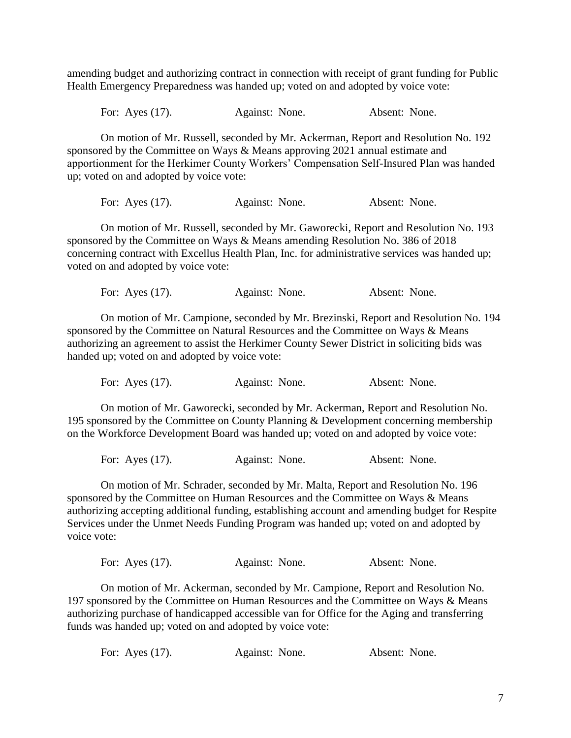amending budget and authorizing contract in connection with receipt of grant funding for Public Health Emergency Preparedness was handed up; voted on and adopted by voice vote:

For: Ayes (17). Against: None. Absent: None.

On motion of Mr. Russell, seconded by Mr. Ackerman, Report and Resolution No. 192 sponsored by the Committee on Ways & Means approving 2021 annual estimate and apportionment for the Herkimer County Workers' Compensation Self-Insured Plan was handed up; voted on and adopted by voice vote:

For: Ayes (17). Against: None. Absent: None.

On motion of Mr. Russell, seconded by Mr. Gaworecki, Report and Resolution No. 193 sponsored by the Committee on Ways & Means amending Resolution No. 386 of 2018 concerning contract with Excellus Health Plan, Inc. for administrative services was handed up; voted on and adopted by voice vote:

For: Ayes (17). Against: None. Absent: None.

On motion of Mr. Campione, seconded by Mr. Brezinski, Report and Resolution No. 194 sponsored by the Committee on Natural Resources and the Committee on Ways & Means authorizing an agreement to assist the Herkimer County Sewer District in soliciting bids was handed up; voted on and adopted by voice vote:

For: Ayes (17). Against: None. Absent: None.

On motion of Mr. Gaworecki, seconded by Mr. Ackerman, Report and Resolution No. 195 sponsored by the Committee on County Planning & Development concerning membership on the Workforce Development Board was handed up; voted on and adopted by voice vote:

For: Ayes (17). Against: None. Absent: None.

On motion of Mr. Schrader, seconded by Mr. Malta, Report and Resolution No. 196 sponsored by the Committee on Human Resources and the Committee on Ways & Means authorizing accepting additional funding, establishing account and amending budget for Respite Services under the Unmet Needs Funding Program was handed up; voted on and adopted by voice vote:

For: Ayes (17). Against: None. Absent: None.

On motion of Mr. Ackerman, seconded by Mr. Campione, Report and Resolution No. 197 sponsored by the Committee on Human Resources and the Committee on Ways & Means authorizing purchase of handicapped accessible van for Office for the Aging and transferring funds was handed up; voted on and adopted by voice vote:

For: Ayes (17). Against: None. Absent: None.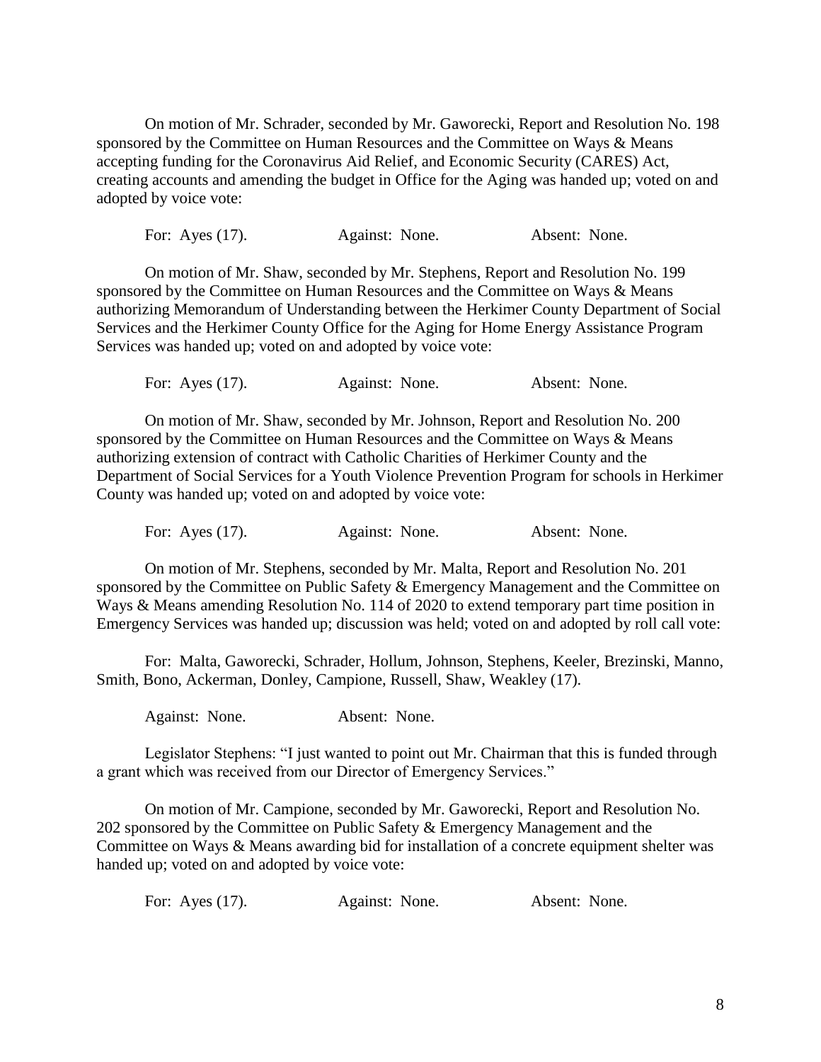On motion of Mr. Schrader, seconded by Mr. Gaworecki, Report and Resolution No. 198 sponsored by the Committee on Human Resources and the Committee on Ways & Means accepting funding for the Coronavirus Aid Relief, and Economic Security (CARES) Act, creating accounts and amending the budget in Office for the Aging was handed up; voted on and adopted by voice vote:

For: Ayes (17). Against: None. Absent: None.

On motion of Mr. Shaw, seconded by Mr. Stephens, Report and Resolution No. 199 sponsored by the Committee on Human Resources and the Committee on Ways & Means authorizing Memorandum of Understanding between the Herkimer County Department of Social Services and the Herkimer County Office for the Aging for Home Energy Assistance Program Services was handed up; voted on and adopted by voice vote:

For: Ayes (17). Against: None. Absent: None.

On motion of Mr. Shaw, seconded by Mr. Johnson, Report and Resolution No. 200 sponsored by the Committee on Human Resources and the Committee on Ways & Means authorizing extension of contract with Catholic Charities of Herkimer County and the Department of Social Services for a Youth Violence Prevention Program for schools in Herkimer County was handed up; voted on and adopted by voice vote:

For: Ayes (17). Against: None. Absent: None.

On motion of Mr. Stephens, seconded by Mr. Malta, Report and Resolution No. 201 sponsored by the Committee on Public Safety & Emergency Management and the Committee on Ways & Means amending Resolution No. 114 of 2020 to extend temporary part time position in Emergency Services was handed up; discussion was held; voted on and adopted by roll call vote:

For: Malta, Gaworecki, Schrader, Hollum, Johnson, Stephens, Keeler, Brezinski, Manno, Smith, Bono, Ackerman, Donley, Campione, Russell, Shaw, Weakley (17).

Against: None. Absent: None.

Legislator Stephens: "I just wanted to point out Mr. Chairman that this is funded through a grant which was received from our Director of Emergency Services."

On motion of Mr. Campione, seconded by Mr. Gaworecki, Report and Resolution No. 202 sponsored by the Committee on Public Safety & Emergency Management and the Committee on Ways & Means awarding bid for installation of a concrete equipment shelter was handed up; voted on and adopted by voice vote:

For: Ayes (17). Against: None. Absent: None.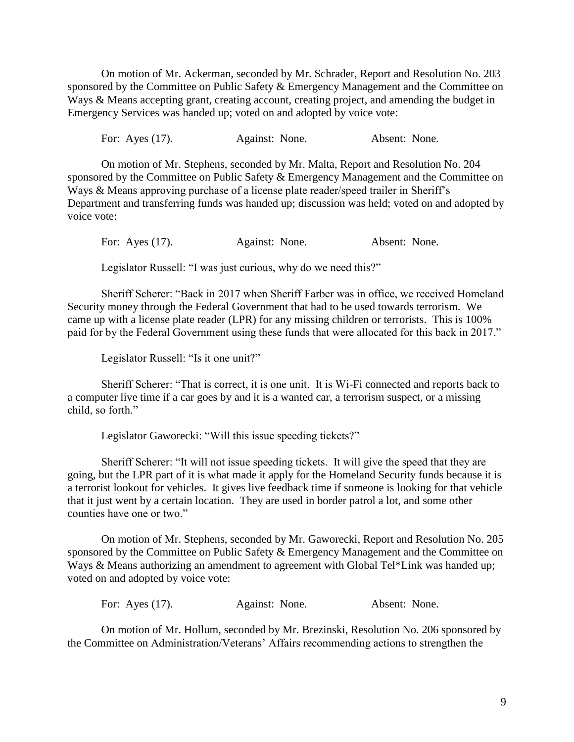On motion of Mr. Ackerman, seconded by Mr. Schrader, Report and Resolution No. 203 sponsored by the Committee on Public Safety & Emergency Management and the Committee on Ways & Means accepting grant, creating account, creating project, and amending the budget in Emergency Services was handed up; voted on and adopted by voice vote:

For: Ayes (17). Against: None. Absent: None.

On motion of Mr. Stephens, seconded by Mr. Malta, Report and Resolution No. 204 sponsored by the Committee on Public Safety & Emergency Management and the Committee on Ways & Means approving purchase of a license plate reader/speed trailer in Sheriff's Department and transferring funds was handed up; discussion was held; voted on and adopted by voice vote:

For: Ayes (17). Against: None. Absent: None.

Legislator Russell: "I was just curious, why do we need this?"

Sheriff Scherer: "Back in 2017 when Sheriff Farber was in office, we received Homeland Security money through the Federal Government that had to be used towards terrorism. We came up with a license plate reader (LPR) for any missing children or terrorists. This is 100% paid for by the Federal Government using these funds that were allocated for this back in 2017."

Legislator Russell: "Is it one unit?"

Sheriff Scherer: "That is correct, it is one unit. It is Wi-Fi connected and reports back to a computer live time if a car goes by and it is a wanted car, a terrorism suspect, or a missing child, so forth."

Legislator Gaworecki: "Will this issue speeding tickets?"

Sheriff Scherer: "It will not issue speeding tickets. It will give the speed that they are going, but the LPR part of it is what made it apply for the Homeland Security funds because it is a terrorist lookout for vehicles. It gives live feedback time if someone is looking for that vehicle that it just went by a certain location. They are used in border patrol a lot, and some other counties have one or two."

On motion of Mr. Stephens, seconded by Mr. Gaworecki, Report and Resolution No. 205 sponsored by the Committee on Public Safety & Emergency Management and the Committee on Ways & Means authorizing an amendment to agreement with Global Tel*Link was handed up; voted on and adopted by voice vote:

For: Ayes (17). Against: None. Absent: None.

On motion of Mr. Hollum, seconded by Mr. Brezinski, Resolution No. 206 sponsored by the Committee on Administration/Veterans' Affairs recommending actions to strengthen the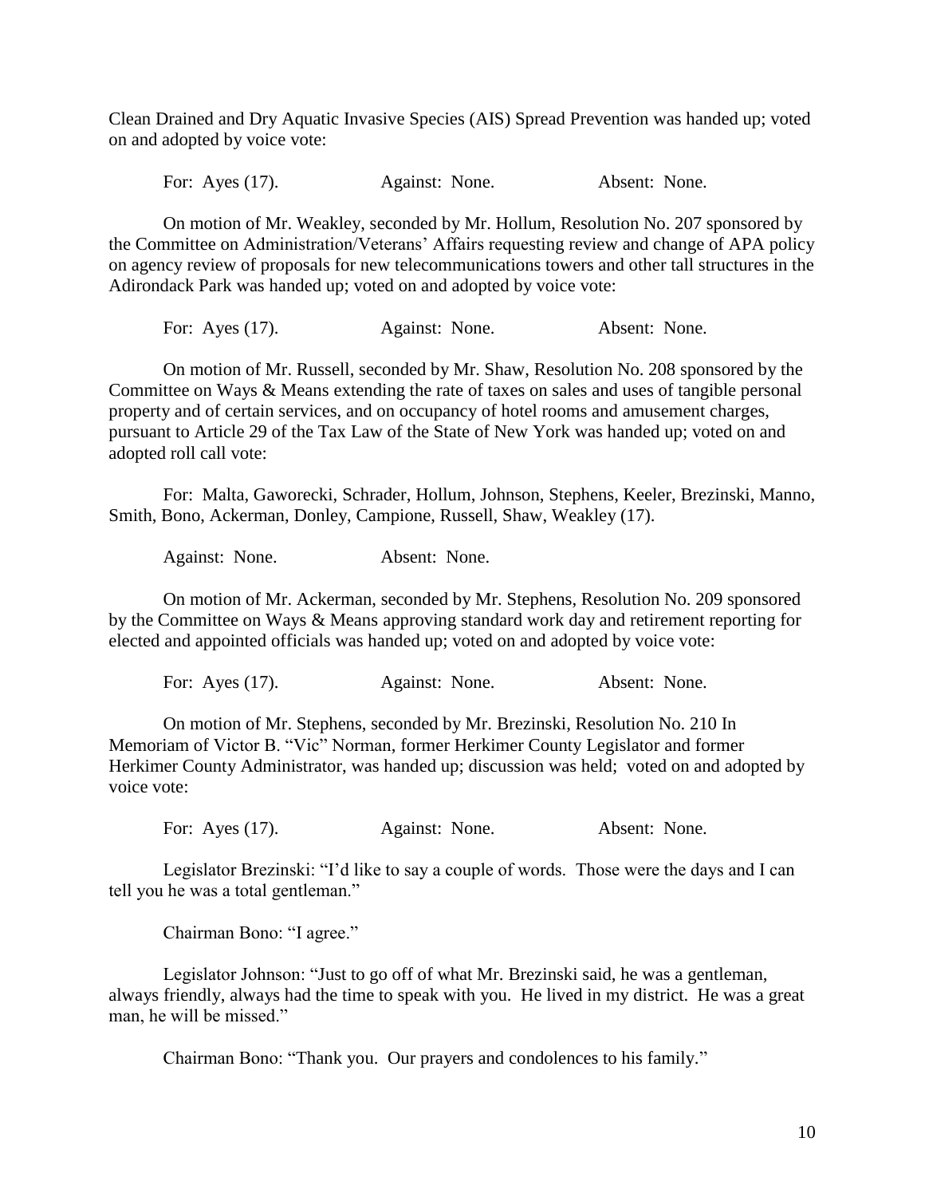Clean Drained and Dry Aquatic Invasive Species (AIS) Spread Prevention was handed up; voted on and adopted by voice vote:

For: Ayes (17).     Against: None.     Absent: None.

On motion of Mr. Weakley, seconded by Mr. Hollum, Resolution No. 207 sponsored by the Committee on Administration/Veterans' Affairs requesting review and change of APA policy on agency review of proposals for new telecommunications towers and other tall structures in the Adirondack Park was handed up; voted on and adopted by voice vote:

For: Ayes (17).     Against: None.     Absent: None.

On motion of Mr. Russell, seconded by Mr. Shaw, Resolution No. 208 sponsored by the Committee on Ways & Means extending the rate of taxes on sales and uses of tangible personal property and of certain services, and on occupancy of hotel rooms and amusement charges, pursuant to Article 29 of the Tax Law of the State of New York was handed up; voted on and adopted roll call vote:

For: Malta, Gaworecki, Schrader, Hollum, Johnson, Stephens, Keeler, Brezinski, Manno, Smith, Bono, Ackerman, Donley, Campione, Russell, Shaw, Weakley (17).

Against: None.     Absent: None.

On motion of Mr. Ackerman, seconded by Mr. Stephens, Resolution No. 209 sponsored by the Committee on Ways & Means approving standard work day and retirement reporting for elected and appointed officials was handed up; voted on and adopted by voice vote:

For: Ayes (17).     Against: None.     Absent: None.

On motion of Mr. Stephens, seconded by Mr. Brezinski, Resolution No. 210 In Memoriam of Victor B. "Vic" Norman, former Herkimer County Legislator and former Herkimer County Administrator, was handed up; discussion was held; voted on and adopted by voice vote:

For: Ayes (17).     Against: None.     Absent: None.

Legislator Brezinski: "I'd like to say a couple of words. Those were the days and I can tell you he was a total gentleman."

Chairman Bono: "I agree."

Legislator Johnson: "Just to go off of what Mr. Brezinski said, he was a gentleman, always friendly, always had the time to speak with you. He lived in my district. He was a great man, he will be missed."

Chairman Bono: "Thank you. Our prayers and condolences to his family."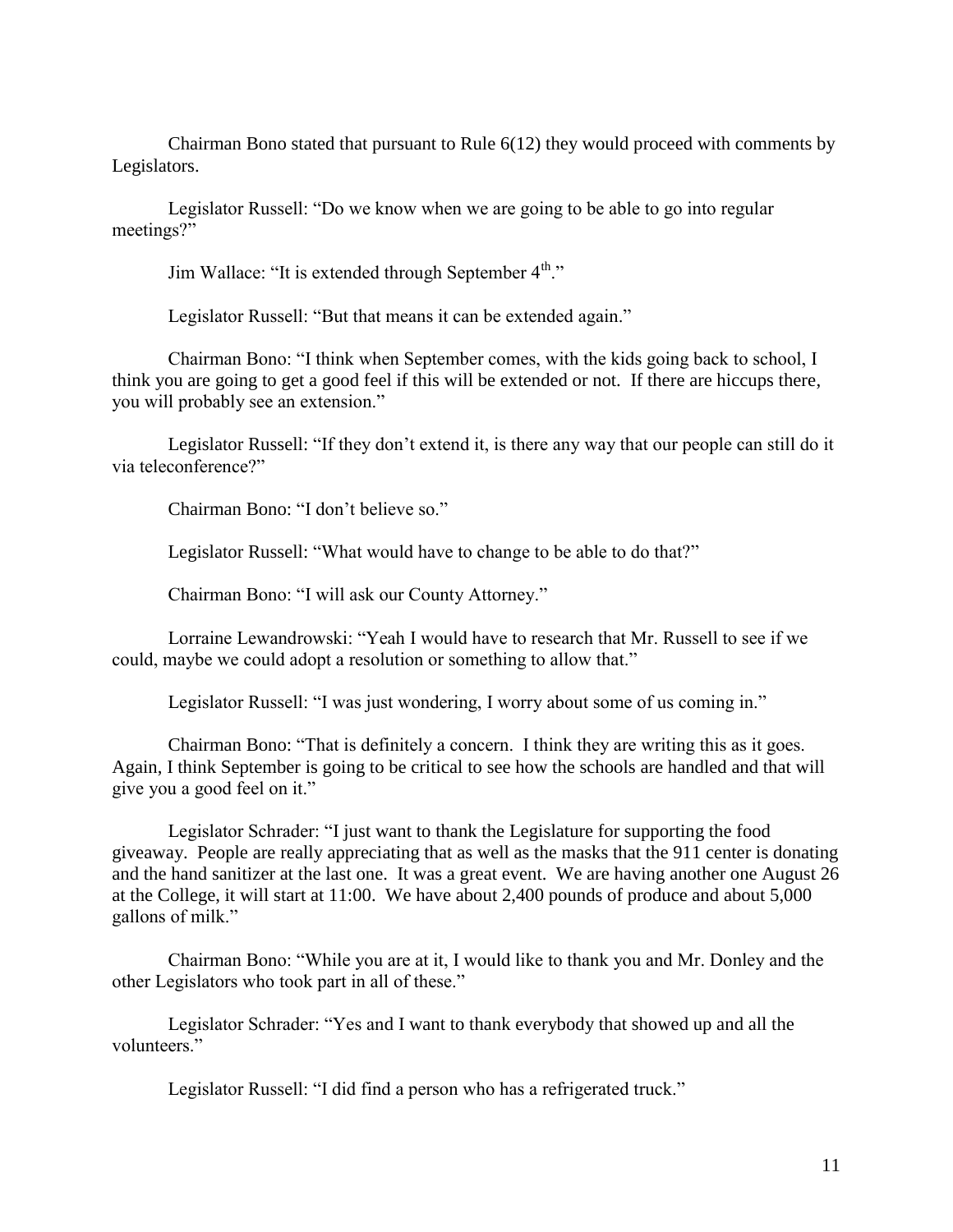Chairman Bono stated that pursuant to Rule 6(12) they would proceed with comments by Legislators.

Legislator Russell: "Do we know when we are going to be able to go into regular meetings?"

Jim Wallace: "It is extended through September 4th."

Legislator Russell: "But that means it can be extended again."

Chairman Bono: "I think when September comes, with the kids going back to school, I think you are going to get a good feel if this will be extended or not. If there are hiccups there, you will probably see an extension."

Legislator Russell: "If they don't extend it, is there any way that our people can still do it via teleconference?"

Chairman Bono: "I don't believe so."

Legislator Russell: "What would have to change to be able to do that?"

Chairman Bono: "I will ask our County Attorney."

Lorraine Lewandrowski: "Yeah I would have to research that Mr. Russell to see if we could, maybe we could adopt a resolution or something to allow that."

Legislator Russell: "I was just wondering, I worry about some of us coming in."

Chairman Bono: "That is definitely a concern. I think they are writing this as it goes. Again, I think September is going to be critical to see how the schools are handled and that will give you a good feel on it."

Legislator Schrader: "I just want to thank the Legislature for supporting the food giveaway. People are really appreciating that as well as the masks that the 911 center is donating and the hand sanitizer at the last one. It was a great event. We are having another one August 26 at the College, it will start at 11:00. We have about 2,400 pounds of produce and about 5,000 gallons of milk."

Chairman Bono: "While you are at it, I would like to thank you and Mr. Donley and the other Legislators who took part in all of these."

Legislator Schrader: "Yes and I want to thank everybody that showed up and all the volunteers."

Legislator Russell: "I did find a person who has a refrigerated truck."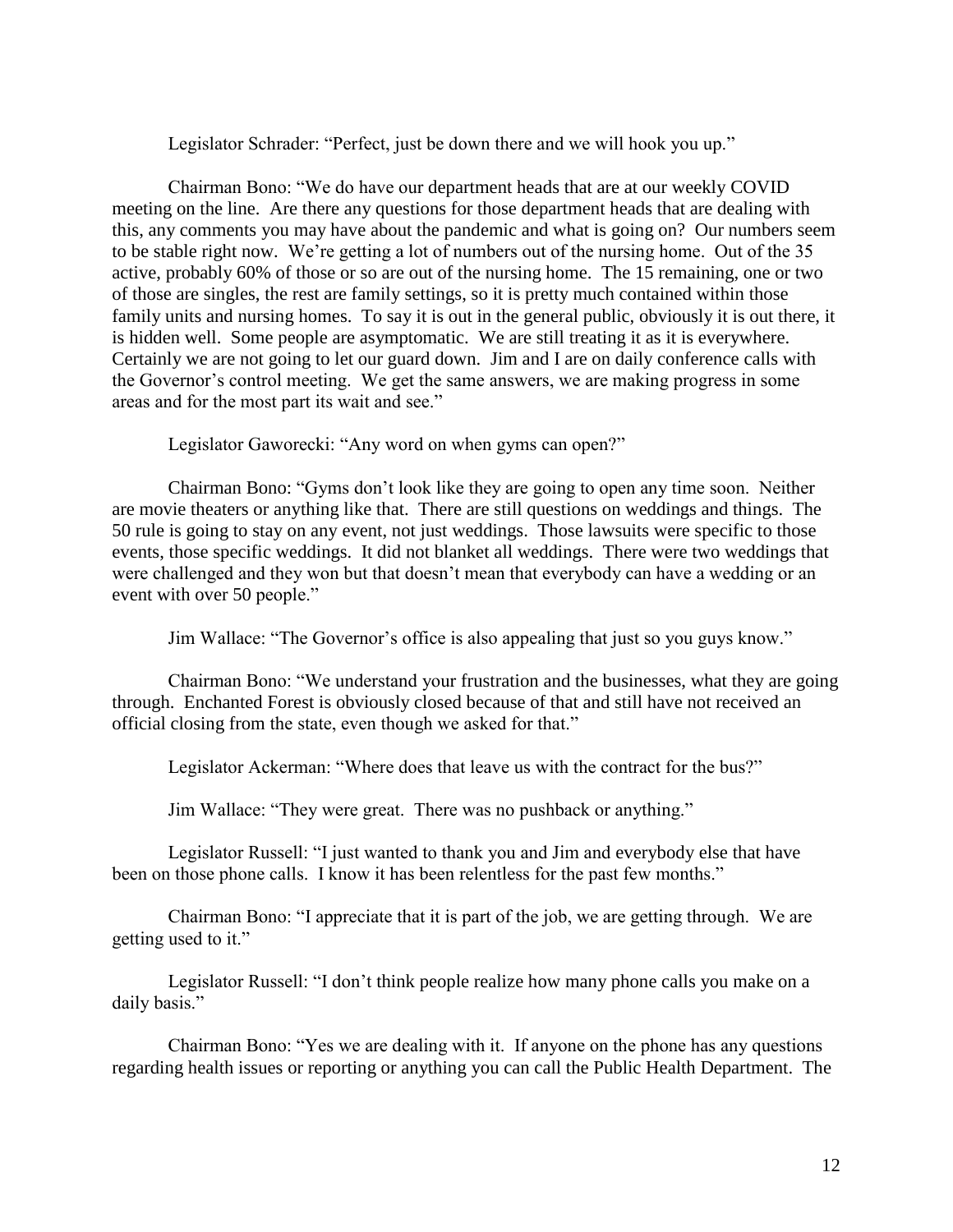Legislator Schrader: “Perfect, just be down there and we will hook you up.”

Chairman Bono: “We do have our department heads that are at our weekly COVID meeting on the line. Are there any questions for those department heads that are dealing with this, any comments you may have about the pandemic and what is going on? Our numbers seem to be stable right now. We’re getting a lot of numbers out of the nursing home. Out of the 35 active, probably 60% of those or so are out of the nursing home. The 15 remaining, one or two of those are singles, the rest are family settings, so it is pretty much contained within those family units and nursing homes. To say it is out in the general public, obviously it is out there, it is hidden well. Some people are asymptomatic. We are still treating it as it is everywhere. Certainly we are not going to let our guard down. Jim and I are on daily conference calls with the Governor’s control meeting. We get the same answers, we are making progress in some areas and for the most part its wait and see.”

Legislator Gaworecki: “Any word on when gyms can open?”

Chairman Bono: “Gyms don’t look like they are going to open any time soon. Neither are movie theaters or anything like that. There are still questions on weddings and things. The 50 rule is going to stay on any event, not just weddings. Those lawsuits were specific to those events, those specific weddings. It did not blanket all weddings. There were two weddings that were challenged and they won but that doesn’t mean that everybody can have a wedding or an event with over 50 people.”

Jim Wallace: “The Governor’s office is also appealing that just so you guys know.”

Chairman Bono: “We understand your frustration and the businesses, what they are going through. Enchanted Forest is obviously closed because of that and still have not received an official closing from the state, even though we asked for that.”

Legislator Ackerman: “Where does that leave us with the contract for the bus?”

Jim Wallace: “They were great. There was no pushback or anything.”

Legislator Russell: “I just wanted to thank you and Jim and everybody else that have been on those phone calls. I know it has been relentless for the past few months.”

Chairman Bono: “I appreciate that it is part of the job, we are getting through. We are getting used to it.”

Legislator Russell: “I don’t think people realize how many phone calls you make on a daily basis.”

Chairman Bono: “Yes we are dealing with it. If anyone on the phone has any questions regarding health issues or reporting or anything you can call the Public Health Department. The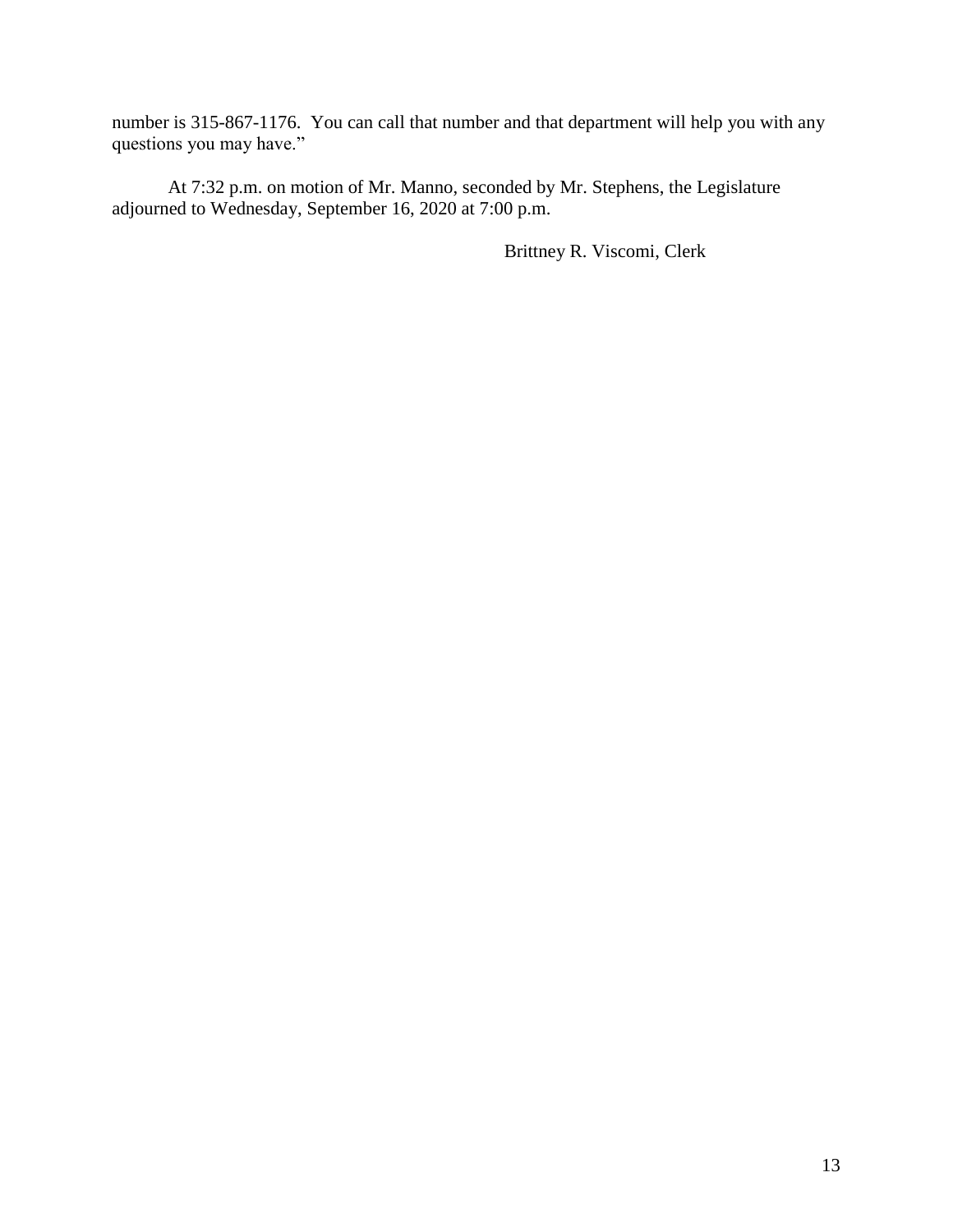number is 315-867-1176. You can call that number and that department will help you with any questions you may have."

At 7:32 p.m. on motion of Mr. Manno, seconded by Mr. Stephens, the Legislature adjourned to Wednesday, September 16, 2020 at 7:00 p.m.

Brittney R. Viscomi, Clerk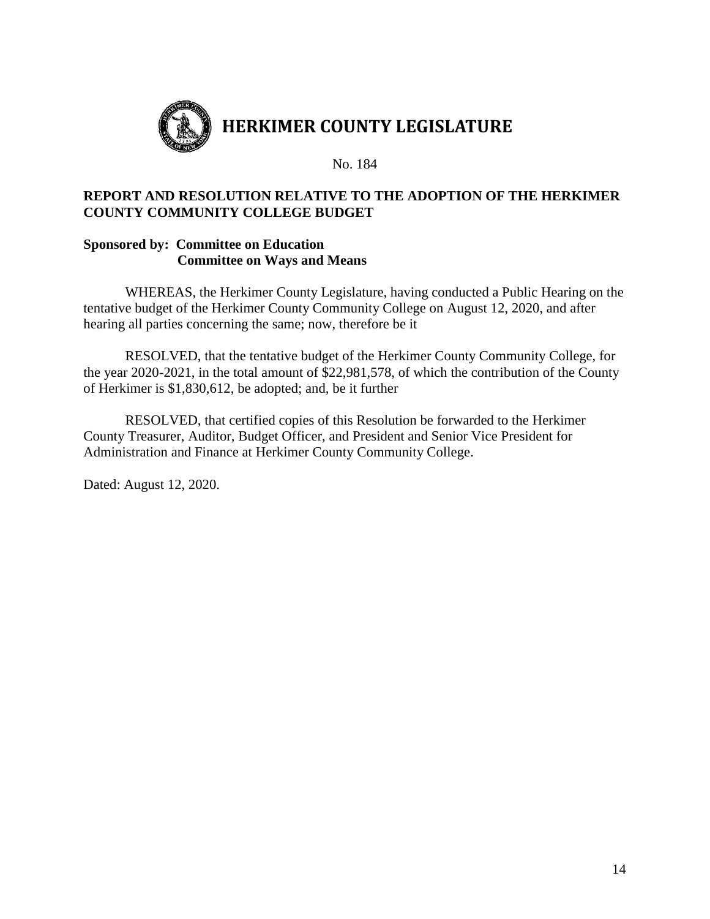# HERKIMER COUNTY LEGISLATURE

No. 184

**REPORT AND RESOLUTION RELATIVE TO THE ADOPTION OF THE HERKIMER COUNTY COMMUNITY COLLEGE BUDGET**

**Sponsored by: Committee on Education**
**Committee on Ways and Means**

WHEREAS, the Herkimer County Legislature, having conducted a Public Hearing on the tentative budget of the Herkimer County Community College on August 12, 2020, and after hearing all parties concerning the same; now, therefore be it

RESOLVED, that the tentative budget of the Herkimer County Community College, for the year 2020-2021, in the total amount of $22,981,578, of which the contribution of the County of Herkimer is $1,830,612, be adopted; and, be it further

RESOLVED, that certified copies of this Resolution be forwarded to the Herkimer County Treasurer, Auditor, Budget Officer, and President and Senior Vice President for Administration and Finance at Herkimer County Community College.

Dated: August 12, 2020.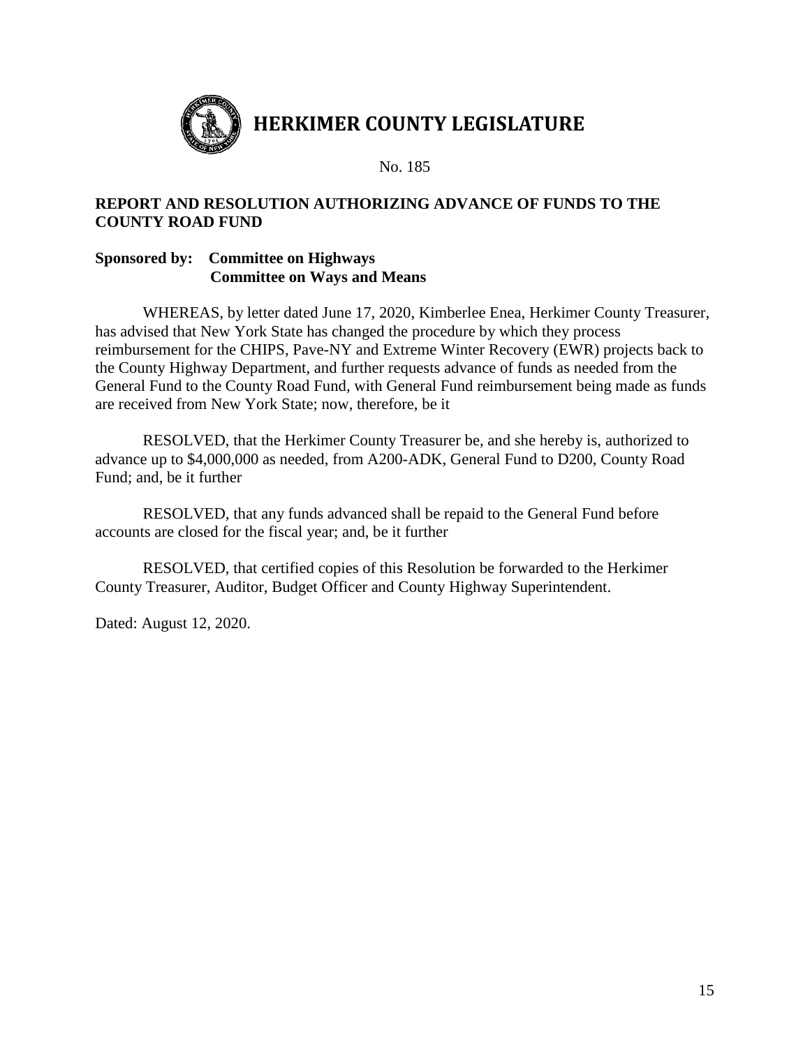# HERKIMER COUNTY LEGISLATURE

No. 185

**REPORT AND RESOLUTION AUTHORIZING ADVANCE OF FUNDS TO THE COUNTY ROAD FUND**

**Sponsored by: Committee on Highways**
**Committee on Ways and Means**

WHEREAS, by letter dated June 17, 2020, Kimberlee Enea, Herkimer County Treasurer, has advised that New York State has changed the procedure by which they process reimbursement for the CHIPS, Pave-NY and Extreme Winter Recovery (EWR) projects back to the County Highway Department, and further requests advance of funds as needed from the General Fund to the County Road Fund, with General Fund reimbursement being made as funds are received from New York State; now, therefore, be it

RESOLVED, that the Herkimer County Treasurer be, and she hereby is, authorized to advance up to $4,000,000 as needed, from A200-ADK, General Fund to D200, County Road Fund; and, be it further

RESOLVED, that any funds advanced shall be repaid to the General Fund before accounts are closed for the fiscal year; and, be it further

RESOLVED, that certified copies of this Resolution be forwarded to the Herkimer County Treasurer, Auditor, Budget Officer and County Highway Superintendent.

Dated: August 12, 2020.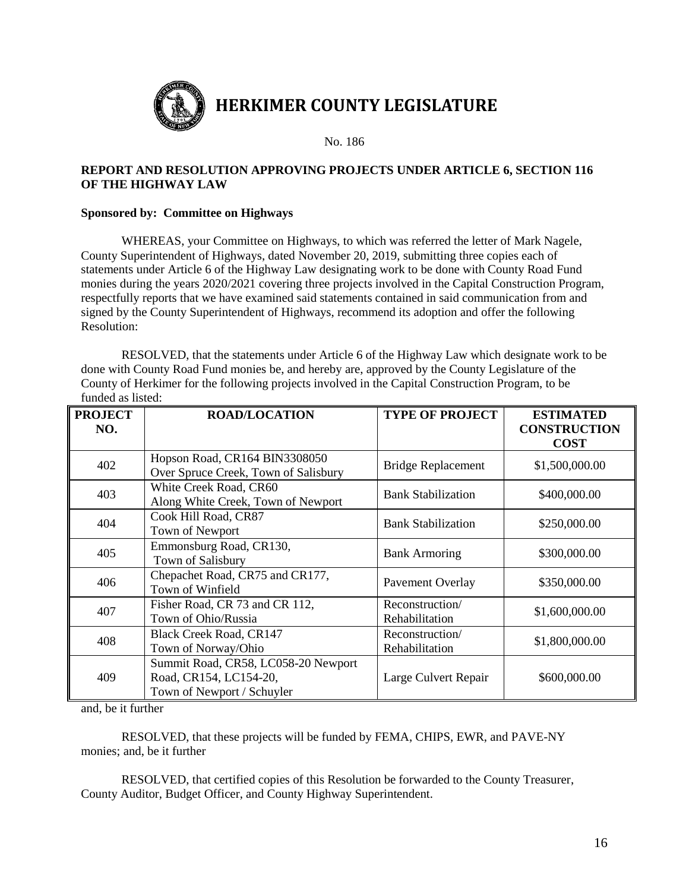# HERKIMER COUNTY LEGISLATURE

No. 186

**REPORT AND RESOLUTION APPROVING PROJECTS UNDER ARTICLE 6, SECTION 116 OF THE HIGHWAY LAW**

**Sponsored by: Committee on Highways**

WHEREAS, your Committee on Highways, to which was referred the letter of Mark Nagele, County Superintendent of Highways, dated November 20, 2019, submitting three copies each of statements under Article 6 of the Highway Law designating work to be done with County Road Fund monies during the years 2020/2021 covering three projects involved in the Capital Construction Program, respectfully reports that we have examined said statements contained in said communication from and signed by the County Superintendent of Highways, recommend its adoption and offer the following Resolution:

RESOLVED, that the statements under Article 6 of the Highway Law which designate work to be done with County Road Fund monies be, and hereby are, approved by the County Legislature of the County of Herkimer for the following projects involved in the Capital Construction Program, to be funded as listed:

| PROJECT NO. | ROAD/LOCATION | TYPE OF PROJECT | ESTIMATED CONSTRUCTION COST |
|---|---|---|---|
| 402 | Hopson Road, CR164 BIN3308050 Over Spruce Creek, Town of Salisbury | Bridge Replacement | $1,500,000.00 |
| 403 | White Creek Road, CR60 Along White Creek, Town of Newport | Bank Stabilization | $400,000.00 |
| 404 | Cook Hill Road, CR87 Town of Newport | Bank Stabilization | $250,000.00 |
| 405 | Emmonsburg Road, CR130, Town of Salisbury | Bank Armoring | $300,000.00 |
| 406 | Chepachet Road, CR75 and CR177, Town of Winfield | Pavement Overlay | $350,000.00 |
| 407 | Fisher Road, CR 73 and CR 112, Town of Ohio/Russia | Reconstruction/ Rehabilitation | $1,600,000.00 |
| 408 | Black Creek Road, CR147 Town of Norway/Ohio | Reconstruction/ Rehabilitation | $1,800,000.00 |
| 409 | Summit Road, CR58, LC058-20 Newport Road, CR154, LC154-20, Town of Newport / Schuyler | Large Culvert Repair | $600,000.00 |

and, be it further

RESOLVED, that these projects will be funded by FEMA, CHIPS, EWR, and PAVE-NY monies; and, be it further

RESOLVED, that certified copies of this Resolution be forwarded to the County Treasurer, County Auditor, Budget Officer, and County Highway Superintendent.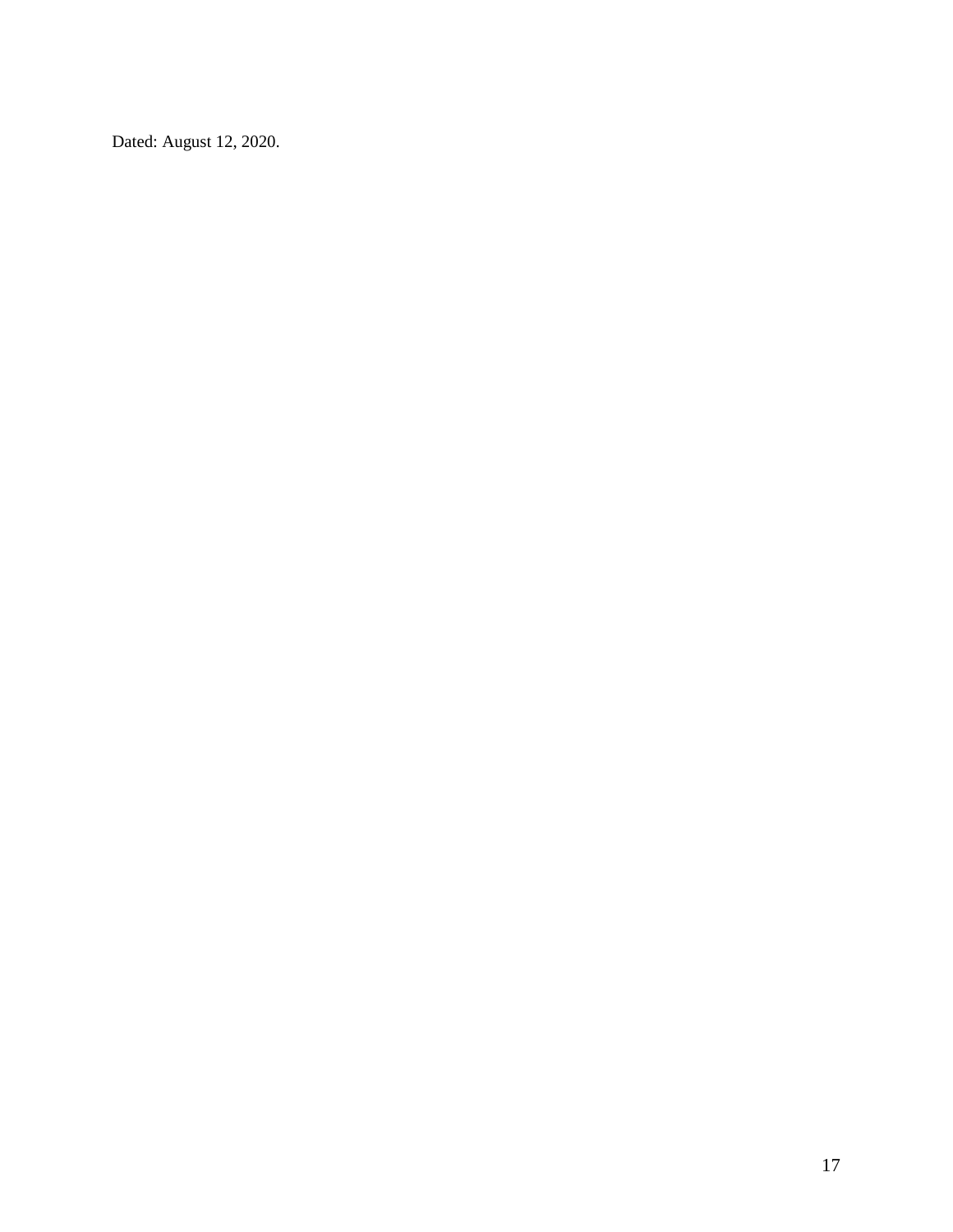Dated: August 12, 2020.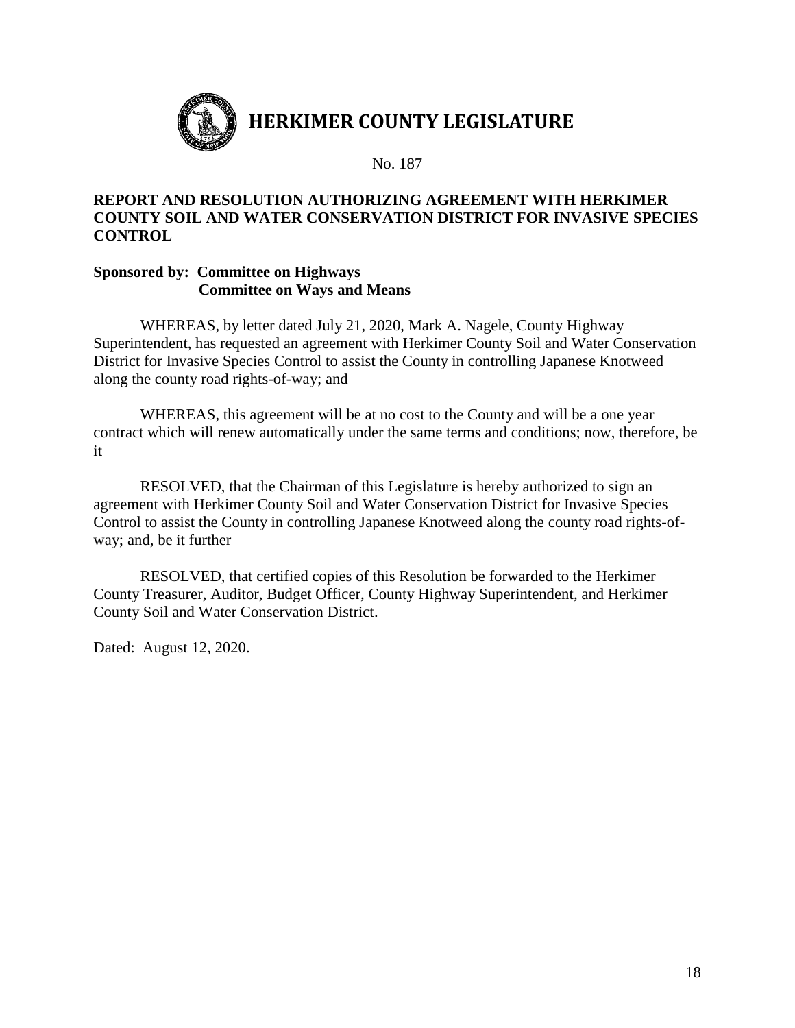# HERKIMER COUNTY LEGISLATURE

No. 187

**REPORT AND RESOLUTION AUTHORIZING AGREEMENT WITH HERKIMER COUNTY SOIL AND WATER CONSERVATION DISTRICT FOR INVASIVE SPECIES CONTROL**

**Sponsored by: Committee on Highways**
**Committee on Ways and Means**

WHEREAS, by letter dated July 21, 2020, Mark A. Nagele, County Highway Superintendent, has requested an agreement with Herkimer County Soil and Water Conservation District for Invasive Species Control to assist the County in controlling Japanese Knotweed along the county road rights-of-way; and

WHEREAS, this agreement will be at no cost to the County and will be a one year contract which will renew automatically under the same terms and conditions; now, therefore, be it

RESOLVED, that the Chairman of this Legislature is hereby authorized to sign an agreement with Herkimer County Soil and Water Conservation District for Invasive Species Control to assist the County in controlling Japanese Knotweed along the county road rights-of-way; and, be it further

RESOLVED, that certified copies of this Resolution be forwarded to the Herkimer County Treasurer, Auditor, Budget Officer, County Highway Superintendent, and Herkimer County Soil and Water Conservation District.

Dated: August 12, 2020.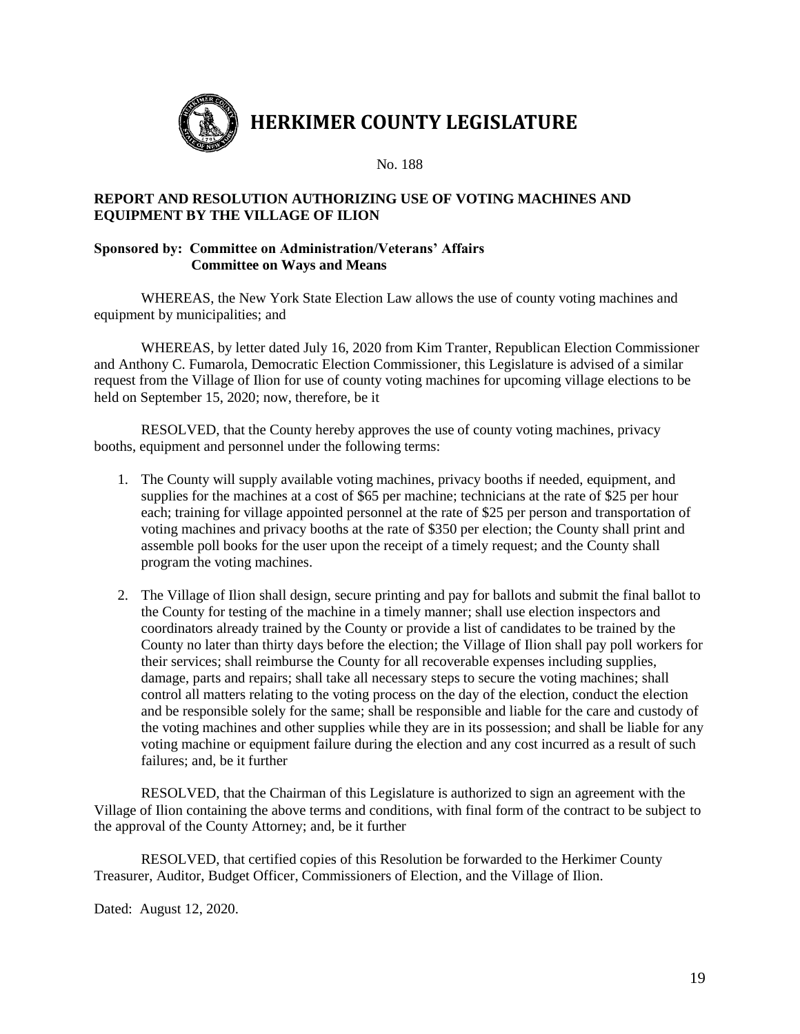# HERKIMER COUNTY LEGISLATURE

No. 188

**REPORT AND RESOLUTION AUTHORIZING USE OF VOTING MACHINES AND EQUIPMENT BY THE VILLAGE OF ILION**

**Sponsored by: Committee on Administration/Veterans' Affairs**
**Committee on Ways and Means**

WHEREAS, the New York State Election Law allows the use of county voting machines and equipment by municipalities; and

WHEREAS, by letter dated July 16, 2020 from Kim Tranter, Republican Election Commissioner and Anthony C. Fumarola, Democratic Election Commissioner, this Legislature is advised of a similar request from the Village of Ilion for use of county voting machines for upcoming village elections to be held on September 15, 2020; now, therefore, be it

RESOLVED, that the County hereby approves the use of county voting machines, privacy booths, equipment and personnel under the following terms:

1. The County will supply available voting machines, privacy booths if needed, equipment, and supplies for the machines at a cost of $65 per machine; technicians at the rate of $25 per hour each; training for village appointed personnel at the rate of $25 per person and transportation of voting machines and privacy booths at the rate of $350 per election; the County shall print and assemble poll books for the user upon the receipt of a timely request; and the County shall program the voting machines.

2. The Village of Ilion shall design, secure printing and pay for ballots and submit the final ballot to the County for testing of the machine in a timely manner; shall use election inspectors and coordinators already trained by the County or provide a list of candidates to be trained by the County no later than thirty days before the election; the Village of Ilion shall pay poll workers for their services; shall reimburse the County for all recoverable expenses including supplies, damage, parts and repairs; shall take all necessary steps to secure the voting machines; shall control all matters relating to the voting process on the day of the election, conduct the election and be responsible solely for the same; shall be responsible and liable for the care and custody of the voting machines and other supplies while they are in its possession; and shall be liable for any voting machine or equipment failure during the election and any cost incurred as a result of such failures; and, be it further

RESOLVED, that the Chairman of this Legislature is authorized to sign an agreement with the Village of Ilion containing the above terms and conditions, with final form of the contract to be subject to the approval of the County Attorney; and, be it further

RESOLVED, that certified copies of this Resolution be forwarded to the Herkimer County Treasurer, Auditor, Budget Officer, Commissioners of Election, and the Village of Ilion.

Dated: August 12, 2020.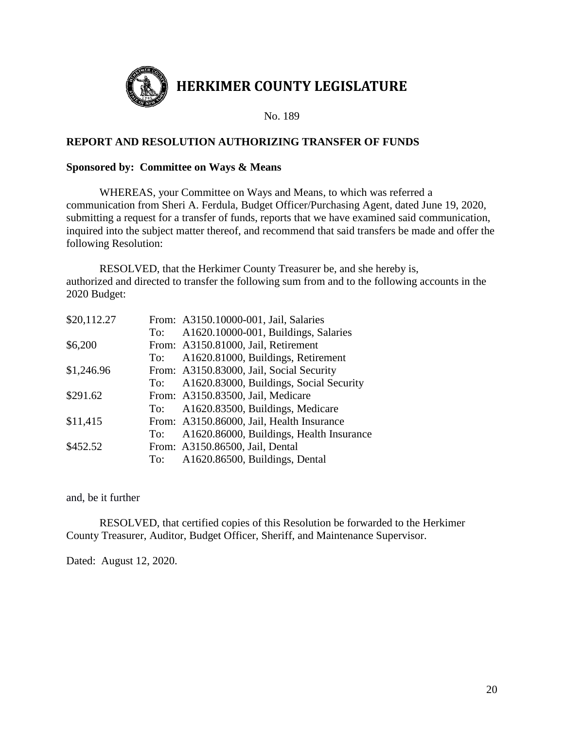# HERKIMER COUNTY LEGISLATURE

No. 189

**REPORT AND RESOLUTION AUTHORIZING TRANSFER OF FUNDS**

**Sponsored by: Committee on Ways & Means**

WHEREAS, your Committee on Ways and Means, to which was referred a communication from Sheri A. Ferdula, Budget Officer/Purchasing Agent, dated June 19, 2020, submitting a request for a transfer of funds, reports that we have examined said communication, inquired into the subject matter thereof, and recommend that said transfers be made and offer the following Resolution:

RESOLVED, that the Herkimer County Treasurer be, and she hereby is, authorized and directed to transfer the following sum from and to the following accounts in the 2020 Budget:

| | | |
|---|---|---|
| $20,112.27 | From: | A3150.10000-001, Jail, Salaries |
| | To: | A1620.10000-001, Buildings, Salaries |
| $6,200 | From: | A3150.81000, Jail, Retirement |
| | To: | A1620.81000, Buildings, Retirement |
| $1,246.96 | From: | A3150.83000, Jail, Social Security |
| | To: | A1620.83000, Buildings, Social Security |
| $291.62 | From: | A3150.83500, Jail, Medicare |
| | To: | A1620.83500, Buildings, Medicare |
| $11,415 | From: | A3150.86000, Jail, Health Insurance |
| | To: | A1620.86000, Buildings, Health Insurance |
| $452.52 | From: | A3150.86500, Jail, Dental |
| | To: | A1620.86500, Buildings, Dental |

and, be it further

RESOLVED, that certified copies of this Resolution be forwarded to the Herkimer County Treasurer, Auditor, Budget Officer, Sheriff, and Maintenance Supervisor.

Dated: August 12, 2020.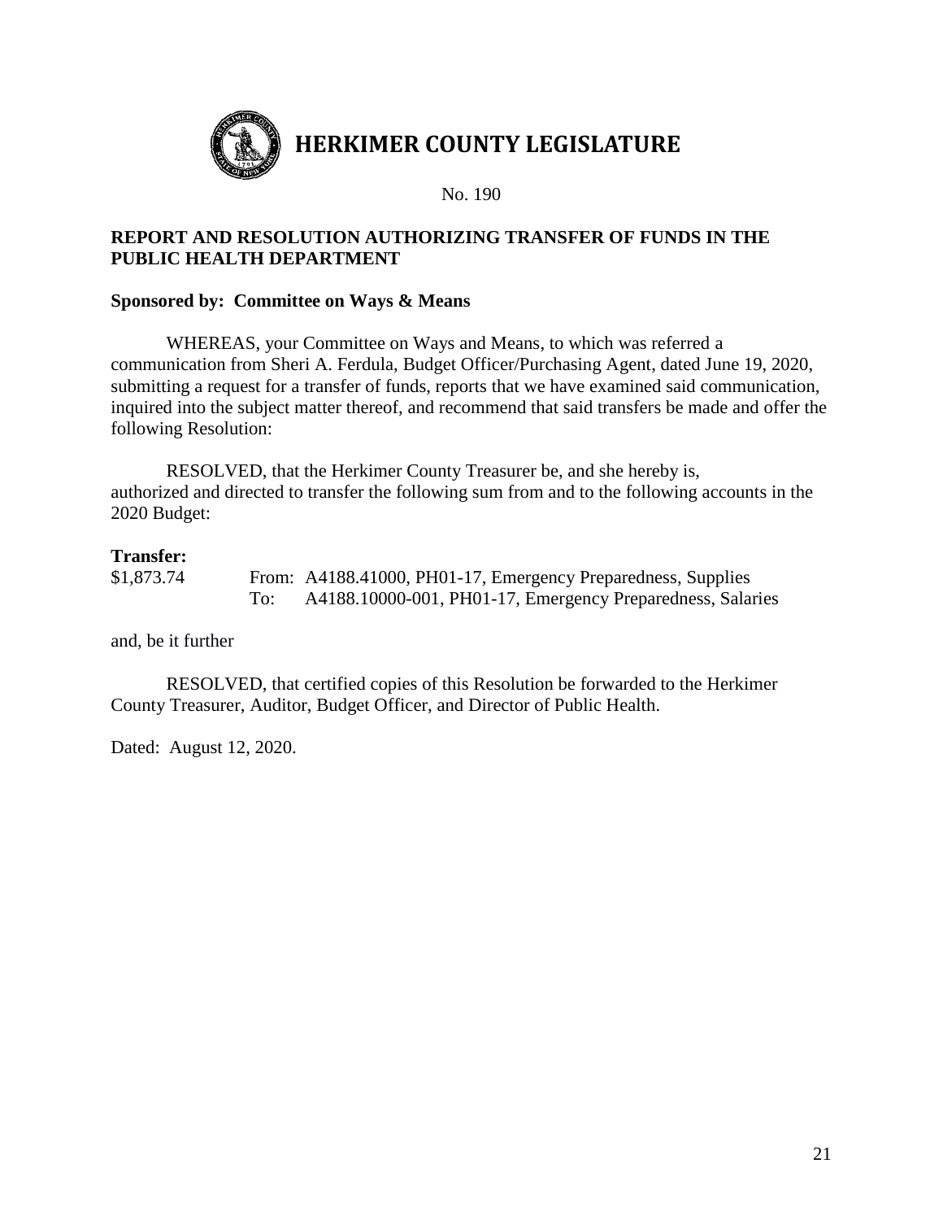# HERKIMER COUNTY LEGISLATURE

No. 190

**REPORT AND RESOLUTION AUTHORIZING TRANSFER OF FUNDS IN THE PUBLIC HEALTH DEPARTMENT**

**Sponsored by: Committee on Ways & Means**

WHEREAS, your Committee on Ways and Means, to which was referred a communication from Sheri A. Ferdula, Budget Officer/Purchasing Agent, dated June 19, 2020, submitting a request for a transfer of funds, reports that we have examined said communication, inquired into the subject matter thereof, and recommend that said transfers be made and offer the following Resolution:

RESOLVED, that the Herkimer County Treasurer be, and she hereby is, authorized and directed to transfer the following sum from and to the following accounts in the 2020 Budget:

**Transfer:**

| | | |
|---|---|---|
| $1,873.74 | From: | A4188.41000, PH01-17, Emergency Preparedness, Supplies |
| | To: | A4188.10000-001, PH01-17, Emergency Preparedness, Salaries |

and, be it further

RESOLVED, that certified copies of this Resolution be forwarded to the Herkimer County Treasurer, Auditor, Budget Officer, and Director of Public Health.

Dated: August 12, 2020.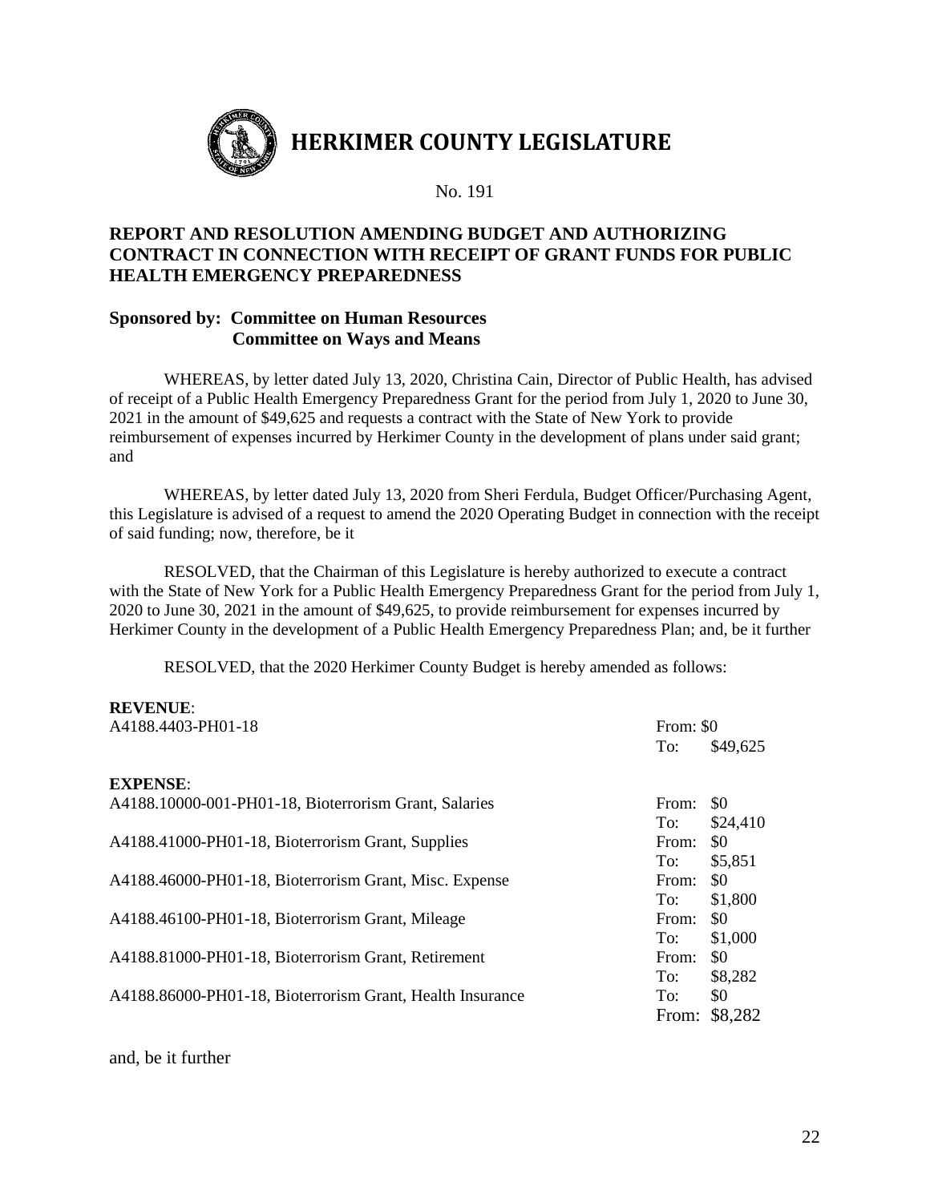# HERKIMER COUNTY LEGISLATURE

No. 191

## REPORT AND RESOLUTION AMENDING BUDGET AND AUTHORIZING CONTRACT IN CONNECTION WITH RECEIPT OF GRANT FUNDS FOR PUBLIC HEALTH EMERGENCY PREPAREDNESS

**Sponsored by: Committee on Human Resources**
**Committee on Ways and Means**

WHEREAS, by letter dated July 13, 2020, Christina Cain, Director of Public Health, has advised of receipt of a Public Health Emergency Preparedness Grant for the period from July 1, 2020 to June 30, 2021 in the amount of $49,625 and requests a contract with the State of New York to provide reimbursement of expenses incurred by Herkimer County in the development of plans under said grant; and

WHEREAS, by letter dated July 13, 2020 from Sheri Ferdula, Budget Officer/Purchasing Agent, this Legislature is advised of a request to amend the 2020 Operating Budget in connection with the receipt of said funding; now, therefore, be it

RESOLVED, that the Chairman of this Legislature is hereby authorized to execute a contract with the State of New York for a Public Health Emergency Preparedness Grant for the period from July 1, 2020 to June 30, 2021 in the amount of $49,625, to provide reimbursement for expenses incurred by Herkimer County in the development of a Public Health Emergency Preparedness Plan; and, be it further

RESOLVED, that the 2020 Herkimer County Budget is hereby amended as follows:

**REVENUE**:

| Account | | |
|---|---|---|
| A4188.4403-PH01-18 | From: | $0 |
| | To: | $49,625 |

**EXPENSE**:

| Account | | |
|---|---|---|
| A4188.10000-001-PH01-18, Bioterrorism Grant, Salaries | From: | $0 |
| | To: | $24,410 |
| A4188.41000-PH01-18, Bioterrorism Grant, Supplies | From: | $0 |
| | To: | $5,851 |
| A4188.46000-PH01-18, Bioterrorism Grant, Misc. Expense | From: | $0 |
| | To: | $1,800 |
| A4188.46100-PH01-18, Bioterrorism Grant, Mileage | From: | $0 |
| | To: | $1,000 |
| A4188.81000-PH01-18, Bioterrorism Grant, Retirement | From: | $0 |
| | To: | $8,282 |
| A4188.86000-PH01-18, Bioterrorism Grant, Health Insurance | To: | $0 |
| | From: | $8,282 |

and, be it further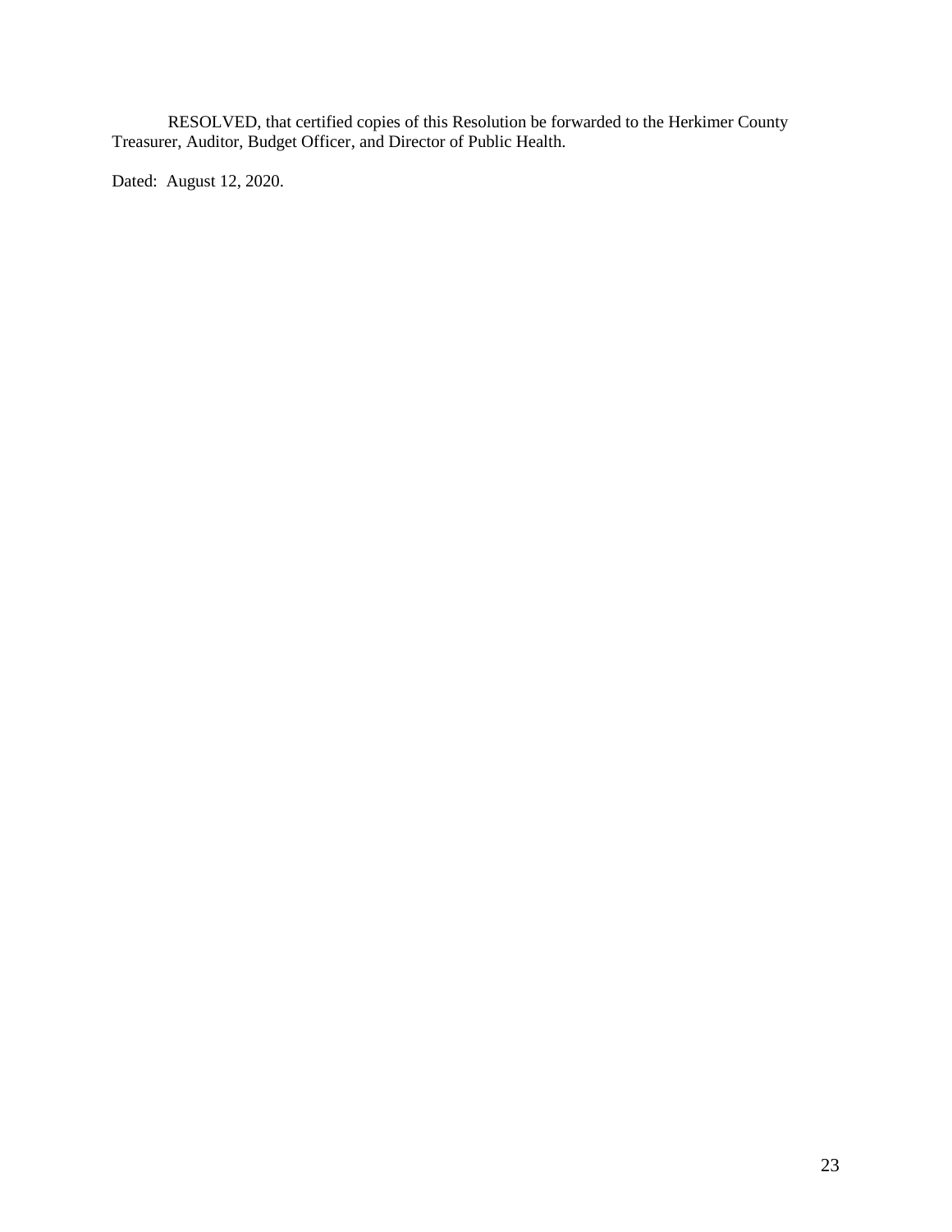RESOLVED, that certified copies of this Resolution be forwarded to the Herkimer County Treasurer, Auditor, Budget Officer, and Director of Public Health.

Dated: August 12, 2020.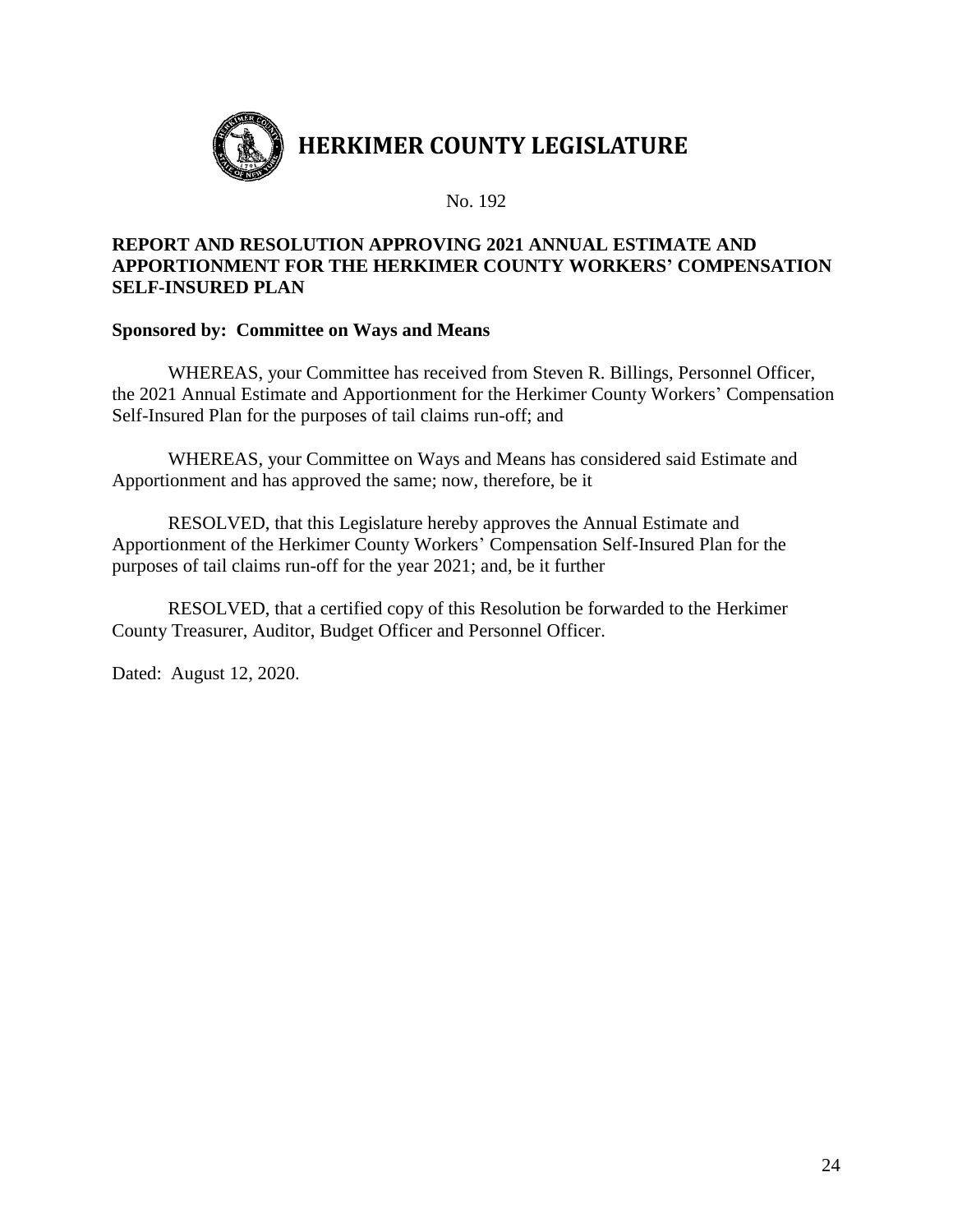# HERKIMER COUNTY LEGISLATURE

No. 192

**REPORT AND RESOLUTION APPROVING 2021 ANNUAL ESTIMATE AND APPORTIONMENT FOR THE HERKIMER COUNTY WORKERS' COMPENSATION SELF-INSURED PLAN**

**Sponsored by: Committee on Ways and Means**

WHEREAS, your Committee has received from Steven R. Billings, Personnel Officer, the 2021 Annual Estimate and Apportionment for the Herkimer County Workers' Compensation Self-Insured Plan for the purposes of tail claims run-off; and

WHEREAS, your Committee on Ways and Means has considered said Estimate and Apportionment and has approved the same; now, therefore, be it

RESOLVED, that this Legislature hereby approves the Annual Estimate and Apportionment of the Herkimer County Workers' Compensation Self-Insured Plan for the purposes of tail claims run-off for the year 2021; and, be it further

RESOLVED, that a certified copy of this Resolution be forwarded to the Herkimer County Treasurer, Auditor, Budget Officer and Personnel Officer.

Dated: August 12, 2020.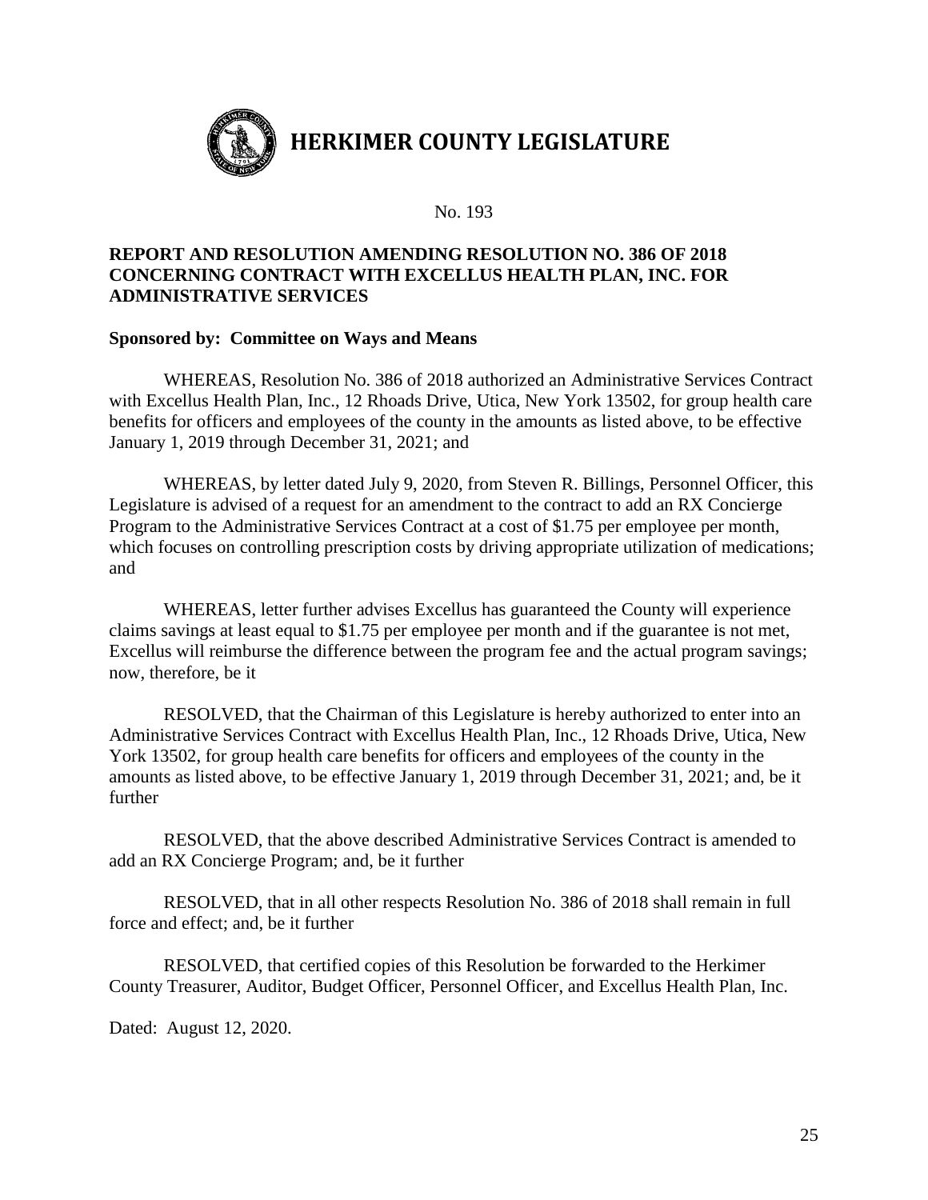# HERKIMER COUNTY LEGISLATURE

No. 193

**REPORT AND RESOLUTION AMENDING RESOLUTION NO. 386 OF 2018 CONCERNING CONTRACT WITH EXCELLUS HEALTH PLAN, INC. FOR ADMINISTRATIVE SERVICES**

**Sponsored by: Committee on Ways and Means**

WHEREAS, Resolution No. 386 of 2018 authorized an Administrative Services Contract with Excellus Health Plan, Inc., 12 Rhoads Drive, Utica, New York 13502, for group health care benefits for officers and employees of the county in the amounts as listed above, to be effective January 1, 2019 through December 31, 2021; and

WHEREAS, by letter dated July 9, 2020, from Steven R. Billings, Personnel Officer, this Legislature is advised of a request for an amendment to the contract to add an RX Concierge Program to the Administrative Services Contract at a cost of $1.75 per employee per month, which focuses on controlling prescription costs by driving appropriate utilization of medications; and

WHEREAS, letter further advises Excellus has guaranteed the County will experience claims savings at least equal to $1.75 per employee per month and if the guarantee is not met, Excellus will reimburse the difference between the program fee and the actual program savings; now, therefore, be it

RESOLVED, that the Chairman of this Legislature is hereby authorized to enter into an Administrative Services Contract with Excellus Health Plan, Inc., 12 Rhoads Drive, Utica, New York 13502, for group health care benefits for officers and employees of the county in the amounts as listed above, to be effective January 1, 2019 through December 31, 2021; and, be it further

RESOLVED, that the above described Administrative Services Contract is amended to add an RX Concierge Program; and, be it further

RESOLVED, that in all other respects Resolution No. 386 of 2018 shall remain in full force and effect; and, be it further

RESOLVED, that certified copies of this Resolution be forwarded to the Herkimer County Treasurer, Auditor, Budget Officer, Personnel Officer, and Excellus Health Plan, Inc.

Dated: August 12, 2020.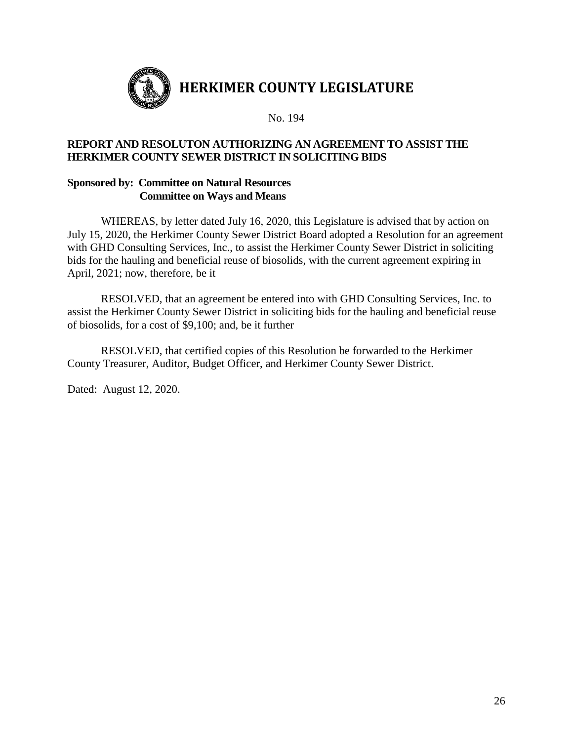# HERKIMER COUNTY LEGISLATURE

No. 194

**REPORT AND RESOLUTON AUTHORIZING AN AGREEMENT TO ASSIST THE HERKIMER COUNTY SEWER DISTRICT IN SOLICITING BIDS**

**Sponsored by: Committee on Natural Resources**
**Committee on Ways and Means**

WHEREAS, by letter dated July 16, 2020, this Legislature is advised that by action on July 15, 2020, the Herkimer County Sewer District Board adopted a Resolution for an agreement with GHD Consulting Services, Inc., to assist the Herkimer County Sewer District in soliciting bids for the hauling and beneficial reuse of biosolids, with the current agreement expiring in April, 2021; now, therefore, be it

RESOLVED, that an agreement be entered into with GHD Consulting Services, Inc. to assist the Herkimer County Sewer District in soliciting bids for the hauling and beneficial reuse of biosolids, for a cost of $9,100; and, be it further

RESOLVED, that certified copies of this Resolution be forwarded to the Herkimer County Treasurer, Auditor, Budget Officer, and Herkimer County Sewer District.

Dated: August 12, 2020.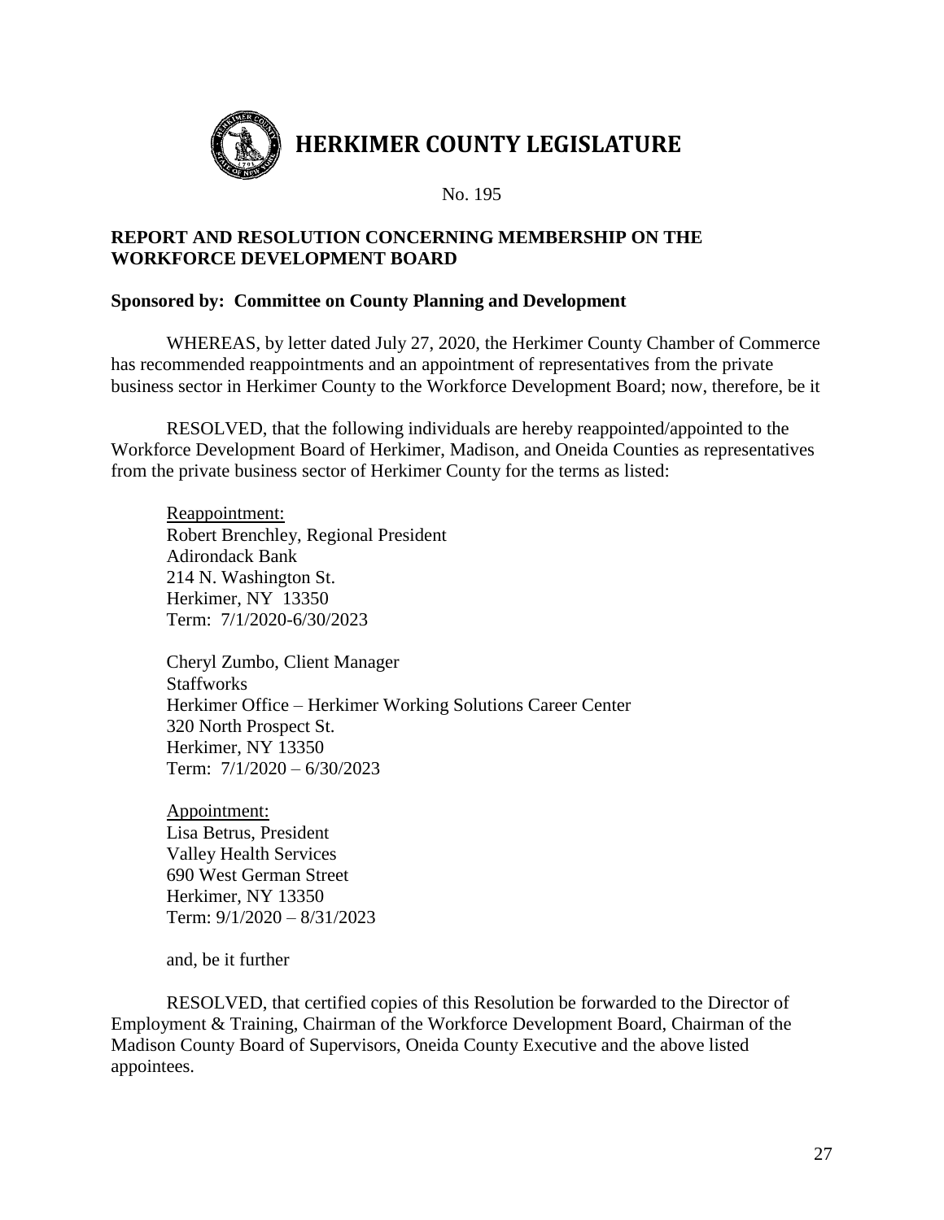# HERKIMER COUNTY LEGISLATURE

No. 195

**REPORT AND RESOLUTION CONCERNING MEMBERSHIP ON THE WORKFORCE DEVELOPMENT BOARD**

**Sponsored by: Committee on County Planning and Development**

WHEREAS, by letter dated July 27, 2020, the Herkimer County Chamber of Commerce has recommended reappointments and an appointment of representatives from the private business sector in Herkimer County to the Workforce Development Board; now, therefore, be it

RESOLVED, that the following individuals are hereby reappointed/appointed to the Workforce Development Board of Herkimer, Madison, and Oneida Counties as representatives from the private business sector of Herkimer County for the terms as listed:

<u>Reappointment:</u>
Robert Brenchley, Regional President
Adirondack Bank
214 N. Washington St.
Herkimer, NY 13350
Term: 7/1/2020-6/30/2023

Cheryl Zumbo, Client Manager
Staffworks
Herkimer Office – Herkimer Working Solutions Career Center
320 North Prospect St.
Herkimer, NY 13350
Term: 7/1/2020 – 6/30/2023

<u>Appointment:</u>
Lisa Betrus, President
Valley Health Services
690 West German Street
Herkimer, NY 13350
Term: 9/1/2020 – 8/31/2023

and, be it further

RESOLVED, that certified copies of this Resolution be forwarded to the Director of Employment & Training, Chairman of the Workforce Development Board, Chairman of the Madison County Board of Supervisors, Oneida County Executive and the above listed appointees.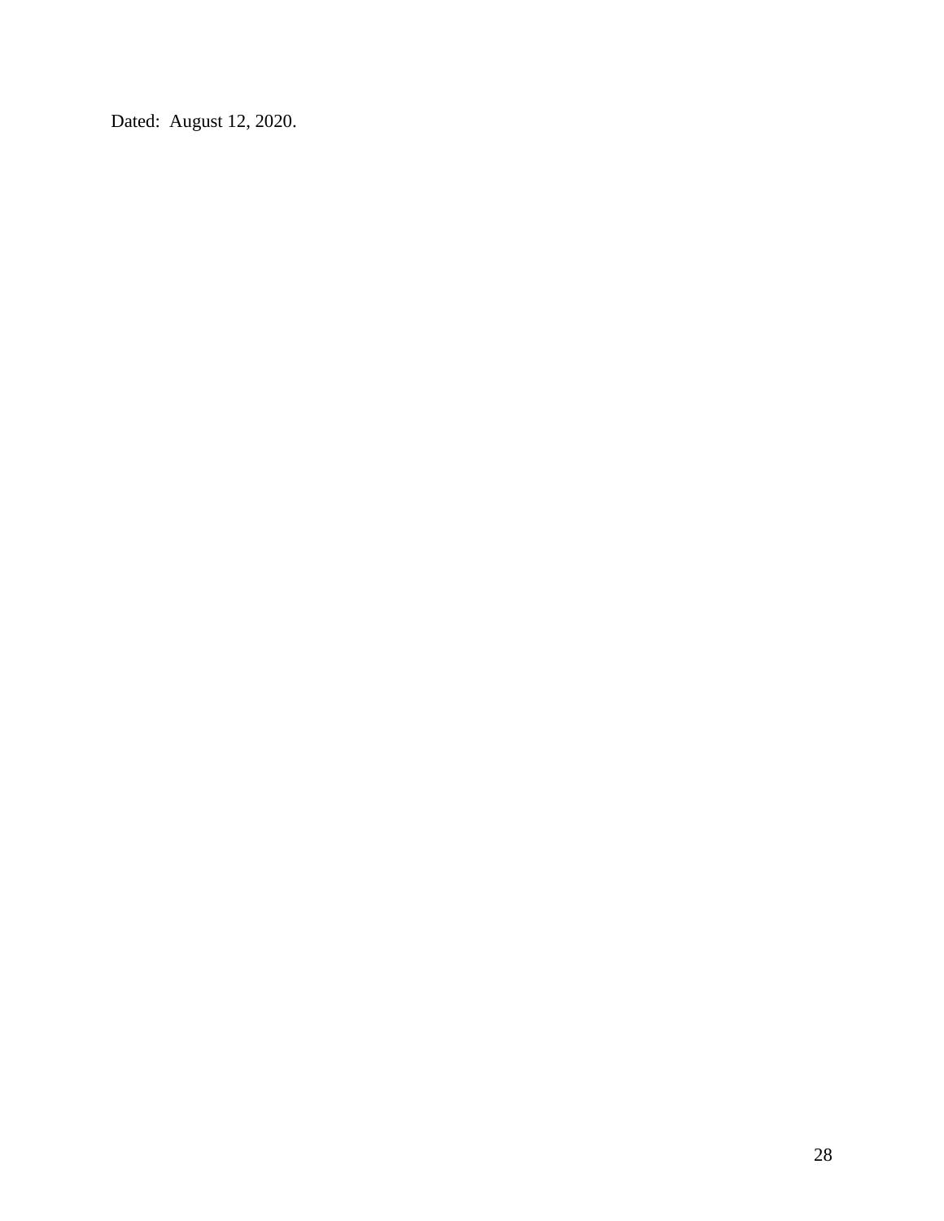Dated: August 12, 2020.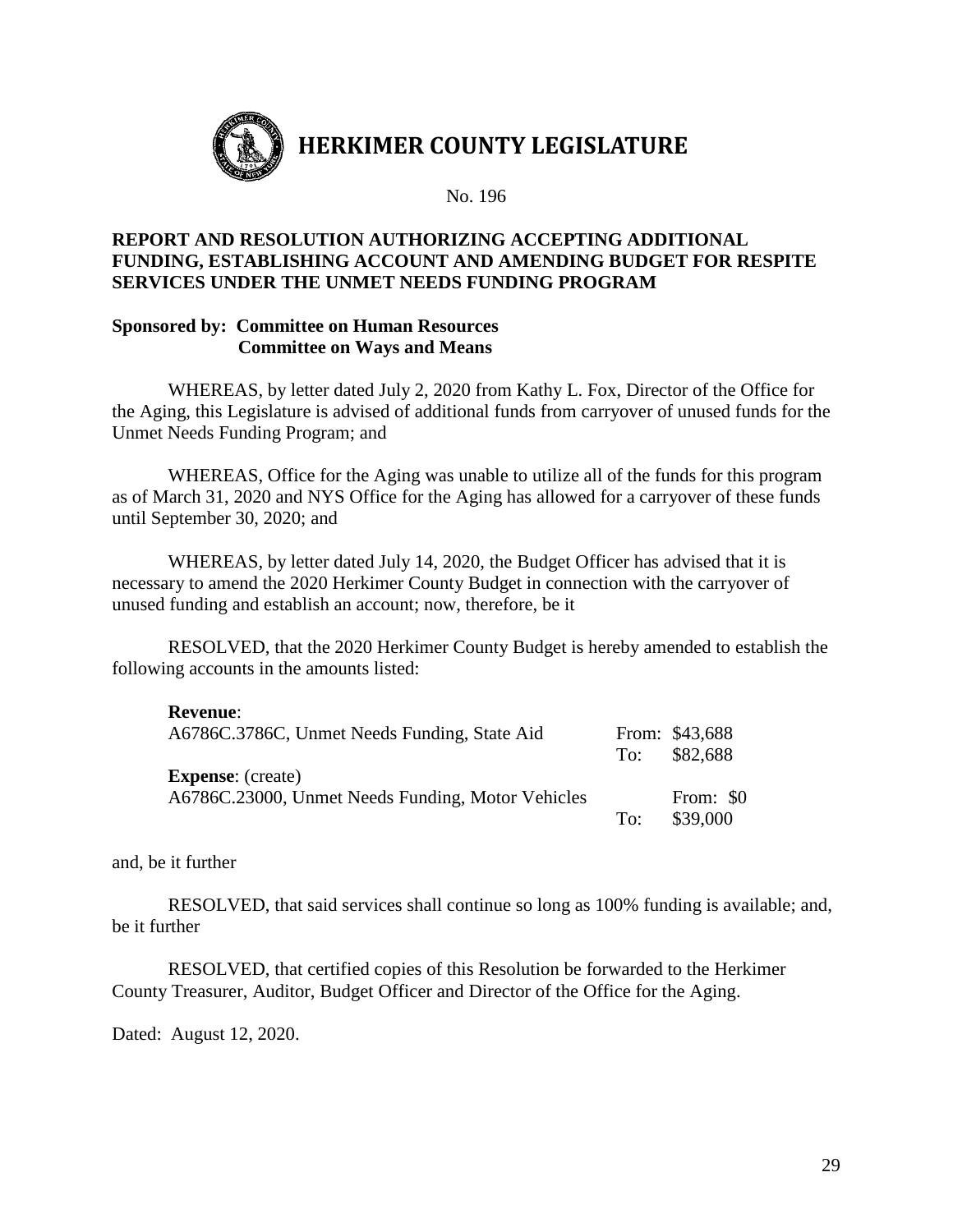# HERKIMER COUNTY LEGISLATURE

No. 196

**REPORT AND RESOLUTION AUTHORIZING ACCEPTING ADDITIONAL FUNDING, ESTABLISHING ACCOUNT AND AMENDING BUDGET FOR RESPITE SERVICES UNDER THE UNMET NEEDS FUNDING PROGRAM**

**Sponsored by: Committee on Human Resources**
**Committee on Ways and Means**

WHEREAS, by letter dated July 2, 2020 from Kathy L. Fox, Director of the Office for the Aging, this Legislature is advised of additional funds from carryover of unused funds for the Unmet Needs Funding Program; and

WHEREAS, Office for the Aging was unable to utilize all of the funds for this program as of March 31, 2020 and NYS Office for the Aging has allowed for a carryover of these funds until September 30, 2020; and

WHEREAS, by letter dated July 14, 2020, the Budget Officer has advised that it is necessary to amend the 2020 Herkimer County Budget in connection with the carryover of unused funding and establish an account; now, therefore, be it

RESOLVED, that the 2020 Herkimer County Budget is hereby amended to establish the following accounts in the amounts listed:

| | | |
|---|---|---|
| **Revenue**: | | |
| A6786C.3786C, Unmet Needs Funding, State Aid | From: | $43,688 |
| | To: | $82,688 |
| **Expense**: (create) | | |
| A6786C.23000, Unmet Needs Funding, Motor Vehicles | From: | $0 |
| | To: | $39,000 |

and, be it further

RESOLVED, that said services shall continue so long as 100% funding is available; and, be it further

RESOLVED, that certified copies of this Resolution be forwarded to the Herkimer County Treasurer, Auditor, Budget Officer and Director of the Office for the Aging.

Dated: August 12, 2020.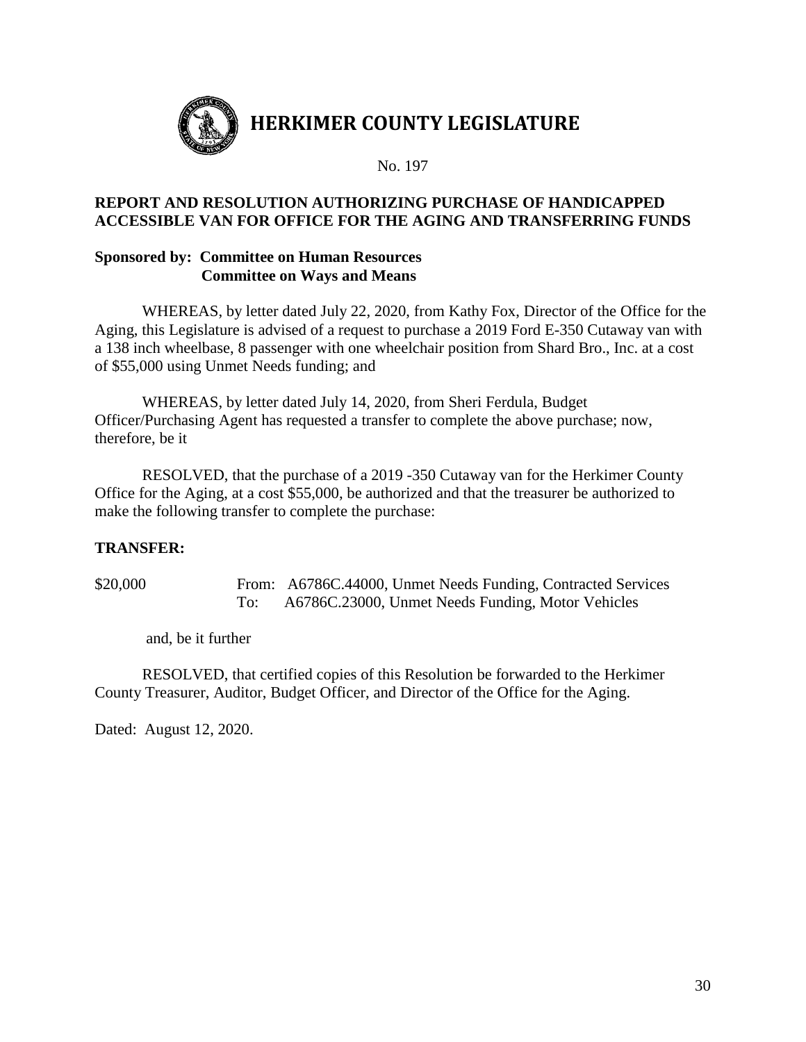# HERKIMER COUNTY LEGISLATURE

No. 197

**REPORT AND RESOLUTION AUTHORIZING PURCHASE OF HANDICAPPED ACCESSIBLE VAN FOR OFFICE FOR THE AGING AND TRANSFERRING FUNDS**

**Sponsored by: Committee on Human Resources**
**Committee on Ways and Means**

WHEREAS, by letter dated July 22, 2020, from Kathy Fox, Director of the Office for the Aging, this Legislature is advised of a request to purchase a 2019 Ford E-350 Cutaway van with a 138 inch wheelbase, 8 passenger with one wheelchair position from Shard Bro., Inc. at a cost of $55,000 using Unmet Needs funding; and

WHEREAS, by letter dated July 14, 2020, from Sheri Ferdula, Budget Officer/Purchasing Agent has requested a transfer to complete the above purchase; now, therefore, be it

RESOLVED, that the purchase of a 2019 -350 Cutaway van for the Herkimer County Office for the Aging, at a cost $55,000, be authorized and that the treasurer be authorized to make the following transfer to complete the purchase:

**TRANSFER:**

$20,000 From: A6786C.44000, Unmet Needs Funding, Contracted Services
To: A6786C.23000, Unmet Needs Funding, Motor Vehicles

and, be it further

RESOLVED, that certified copies of this Resolution be forwarded to the Herkimer County Treasurer, Auditor, Budget Officer, and Director of the Office for the Aging.

Dated: August 12, 2020.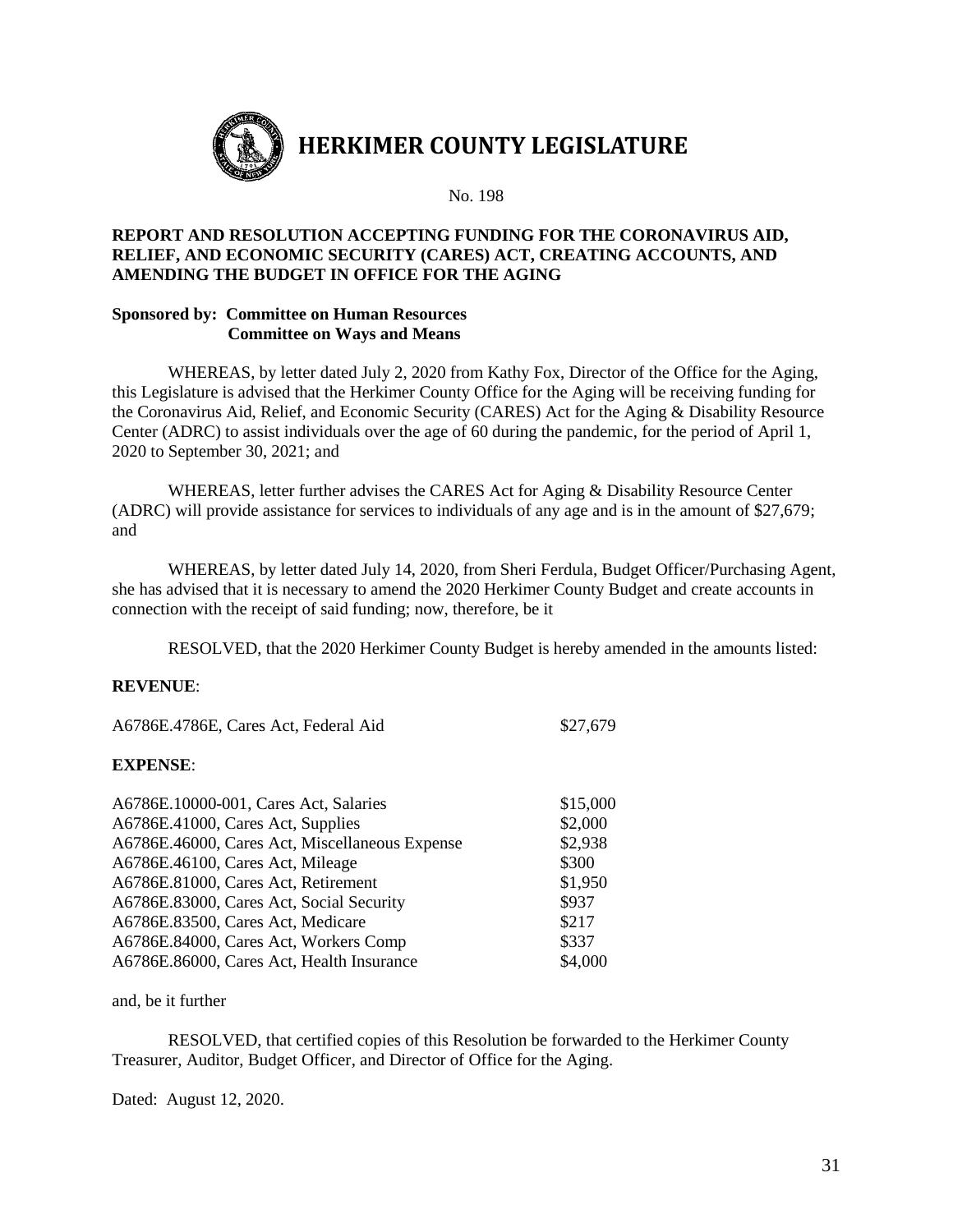# HERKIMER COUNTY LEGISLATURE

No. 198

**REPORT AND RESOLUTION ACCEPTING FUNDING FOR THE CORONAVIRUS AID, RELIEF, AND ECONOMIC SECURITY (CARES) ACT, CREATING ACCOUNTS, AND AMENDING THE BUDGET IN OFFICE FOR THE AGING**

**Sponsored by: Committee on Human Resources**
**Committee on Ways and Means**

WHEREAS, by letter dated July 2, 2020 from Kathy Fox, Director of the Office for the Aging, this Legislature is advised that the Herkimer County Office for the Aging will be receiving funding for the Coronavirus Aid, Relief, and Economic Security (CARES) Act for the Aging & Disability Resource Center (ADRC) to assist individuals over the age of 60 during the pandemic, for the period of April 1, 2020 to September 30, 2021; and

WHEREAS, letter further advises the CARES Act for Aging & Disability Resource Center (ADRC) will provide assistance for services to individuals of any age and is in the amount of $27,679; and

WHEREAS, by letter dated July 14, 2020, from Sheri Ferdula, Budget Officer/Purchasing Agent, she has advised that it is necessary to amend the 2020 Herkimer County Budget and create accounts in connection with the receipt of said funding; now, therefore, be it

RESOLVED, that the 2020 Herkimer County Budget is hereby amended in the amounts listed:

**REVENUE**:

| | |
|---|---|
| A6786E.4786E, Cares Act, Federal Aid | $27,679 |

**EXPENSE**:

| | |
|---|---|
| A6786E.10000-001, Cares Act, Salaries | $15,000 |
| A6786E.41000, Cares Act, Supplies | $2,000 |
| A6786E.46000, Cares Act, Miscellaneous Expense | $2,938 |
| A6786E.46100, Cares Act, Mileage | $300 |
| A6786E.81000, Cares Act, Retirement | $1,950 |
| A6786E.83000, Cares Act, Social Security | $937 |
| A6786E.83500, Cares Act, Medicare | $217 |
| A6786E.84000, Cares Act, Workers Comp | $337 |
| A6786E.86000, Cares Act, Health Insurance | $4,000 |

and, be it further

RESOLVED, that certified copies of this Resolution be forwarded to the Herkimer County Treasurer, Auditor, Budget Officer, and Director of Office for the Aging.

Dated: August 12, 2020.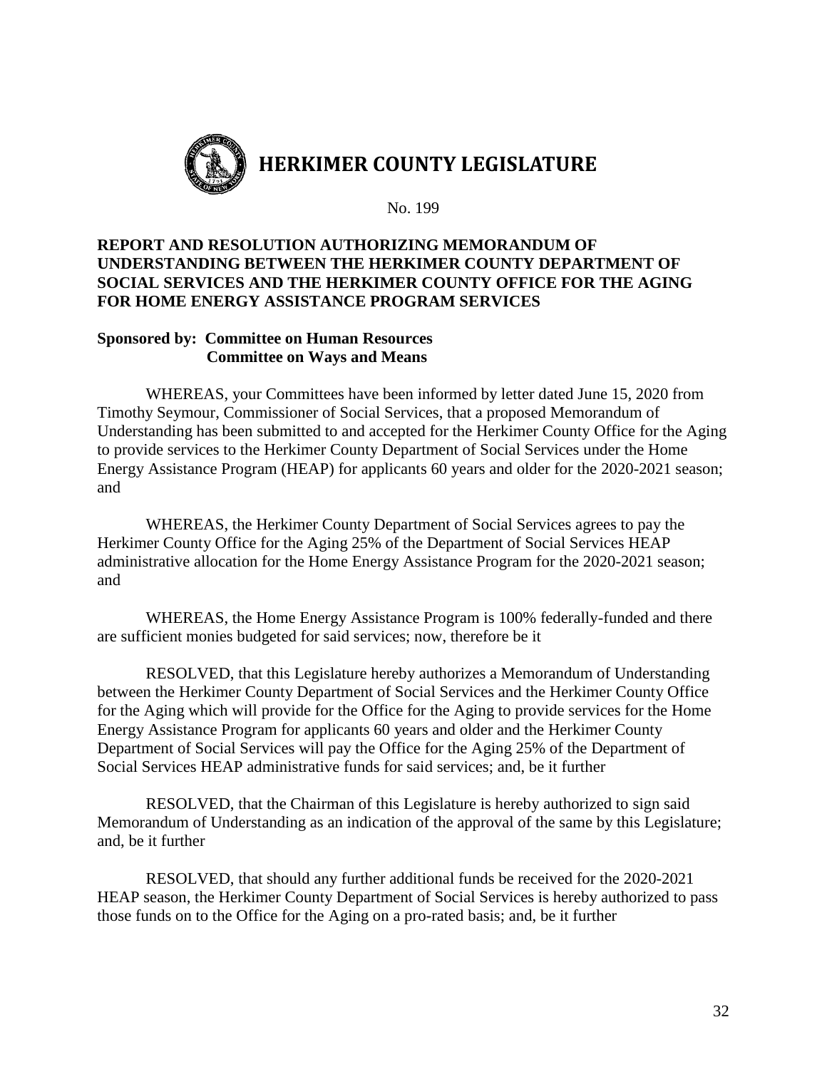# HERKIMER COUNTY LEGISLATURE

No. 199

**REPORT AND RESOLUTION AUTHORIZING MEMORANDUM OF UNDERSTANDING BETWEEN THE HERKIMER COUNTY DEPARTMENT OF SOCIAL SERVICES AND THE HERKIMER COUNTY OFFICE FOR THE AGING FOR HOME ENERGY ASSISTANCE PROGRAM SERVICES**

**Sponsored by: Committee on Human Resources**
**Committee on Ways and Means**

WHEREAS, your Committees have been informed by letter dated June 15, 2020 from Timothy Seymour, Commissioner of Social Services, that a proposed Memorandum of Understanding has been submitted to and accepted for the Herkimer County Office for the Aging to provide services to the Herkimer County Department of Social Services under the Home Energy Assistance Program (HEAP) for applicants 60 years and older for the 2020-2021 season; and

WHEREAS, the Herkimer County Department of Social Services agrees to pay the Herkimer County Office for the Aging 25% of the Department of Social Services HEAP administrative allocation for the Home Energy Assistance Program for the 2020-2021 season; and

WHEREAS, the Home Energy Assistance Program is 100% federally-funded and there are sufficient monies budgeted for said services; now, therefore be it

RESOLVED, that this Legislature hereby authorizes a Memorandum of Understanding between the Herkimer County Department of Social Services and the Herkimer County Office for the Aging which will provide for the Office for the Aging to provide services for the Home Energy Assistance Program for applicants 60 years and older and the Herkimer County Department of Social Services will pay the Office for the Aging 25% of the Department of Social Services HEAP administrative funds for said services; and, be it further

RESOLVED, that the Chairman of this Legislature is hereby authorized to sign said Memorandum of Understanding as an indication of the approval of the same by this Legislature; and, be it further

RESOLVED, that should any further additional funds be received for the 2020-2021 HEAP season, the Herkimer County Department of Social Services is hereby authorized to pass those funds on to the Office for the Aging on a pro-rated basis; and, be it further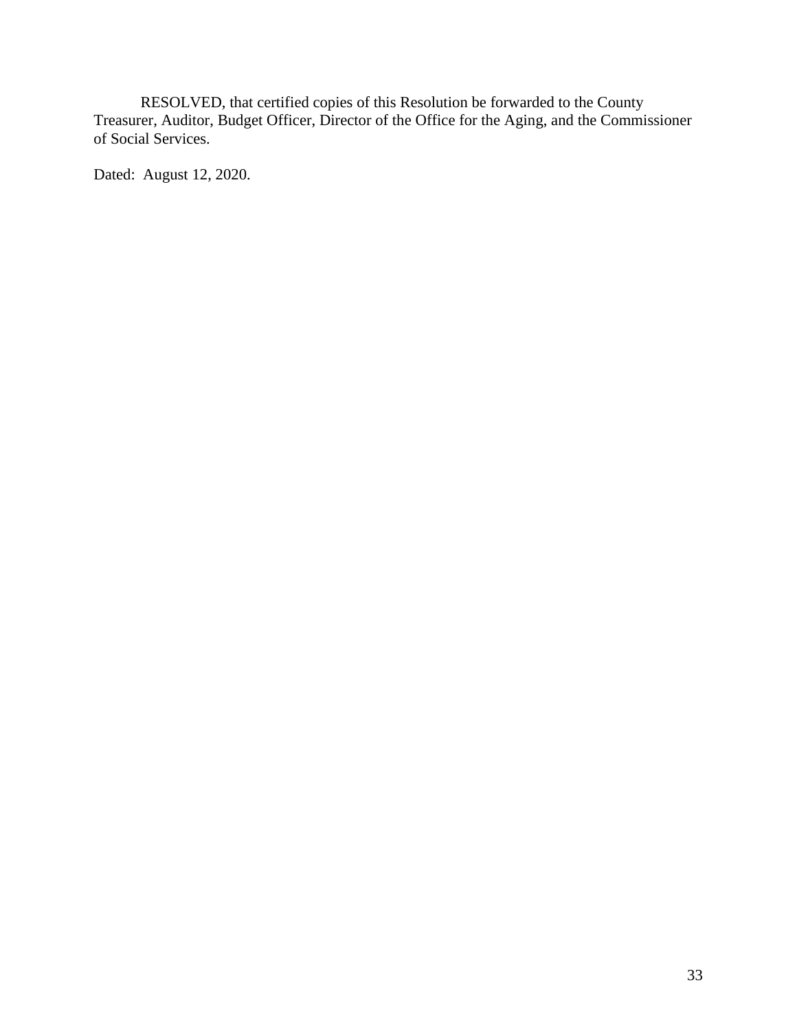RESOLVED, that certified copies of this Resolution be forwarded to the County Treasurer, Auditor, Budget Officer, Director of the Office for the Aging, and the Commissioner of Social Services.

Dated: August 12, 2020.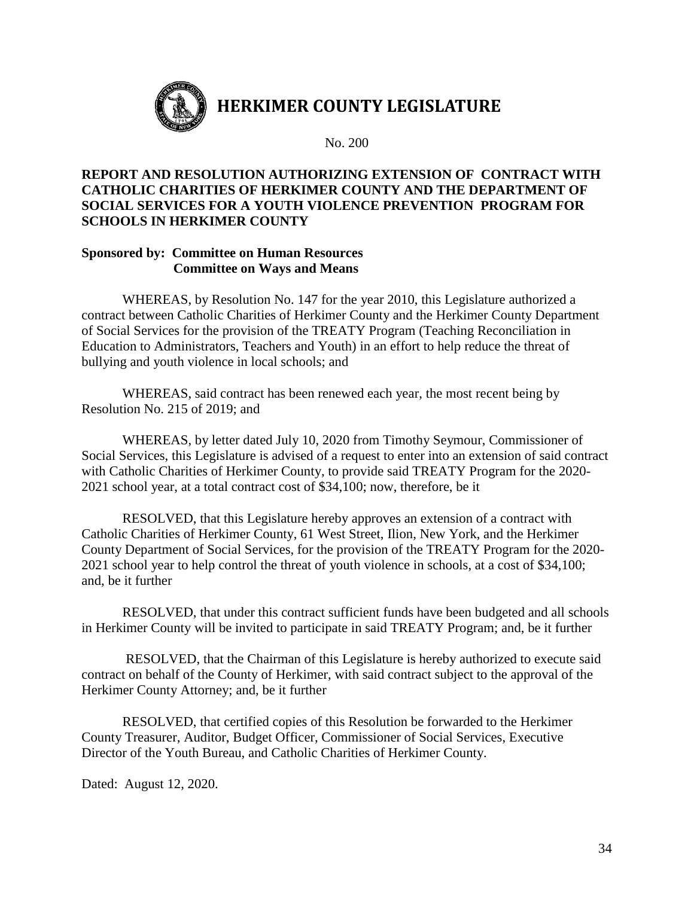# HERKIMER COUNTY LEGISLATURE

No. 200

**REPORT AND RESOLUTION AUTHORIZING EXTENSION OF CONTRACT WITH CATHOLIC CHARITIES OF HERKIMER COUNTY AND THE DEPARTMENT OF SOCIAL SERVICES FOR A YOUTH VIOLENCE PREVENTION PROGRAM FOR SCHOOLS IN HERKIMER COUNTY**

**Sponsored by: Committee on Human Resources**
**Committee on Ways and Means**

WHEREAS, by Resolution No. 147 for the year 2010, this Legislature authorized a contract between Catholic Charities of Herkimer County and the Herkimer County Department of Social Services for the provision of the TREATY Program (Teaching Reconciliation in Education to Administrators, Teachers and Youth) in an effort to help reduce the threat of bullying and youth violence in local schools; and

WHEREAS, said contract has been renewed each year, the most recent being by Resolution No. 215 of 2019; and

WHEREAS, by letter dated July 10, 2020 from Timothy Seymour, Commissioner of Social Services, this Legislature is advised of a request to enter into an extension of said contract with Catholic Charities of Herkimer County, to provide said TREATY Program for the 2020-2021 school year, at a total contract cost of $34,100; now, therefore, be it

RESOLVED, that this Legislature hereby approves an extension of a contract with Catholic Charities of Herkimer County, 61 West Street, Ilion, New York, and the Herkimer County Department of Social Services, for the provision of the TREATY Program for the 2020-2021 school year to help control the threat of youth violence in schools, at a cost of $34,100; and, be it further

RESOLVED, that under this contract sufficient funds have been budgeted and all schools in Herkimer County will be invited to participate in said TREATY Program; and, be it further

RESOLVED, that the Chairman of this Legislature is hereby authorized to execute said contract on behalf of the County of Herkimer, with said contract subject to the approval of the Herkimer County Attorney; and, be it further

RESOLVED, that certified copies of this Resolution be forwarded to the Herkimer County Treasurer, Auditor, Budget Officer, Commissioner of Social Services, Executive Director of the Youth Bureau, and Catholic Charities of Herkimer County.

Dated: August 12, 2020.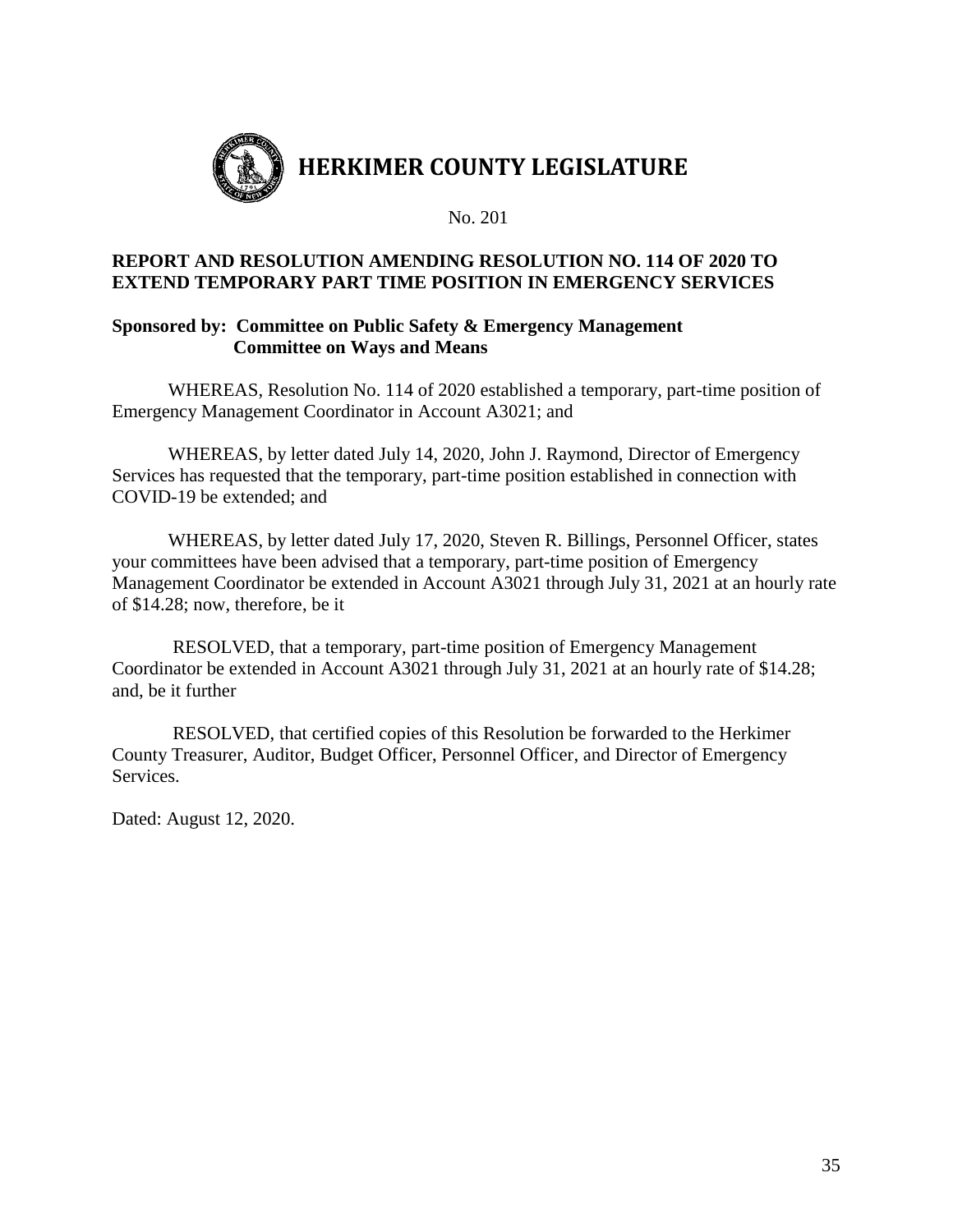# HERKIMER COUNTY LEGISLATURE

No. 201

**REPORT AND RESOLUTION AMENDING RESOLUTION NO. 114 OF 2020 TO EXTEND TEMPORARY PART TIME POSITION IN EMERGENCY SERVICES**

**Sponsored by: Committee on Public Safety & Emergency Management**
**Committee on Ways and Means**

WHEREAS, Resolution No. 114 of 2020 established a temporary, part-time position of Emergency Management Coordinator in Account A3021; and

WHEREAS, by letter dated July 14, 2020, John J. Raymond, Director of Emergency Services has requested that the temporary, part-time position established in connection with COVID-19 be extended; and

WHEREAS, by letter dated July 17, 2020, Steven R. Billings, Personnel Officer, states your committees have been advised that a temporary, part-time position of Emergency Management Coordinator be extended in Account A3021 through July 31, 2021 at an hourly rate of $14.28; now, therefore, be it

RESOLVED, that a temporary, part-time position of Emergency Management Coordinator be extended in Account A3021 through July 31, 2021 at an hourly rate of $14.28; and, be it further

RESOLVED, that certified copies of this Resolution be forwarded to the Herkimer County Treasurer, Auditor, Budget Officer, Personnel Officer, and Director of Emergency Services.

Dated: August 12, 2020.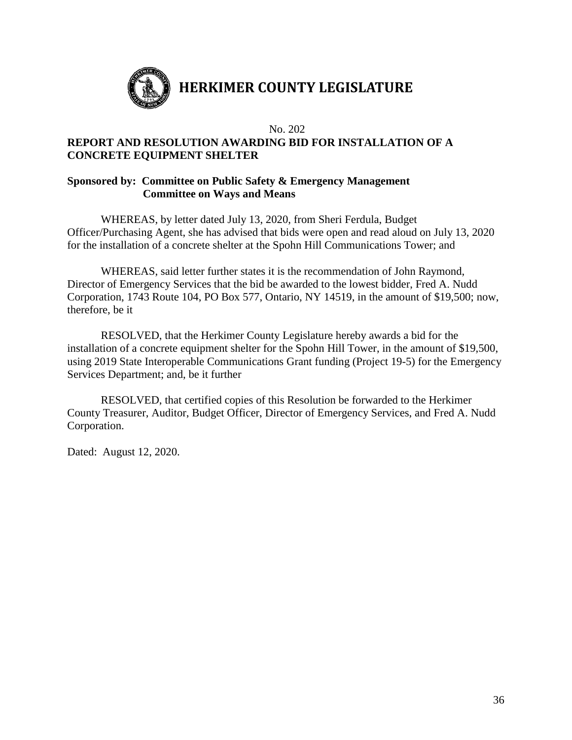# HERKIMER COUNTY LEGISLATURE

No. 202

**REPORT AND RESOLUTION AWARDING BID FOR INSTALLATION OF A CONCRETE EQUIPMENT SHELTER**

**Sponsored by: Committee on Public Safety & Emergency Management**
**Committee on Ways and Means**

WHEREAS, by letter dated July 13, 2020, from Sheri Ferdula, Budget Officer/Purchasing Agent, she has advised that bids were open and read aloud on July 13, 2020 for the installation of a concrete shelter at the Spohn Hill Communications Tower; and

WHEREAS, said letter further states it is the recommendation of John Raymond, Director of Emergency Services that the bid be awarded to the lowest bidder, Fred A. Nudd Corporation, 1743 Route 104, PO Box 577, Ontario, NY 14519, in the amount of $19,500; now, therefore, be it

RESOLVED, that the Herkimer County Legislature hereby awards a bid for the installation of a concrete equipment shelter for the Spohn Hill Tower, in the amount of $19,500, using 2019 State Interoperable Communications Grant funding (Project 19-5) for the Emergency Services Department; and, be it further

RESOLVED, that certified copies of this Resolution be forwarded to the Herkimer County Treasurer, Auditor, Budget Officer, Director of Emergency Services, and Fred A. Nudd Corporation.

Dated: August 12, 2020.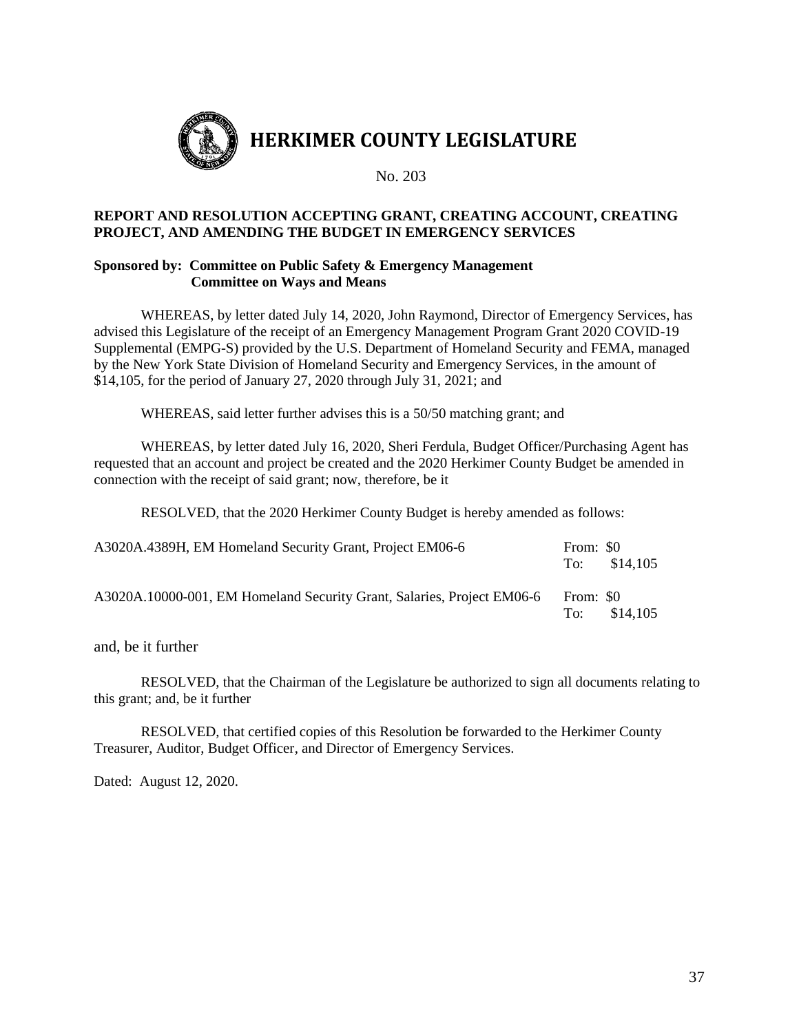# HERKIMER COUNTY LEGISLATURE

No. 203

**REPORT AND RESOLUTION ACCEPTING GRANT, CREATING ACCOUNT, CREATING PROJECT, AND AMENDING THE BUDGET IN EMERGENCY SERVICES**

**Sponsored by: Committee on Public Safety & Emergency Management**
**Committee on Ways and Means**

WHEREAS, by letter dated July 14, 2020, John Raymond, Director of Emergency Services, has advised this Legislature of the receipt of an Emergency Management Program Grant 2020 COVID-19 Supplemental (EMPG-S) provided by the U.S. Department of Homeland Security and FEMA, managed by the New York State Division of Homeland Security and Emergency Services, in the amount of $14,105, for the period of January 27, 2020 through July 31, 2021; and

WHEREAS, said letter further advises this is a 50/50 matching grant; and

WHEREAS, by letter dated July 16, 2020, Sheri Ferdula, Budget Officer/Purchasing Agent has requested that an account and project be created and the 2020 Herkimer County Budget be amended in connection with the receipt of said grant; now, therefore, be it

RESOLVED, that the 2020 Herkimer County Budget is hereby amended as follows:

| Account | Amount |
| --- | --- |
| A3020A.4389H, EM Homeland Security Grant, Project EM06-6 | From: $0<br>To: $14,105 |
| A3020A.10000-001, EM Homeland Security Grant, Salaries, Project EM06-6 | From: $0<br>To: $14,105 |

and, be it further

RESOLVED, that the Chairman of the Legislature be authorized to sign all documents relating to this grant; and, be it further

RESOLVED, that certified copies of this Resolution be forwarded to the Herkimer County Treasurer, Auditor, Budget Officer, and Director of Emergency Services.

Dated: August 12, 2020.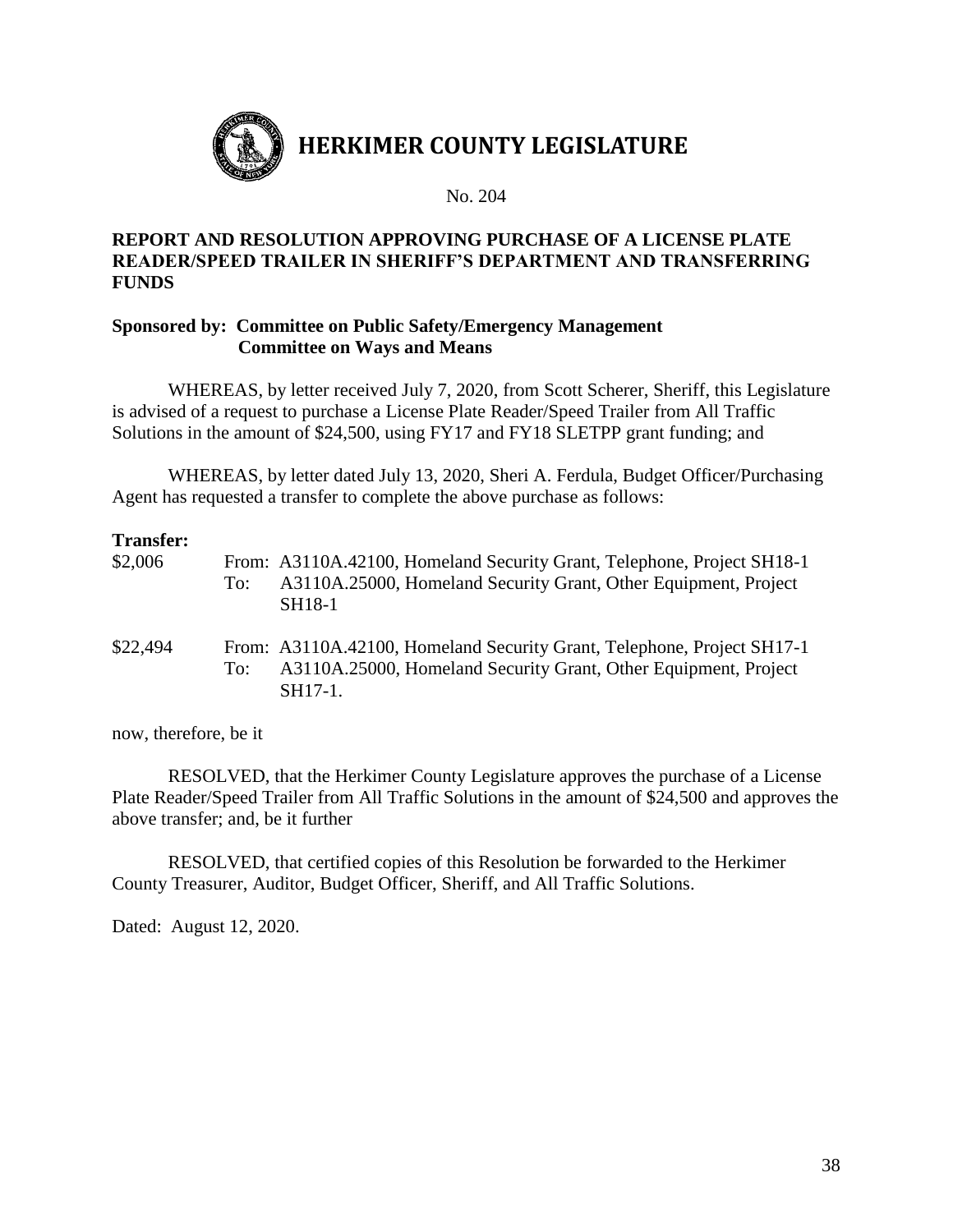# HERKIMER COUNTY LEGISLATURE

No. 204

## REPORT AND RESOLUTION APPROVING PURCHASE OF A LICENSE PLATE READER/SPEED TRAILER IN SHERIFF'S DEPARTMENT AND TRANSFERRING FUNDS

**Sponsored by: Committee on Public Safety/Emergency Management**
**Committee on Ways and Means**

WHEREAS, by letter received July 7, 2020, from Scott Scherer, Sheriff, this Legislature is advised of a request to purchase a License Plate Reader/Speed Trailer from All Traffic Solutions in the amount of $24,500, using FY17 and FY18 SLETPP grant funding; and

WHEREAS, by letter dated July 13, 2020, Sheri A. Ferdula, Budget Officer/Purchasing Agent has requested a transfer to complete the above purchase as follows:

**Transfer:**

$2,006
From: A3110A.42100, Homeland Security Grant, Telephone, Project SH18-1
To: A3110A.25000, Homeland Security Grant, Other Equipment, Project SH18-1

$22,494
From: A3110A.42100, Homeland Security Grant, Telephone, Project SH17-1
To: A3110A.25000, Homeland Security Grant, Other Equipment, Project SH17-1.

now, therefore, be it

RESOLVED, that the Herkimer County Legislature approves the purchase of a License Plate Reader/Speed Trailer from All Traffic Solutions in the amount of $24,500 and approves the above transfer; and, be it further

RESOLVED, that certified copies of this Resolution be forwarded to the Herkimer County Treasurer, Auditor, Budget Officer, Sheriff, and All Traffic Solutions.

Dated: August 12, 2020.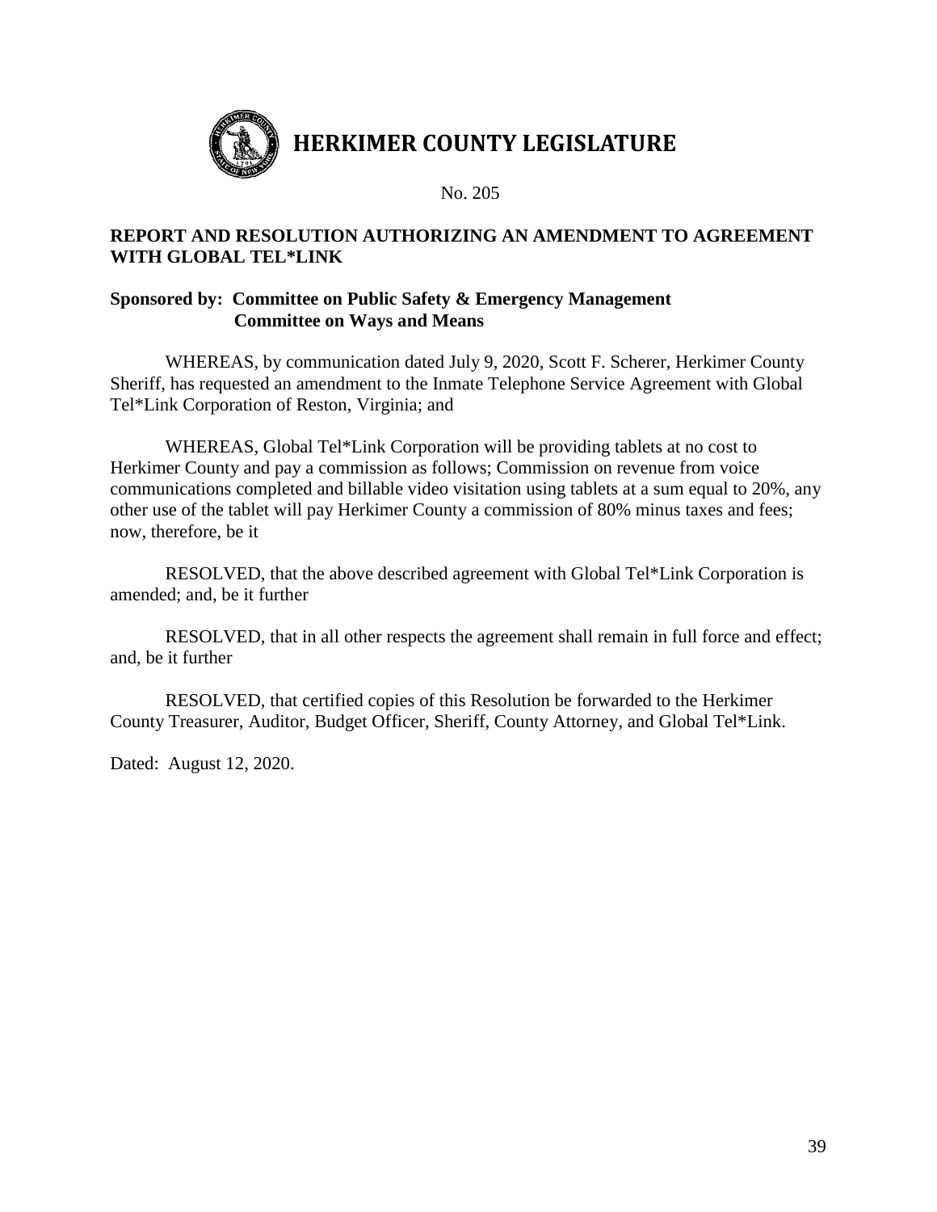# HERKIMER COUNTY LEGISLATURE

No. 205

**REPORT AND RESOLUTION AUTHORIZING AN AMENDMENT TO AGREEMENT WITH GLOBAL TEL*LINK**

**Sponsored by: Committee on Public Safety & Emergency Management**
**Committee on Ways and Means**

WHEREAS, by communication dated July 9, 2020, Scott F. Scherer, Herkimer County Sheriff, has requested an amendment to the Inmate Telephone Service Agreement with Global Tel*Link Corporation of Reston, Virginia; and

WHEREAS, Global Tel*Link Corporation will be providing tablets at no cost to Herkimer County and pay a commission as follows; Commission on revenue from voice communications completed and billable video visitation using tablets at a sum equal to 20%, any other use of the tablet will pay Herkimer County a commission of 80% minus taxes and fees; now, therefore, be it

RESOLVED, that the above described agreement with Global Tel*Link Corporation is amended; and, be it further

RESOLVED, that in all other respects the agreement shall remain in full force and effect; and, be it further

RESOLVED, that certified copies of this Resolution be forwarded to the Herkimer County Treasurer, Auditor, Budget Officer, Sheriff, County Attorney, and Global Tel*Link.

Dated: August 12, 2020.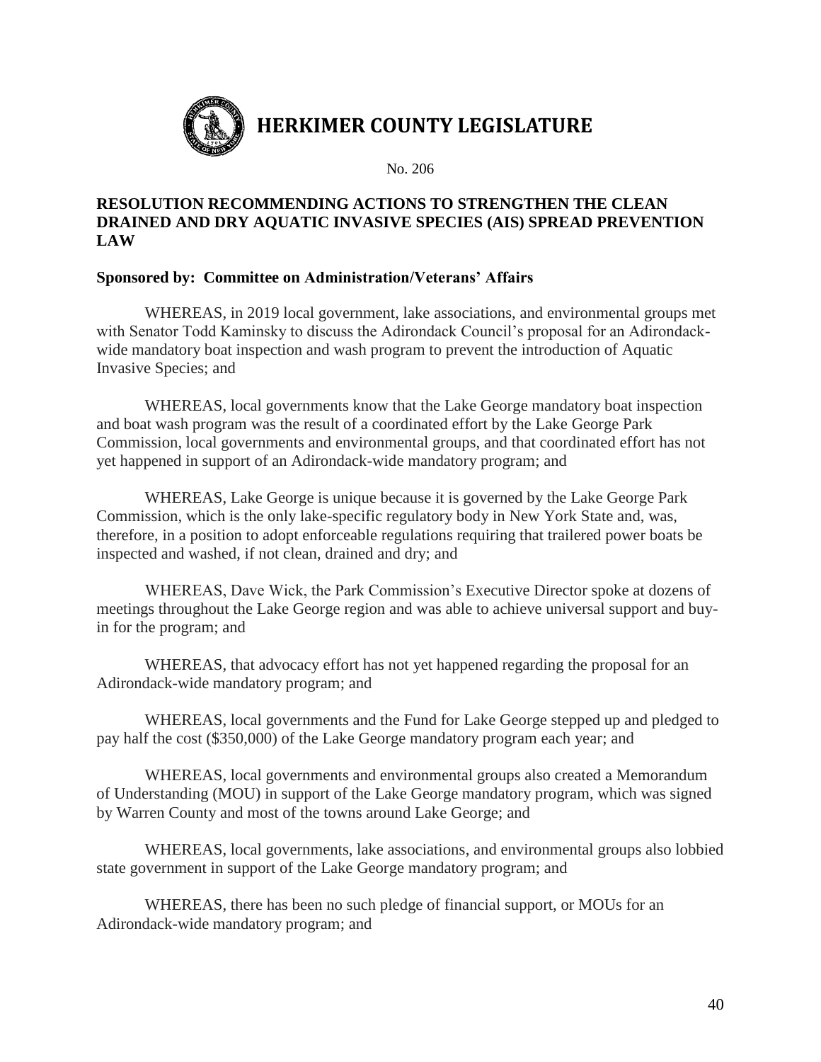# HERKIMER COUNTY LEGISLATURE

No. 206

**RESOLUTION RECOMMENDING ACTIONS TO STRENGTHEN THE CLEAN DRAINED AND DRY AQUATIC INVASIVE SPECIES (AIS) SPREAD PREVENTION LAW**

**Sponsored by: Committee on Administration/Veterans' Affairs**

WHEREAS, in 2019 local government, lake associations, and environmental groups met with Senator Todd Kaminsky to discuss the Adirondack Council's proposal for an Adirondack-wide mandatory boat inspection and wash program to prevent the introduction of Aquatic Invasive Species; and

WHEREAS, local governments know that the Lake George mandatory boat inspection and boat wash program was the result of a coordinated effort by the Lake George Park Commission, local governments and environmental groups, and that coordinated effort has not yet happened in support of an Adirondack-wide mandatory program; and

WHEREAS, Lake George is unique because it is governed by the Lake George Park Commission, which is the only lake-specific regulatory body in New York State and, was, therefore, in a position to adopt enforceable regulations requiring that trailered power boats be inspected and washed, if not clean, drained and dry; and

WHEREAS, Dave Wick, the Park Commission's Executive Director spoke at dozens of meetings throughout the Lake George region and was able to achieve universal support and buy-in for the program; and

WHEREAS, that advocacy effort has not yet happened regarding the proposal for an Adirondack-wide mandatory program; and

WHEREAS, local governments and the Fund for Lake George stepped up and pledged to pay half the cost ($350,000) of the Lake George mandatory program each year; and

WHEREAS, local governments and environmental groups also created a Memorandum of Understanding (MOU) in support of the Lake George mandatory program, which was signed by Warren County and most of the towns around Lake George; and

WHEREAS, local governments, lake associations, and environmental groups also lobbied state government in support of the Lake George mandatory program; and

WHEREAS, there has been no such pledge of financial support, or MOUs for an Adirondack-wide mandatory program; and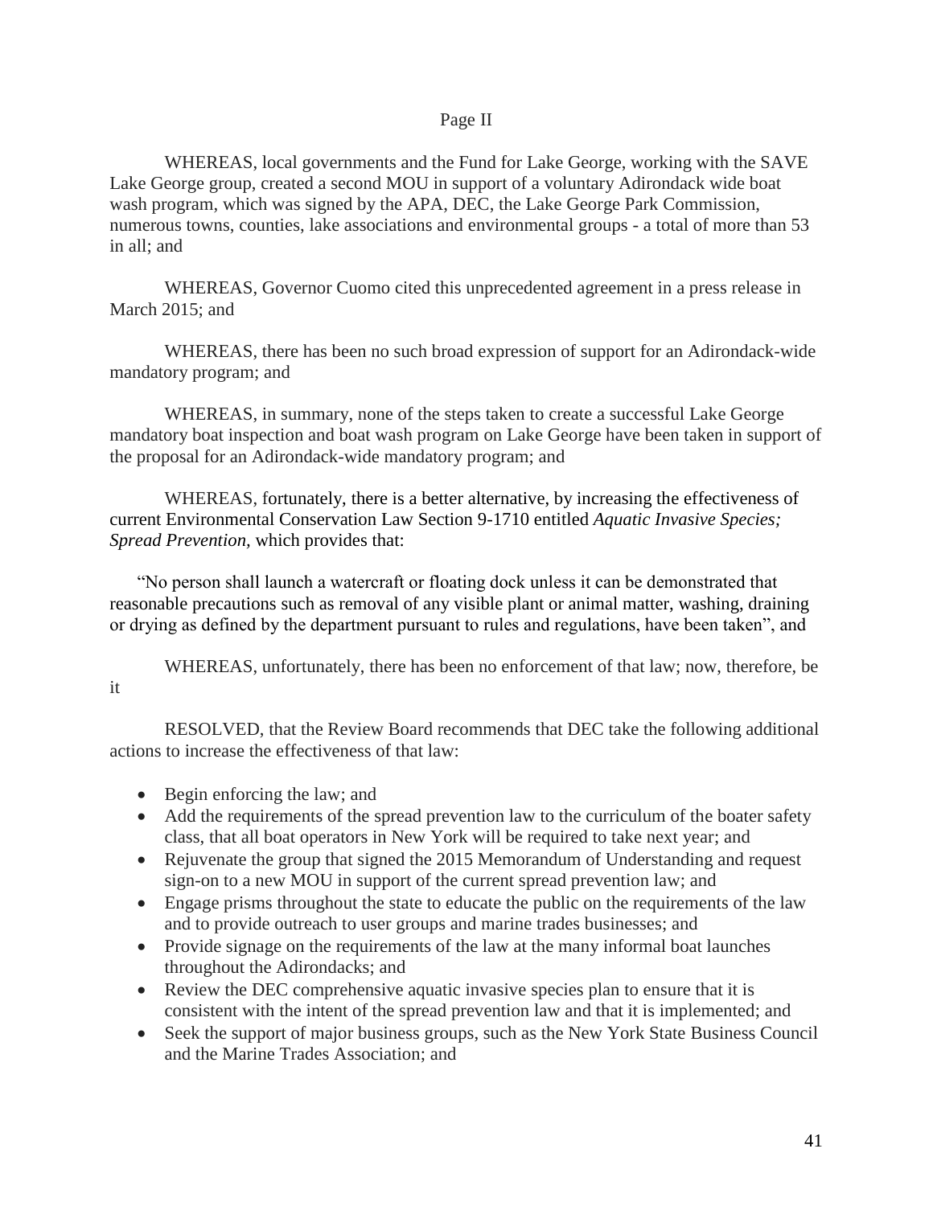Page II

WHEREAS, local governments and the Fund for Lake George, working with the SAVE Lake George group, created a second MOU in support of a voluntary Adirondack wide boat wash program, which was signed by the APA, DEC, the Lake George Park Commission, numerous towns, counties, lake associations and environmental groups - a total of more than 53 in all; and

WHEREAS, Governor Cuomo cited this unprecedented agreement in a press release in March 2015; and

WHEREAS, there has been no such broad expression of support for an Adirondack-wide mandatory program; and

WHEREAS, in summary, none of the steps taken to create a successful Lake George mandatory boat inspection and boat wash program on Lake George have been taken in support of the proposal for an Adirondack-wide mandatory program; and

WHEREAS, fortunately, there is a better alternative, by increasing the effectiveness of current Environmental Conservation Law Section 9-1710 entitled *Aquatic Invasive Species; Spread Prevention*, which provides that:

"No person shall launch a watercraft or floating dock unless it can be demonstrated that reasonable precautions such as removal of any visible plant or animal matter, washing, draining or drying as defined by the department pursuant to rules and regulations, have been taken", and

WHEREAS, unfortunately, there has been no enforcement of that law; now, therefore, be it

RESOLVED, that the Review Board recommends that DEC take the following additional actions to increase the effectiveness of that law:

- Begin enforcing the law; and
- Add the requirements of the spread prevention law to the curriculum of the boater safety class, that all boat operators in New York will be required to take next year; and
- Rejuvenate the group that signed the 2015 Memorandum of Understanding and request sign-on to a new MOU in support of the current spread prevention law; and
- Engage prisms throughout the state to educate the public on the requirements of the law and to provide outreach to user groups and marine trades businesses; and
- Provide signage on the requirements of the law at the many informal boat launches throughout the Adirondacks; and
- Review the DEC comprehensive aquatic invasive species plan to ensure that it is consistent with the intent of the spread prevention law and that it is implemented; and
- Seek the support of major business groups, such as the New York State Business Council and the Marine Trades Association; and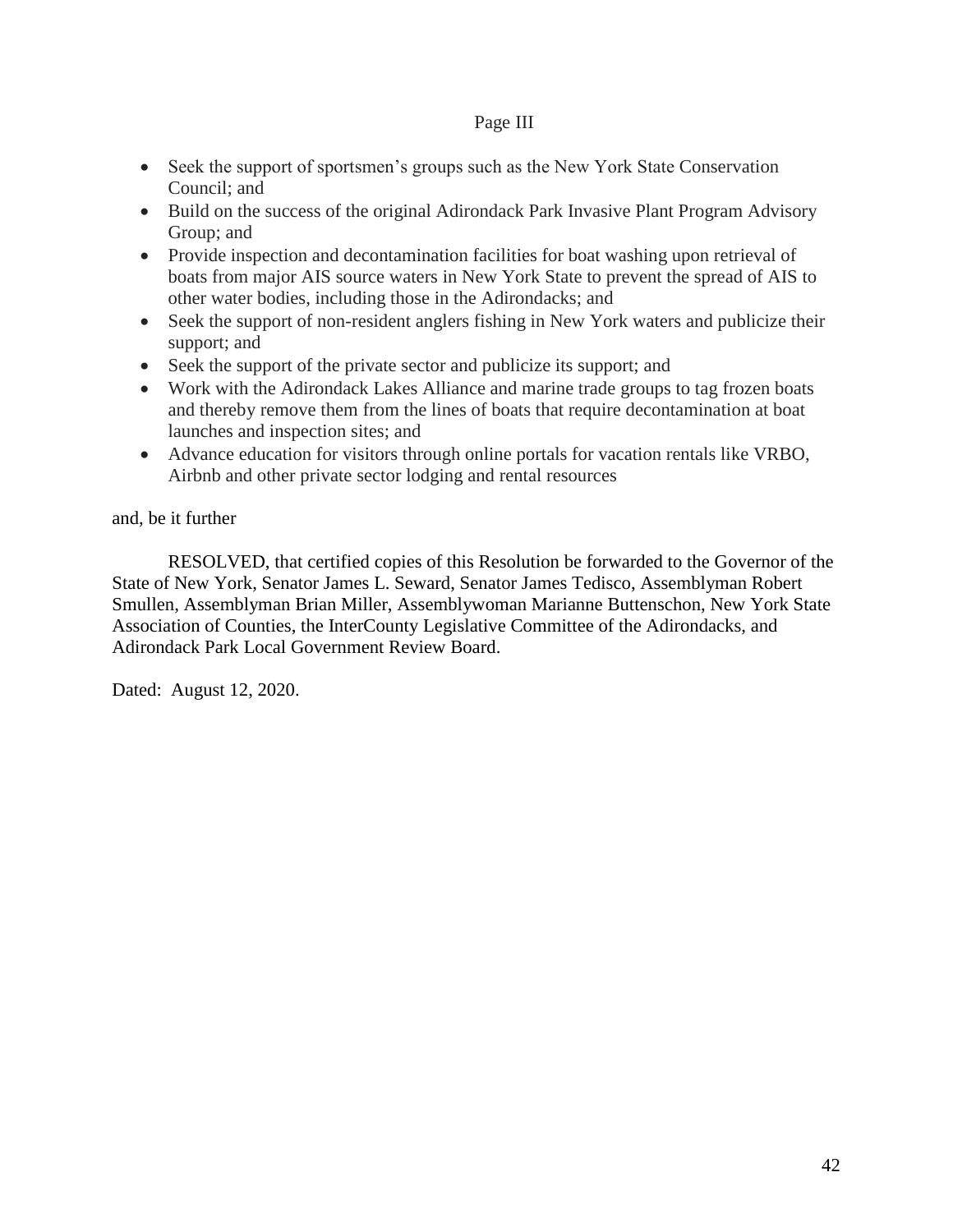Page III

- Seek the support of sportsmen's groups such as the New York State Conservation Council; and
- Build on the success of the original Adirondack Park Invasive Plant Program Advisory Group; and
- Provide inspection and decontamination facilities for boat washing upon retrieval of boats from major AIS source waters in New York State to prevent the spread of AIS to other water bodies, including those in the Adirondacks; and
- Seek the support of non-resident anglers fishing in New York waters and publicize their support; and
- Seek the support of the private sector and publicize its support; and
- Work with the Adirondack Lakes Alliance and marine trade groups to tag frozen boats and thereby remove them from the lines of boats that require decontamination at boat launches and inspection sites; and
- Advance education for visitors through online portals for vacation rentals like VRBO, Airbnb and other private sector lodging and rental resources

and, be it further

RESOLVED, that certified copies of this Resolution be forwarded to the Governor of the State of New York, Senator James L. Seward, Senator James Tedisco, Assemblyman Robert Smullen, Assemblyman Brian Miller, Assemblywoman Marianne Buttenschon, New York State Association of Counties, the InterCounty Legislative Committee of the Adirondacks, and Adirondack Park Local Government Review Board.

Dated: August 12, 2020.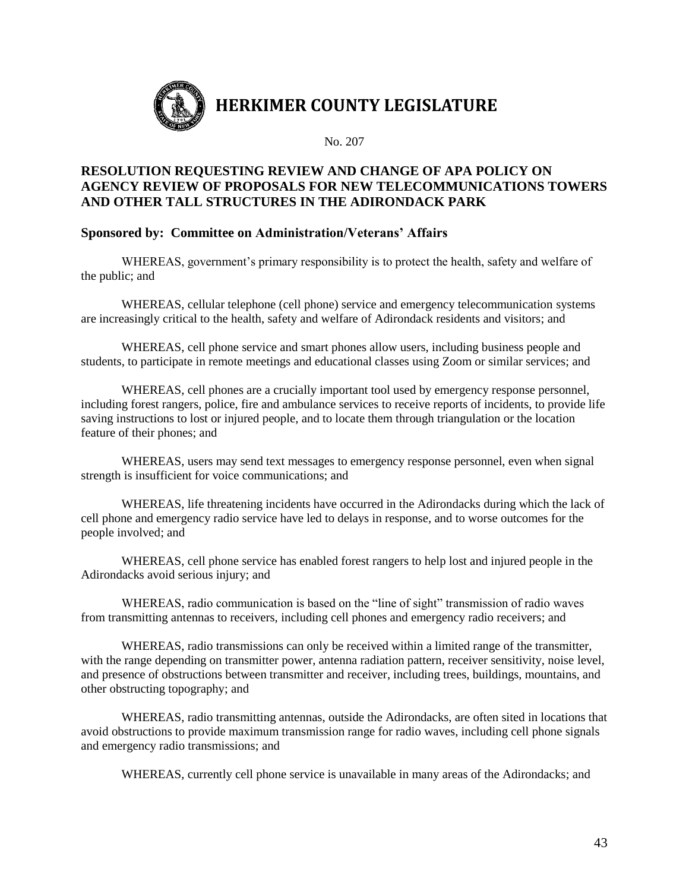# HERKIMER COUNTY LEGISLATURE

No. 207

## RESOLUTION REQUESTING REVIEW AND CHANGE OF APA POLICY ON AGENCY REVIEW OF PROPOSALS FOR NEW TELECOMMUNICATIONS TOWERS AND OTHER TALL STRUCTURES IN THE ADIRONDACK PARK

**Sponsored by: Committee on Administration/Veterans' Affairs**

WHEREAS, government's primary responsibility is to protect the health, safety and welfare of the public; and

WHEREAS, cellular telephone (cell phone) service and emergency telecommunication systems are increasingly critical to the health, safety and welfare of Adirondack residents and visitors; and

WHEREAS, cell phone service and smart phones allow users, including business people and students, to participate in remote meetings and educational classes using Zoom or similar services; and

WHEREAS, cell phones are a crucially important tool used by emergency response personnel, including forest rangers, police, fire and ambulance services to receive reports of incidents, to provide life saving instructions to lost or injured people, and to locate them through triangulation or the location feature of their phones; and

WHEREAS, users may send text messages to emergency response personnel, even when signal strength is insufficient for voice communications; and

WHEREAS, life threatening incidents have occurred in the Adirondacks during which the lack of cell phone and emergency radio service have led to delays in response, and to worse outcomes for the people involved; and

WHEREAS, cell phone service has enabled forest rangers to help lost and injured people in the Adirondacks avoid serious injury; and

WHEREAS, radio communication is based on the "line of sight" transmission of radio waves from transmitting antennas to receivers, including cell phones and emergency radio receivers; and

WHEREAS, radio transmissions can only be received within a limited range of the transmitter, with the range depending on transmitter power, antenna radiation pattern, receiver sensitivity, noise level, and presence of obstructions between transmitter and receiver, including trees, buildings, mountains, and other obstructing topography; and

WHEREAS, radio transmitting antennas, outside the Adirondacks, are often sited in locations that avoid obstructions to provide maximum transmission range for radio waves, including cell phone signals and emergency radio transmissions; and

WHEREAS, currently cell phone service is unavailable in many areas of the Adirondacks; and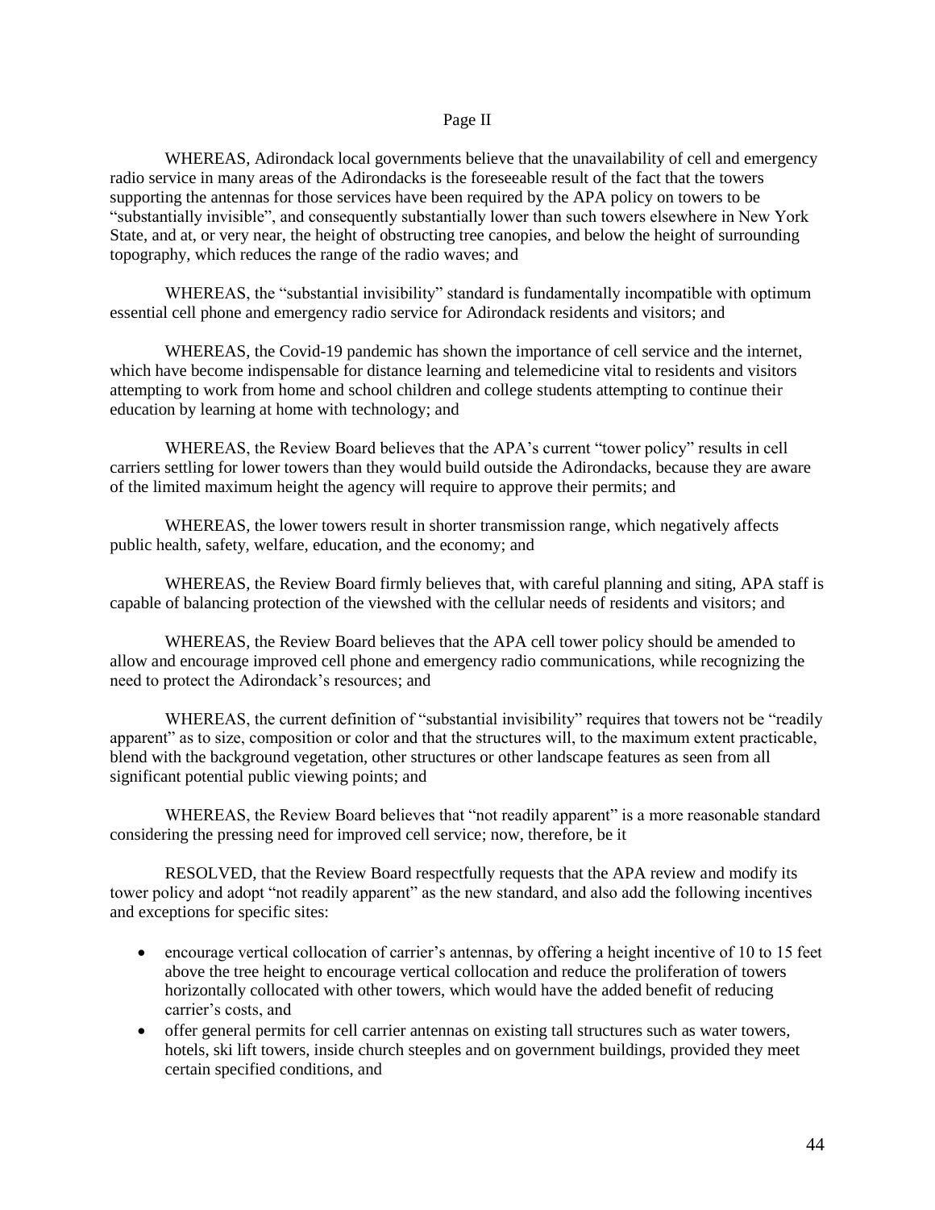Page II

WHEREAS, Adirondack local governments believe that the unavailability of cell and emergency radio service in many areas of the Adirondacks is the foreseeable result of the fact that the towers supporting the antennas for those services have been required by the APA policy on towers to be "substantially invisible", and consequently substantially lower than such towers elsewhere in New York State, and at, or very near, the height of obstructing tree canopies, and below the height of surrounding topography, which reduces the range of the radio waves; and

WHEREAS, the "substantial invisibility" standard is fundamentally incompatible with optimum essential cell phone and emergency radio service for Adirondack residents and visitors; and

WHEREAS, the Covid-19 pandemic has shown the importance of cell service and the internet, which have become indispensable for distance learning and telemedicine vital to residents and visitors attempting to work from home and school children and college students attempting to continue their education by learning at home with technology; and

WHEREAS, the Review Board believes that the APA's current "tower policy" results in cell carriers settling for lower towers than they would build outside the Adirondacks, because they are aware of the limited maximum height the agency will require to approve their permits; and

WHEREAS, the lower towers result in shorter transmission range, which negatively affects public health, safety, welfare, education, and the economy; and

WHEREAS, the Review Board firmly believes that, with careful planning and siting, APA staff is capable of balancing protection of the viewshed with the cellular needs of residents and visitors; and

WHEREAS, the Review Board believes that the APA cell tower policy should be amended to allow and encourage improved cell phone and emergency radio communications, while recognizing the need to protect the Adirondack's resources; and

WHEREAS, the current definition of "substantial invisibility" requires that towers not be "readily apparent" as to size, composition or color and that the structures will, to the maximum extent practicable, blend with the background vegetation, other structures or other landscape features as seen from all significant potential public viewing points; and

WHEREAS, the Review Board believes that "not readily apparent" is a more reasonable standard considering the pressing need for improved cell service; now, therefore, be it

RESOLVED, that the Review Board respectfully requests that the APA review and modify its tower policy and adopt "not readily apparent" as the new standard, and also add the following incentives and exceptions for specific sites:

- encourage vertical collocation of carrier's antennas, by offering a height incentive of 10 to 15 feet above the tree height to encourage vertical collocation and reduce the proliferation of towers horizontally collocated with other towers, which would have the added benefit of reducing carrier's costs, and
- offer general permits for cell carrier antennas on existing tall structures such as water towers, hotels, ski lift towers, inside church steeples and on government buildings, provided they meet certain specified conditions, and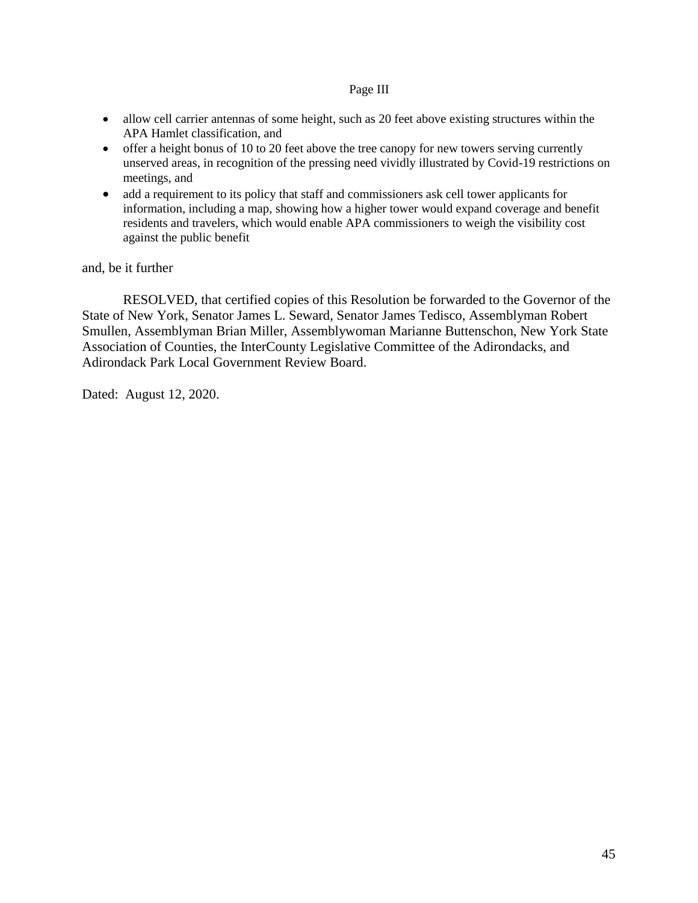Page III

- allow cell carrier antennas of some height, such as 20 feet above existing structures within the APA Hamlet classification, and
- offer a height bonus of 10 to 20 feet above the tree canopy for new towers serving currently unserved areas, in recognition of the pressing need vividly illustrated by Covid-19 restrictions on meetings, and
- add a requirement to its policy that staff and commissioners ask cell tower applicants for information, including a map, showing how a higher tower would expand coverage and benefit residents and travelers, which would enable APA commissioners to weigh the visibility cost against the public benefit

and, be it further

RESOLVED, that certified copies of this Resolution be forwarded to the Governor of the State of New York, Senator James L. Seward, Senator James Tedisco, Assemblyman Robert Smullen, Assemblyman Brian Miller, Assemblywoman Marianne Buttenschon, New York State Association of Counties, the InterCounty Legislative Committee of the Adirondacks, and Adirondack Park Local Government Review Board.

Dated: August 12, 2020.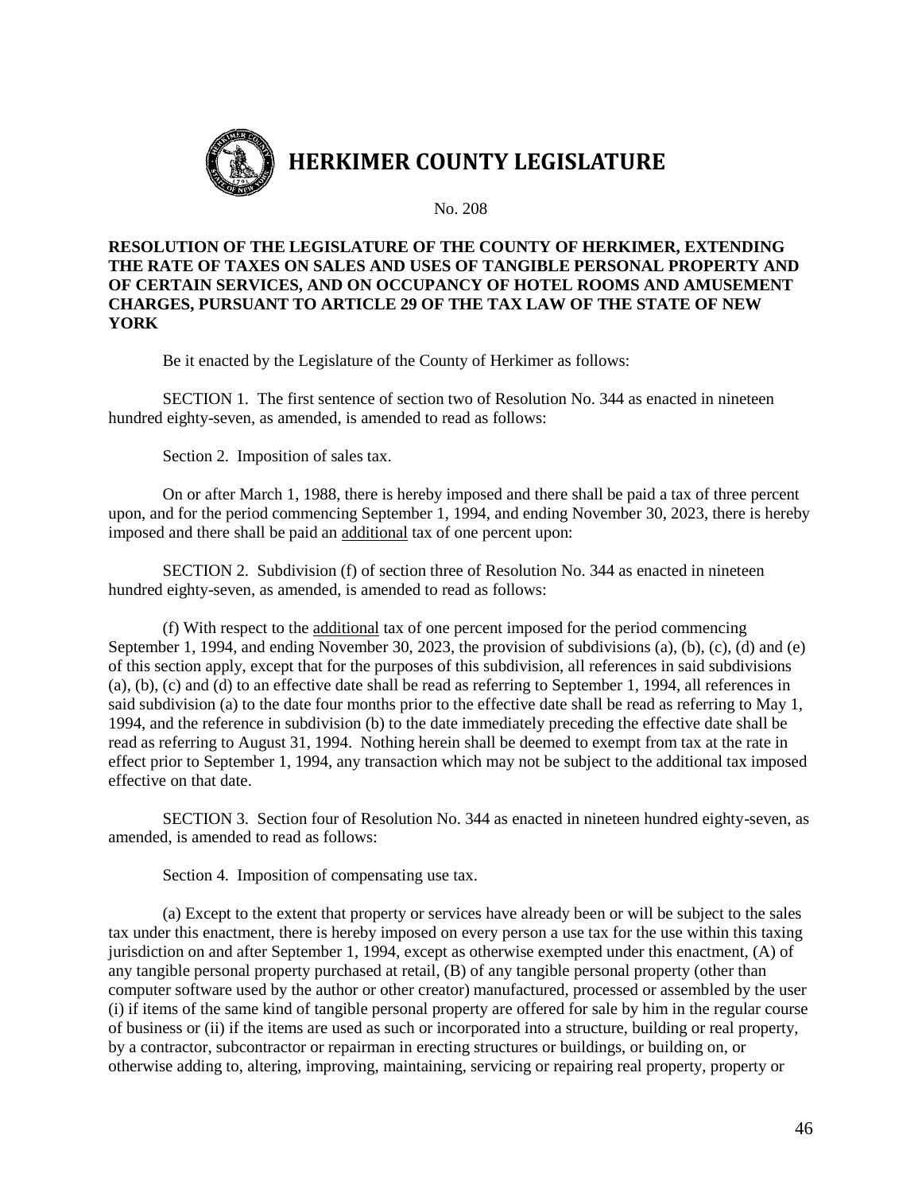# HERKIMER COUNTY LEGISLATURE

No. 208

**RESOLUTION OF THE LEGISLATURE OF THE COUNTY OF HERKIMER, EXTENDING THE RATE OF TAXES ON SALES AND USES OF TANGIBLE PERSONAL PROPERTY AND OF CERTAIN SERVICES, AND ON OCCUPANCY OF HOTEL ROOMS AND AMUSEMENT CHARGES, PURSUANT TO ARTICLE 29 OF THE TAX LAW OF THE STATE OF NEW YORK**

Be it enacted by the Legislature of the County of Herkimer as follows:

SECTION 1. The first sentence of section two of Resolution No. 344 as enacted in nineteen hundred eighty-seven, as amended, is amended to read as follows:

Section 2. Imposition of sales tax.

On or after March 1, 1988, there is hereby imposed and there shall be paid a tax of three percent upon, and for the period commencing September 1, 1994, and ending November 30, 2023, there is hereby imposed and there shall be paid an additional tax of one percent upon:

SECTION 2. Subdivision (f) of section three of Resolution No. 344 as enacted in nineteen hundred eighty-seven, as amended, is amended to read as follows:

(f) With respect to the additional tax of one percent imposed for the period commencing September 1, 1994, and ending November 30, 2023, the provision of subdivisions (a), (b), (c), (d) and (e) of this section apply, except that for the purposes of this subdivision, all references in said subdivisions (a), (b), (c) and (d) to an effective date shall be read as referring to September 1, 1994, all references in said subdivision (a) to the date four months prior to the effective date shall be read as referring to May 1, 1994, and the reference in subdivision (b) to the date immediately preceding the effective date shall be read as referring to August 31, 1994. Nothing herein shall be deemed to exempt from tax at the rate in effect prior to September 1, 1994, any transaction which may not be subject to the additional tax imposed effective on that date.

SECTION 3. Section four of Resolution No. 344 as enacted in nineteen hundred eighty-seven, as amended, is amended to read as follows:

Section 4. Imposition of compensating use tax.

(a) Except to the extent that property or services have already been or will be subject to the sales tax under this enactment, there is hereby imposed on every person a use tax for the use within this taxing jurisdiction on and after September 1, 1994, except as otherwise exempted under this enactment, (A) of any tangible personal property purchased at retail, (B) of any tangible personal property (other than computer software used by the author or other creator) manufactured, processed or assembled by the user (i) if items of the same kind of tangible personal property are offered for sale by him in the regular course of business or (ii) if the items are used as such or incorporated into a structure, building or real property, by a contractor, subcontractor or repairman in erecting structures or buildings, or building on, or otherwise adding to, altering, improving, maintaining, servicing or repairing real property, property or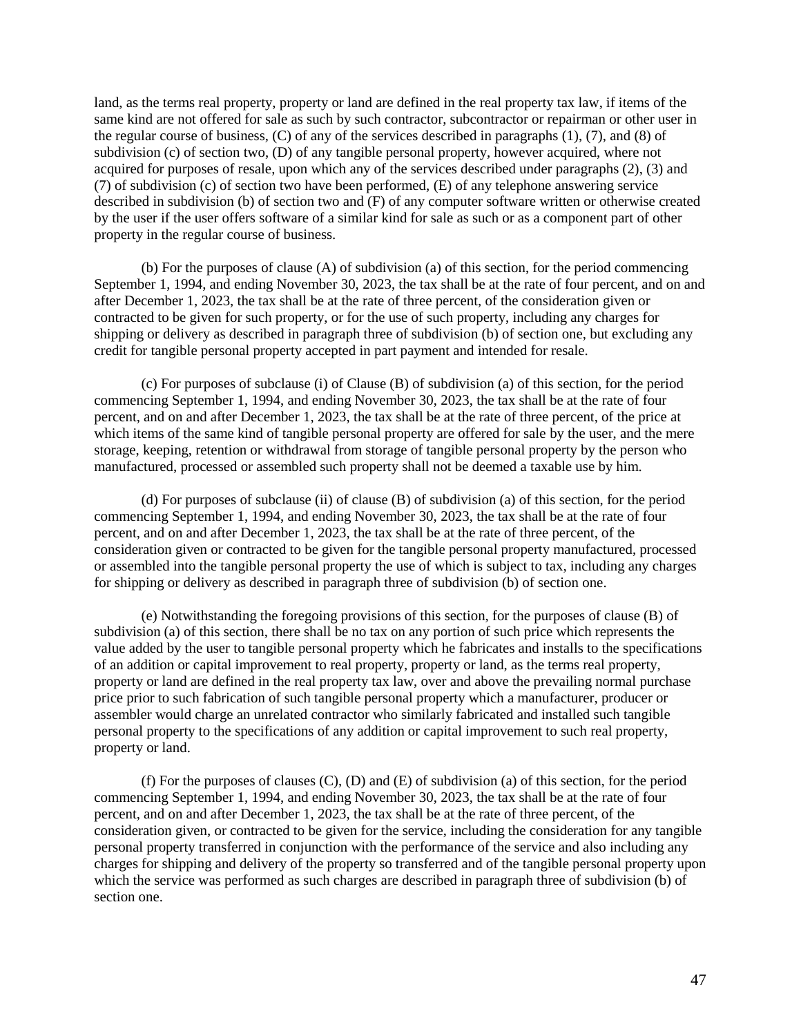land, as the terms real property, property or land are defined in the real property tax law, if items of the same kind are not offered for sale as such by such contractor, subcontractor or repairman or other user in the regular course of business, (C) of any of the services described in paragraphs (1), (7), and (8) of subdivision (c) of section two, (D) of any tangible personal property, however acquired, where not acquired for purposes of resale, upon which any of the services described under paragraphs (2), (3) and (7) of subdivision (c) of section two have been performed, (E) of any telephone answering service described in subdivision (b) of section two and (F) of any computer software written or otherwise created by the user if the user offers software of a similar kind for sale as such or as a component part of other property in the regular course of business.

(b) For the purposes of clause (A) of subdivision (a) of this section, for the period commencing September 1, 1994, and ending November 30, 2023, the tax shall be at the rate of four percent, and on and after December 1, 2023, the tax shall be at the rate of three percent, of the consideration given or contracted to be given for such property, or for the use of such property, including any charges for shipping or delivery as described in paragraph three of subdivision (b) of section one, but excluding any credit for tangible personal property accepted in part payment and intended for resale.

(c) For purposes of subclause (i) of Clause (B) of subdivision (a) of this section, for the period commencing September 1, 1994, and ending November 30, 2023, the tax shall be at the rate of four percent, and on and after December 1, 2023, the tax shall be at the rate of three percent, of the price at which items of the same kind of tangible personal property are offered for sale by the user, and the mere storage, keeping, retention or withdrawal from storage of tangible personal property by the person who manufactured, processed or assembled such property shall not be deemed a taxable use by him.

(d) For purposes of subclause (ii) of clause (B) of subdivision (a) of this section, for the period commencing September 1, 1994, and ending November 30, 2023, the tax shall be at the rate of four percent, and on and after December 1, 2023, the tax shall be at the rate of three percent, of the consideration given or contracted to be given for the tangible personal property manufactured, processed or assembled into the tangible personal property the use of which is subject to tax, including any charges for shipping or delivery as described in paragraph three of subdivision (b) of section one.

(e) Notwithstanding the foregoing provisions of this section, for the purposes of clause (B) of subdivision (a) of this section, there shall be no tax on any portion of such price which represents the value added by the user to tangible personal property which he fabricates and installs to the specifications of an addition or capital improvement to real property, property or land, as the terms real property, property or land are defined in the real property tax law, over and above the prevailing normal purchase price prior to such fabrication of such tangible personal property which a manufacturer, producer or assembler would charge an unrelated contractor who similarly fabricated and installed such tangible personal property to the specifications of any addition or capital improvement to such real property, property or land.

(f) For the purposes of clauses (C), (D) and (E) of subdivision (a) of this section, for the period commencing September 1, 1994, and ending November 30, 2023, the tax shall be at the rate of four percent, and on and after December 1, 2023, the tax shall be at the rate of three percent, of the consideration given, or contracted to be given for the service, including the consideration for any tangible personal property transferred in conjunction with the performance of the service and also including any charges for shipping and delivery of the property so transferred and of the tangible personal property upon which the service was performed as such charges are described in paragraph three of subdivision (b) of section one.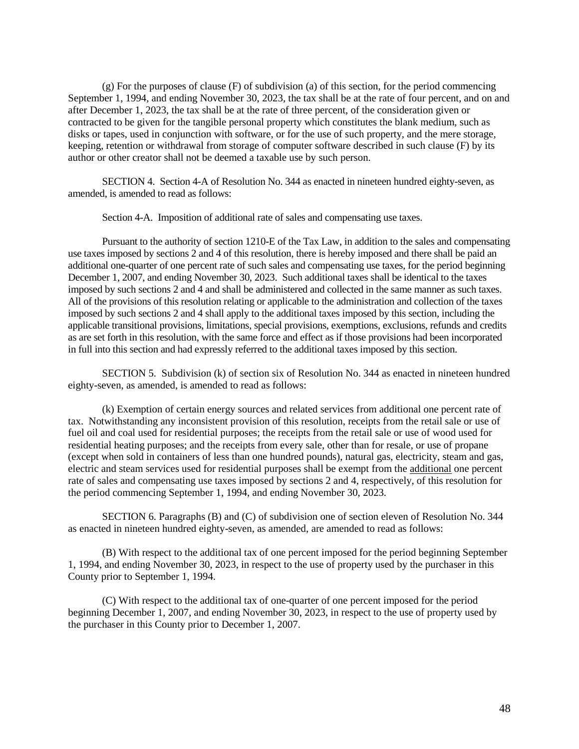(g) For the purposes of clause (F) of subdivision (a) of this section, for the period commencing September 1, 1994, and ending November 30, 2023, the tax shall be at the rate of four percent, and on and after December 1, 2023, the tax shall be at the rate of three percent, of the consideration given or contracted to be given for the tangible personal property which constitutes the blank medium, such as disks or tapes, used in conjunction with software, or for the use of such property, and the mere storage, keeping, retention or withdrawal from storage of computer software described in such clause (F) by its author or other creator shall not be deemed a taxable use by such person.

SECTION 4. Section 4-A of Resolution No. 344 as enacted in nineteen hundred eighty-seven, as amended, is amended to read as follows:

Section 4-A. Imposition of additional rate of sales and compensating use taxes.

Pursuant to the authority of section 1210-E of the Tax Law, in addition to the sales and compensating use taxes imposed by sections 2 and 4 of this resolution, there is hereby imposed and there shall be paid an additional one-quarter of one percent rate of such sales and compensating use taxes, for the period beginning December 1, 2007, and ending November 30, 2023. Such additional taxes shall be identical to the taxes imposed by such sections 2 and 4 and shall be administered and collected in the same manner as such taxes. All of the provisions of this resolution relating or applicable to the administration and collection of the taxes imposed by such sections 2 and 4 shall apply to the additional taxes imposed by this section, including the applicable transitional provisions, limitations, special provisions, exemptions, exclusions, refunds and credits as are set forth in this resolution, with the same force and effect as if those provisions had been incorporated in full into this section and had expressly referred to the additional taxes imposed by this section.

SECTION 5. Subdivision (k) of section six of Resolution No. 344 as enacted in nineteen hundred eighty-seven, as amended, is amended to read as follows:

(k) Exemption of certain energy sources and related services from additional one percent rate of tax. Notwithstanding any inconsistent provision of this resolution, receipts from the retail sale or use of fuel oil and coal used for residential purposes; the receipts from the retail sale or use of wood used for residential heating purposes; and the receipts from every sale, other than for resale, or use of propane (except when sold in containers of less than one hundred pounds), natural gas, electricity, steam and gas, electric and steam services used for residential purposes shall be exempt from the additional one percent rate of sales and compensating use taxes imposed by sections 2 and 4, respectively, of this resolution for the period commencing September 1, 1994, and ending November 30, 2023.

SECTION 6. Paragraphs (B) and (C) of subdivision one of section eleven of Resolution No. 344 as enacted in nineteen hundred eighty-seven, as amended, are amended to read as follows:

(B) With respect to the additional tax of one percent imposed for the period beginning September 1, 1994, and ending November 30, 2023, in respect to the use of property used by the purchaser in this County prior to September 1, 1994.

(C) With respect to the additional tax of one-quarter of one percent imposed for the period beginning December 1, 2007, and ending November 30, 2023, in respect to the use of property used by the purchaser in this County prior to December 1, 2007.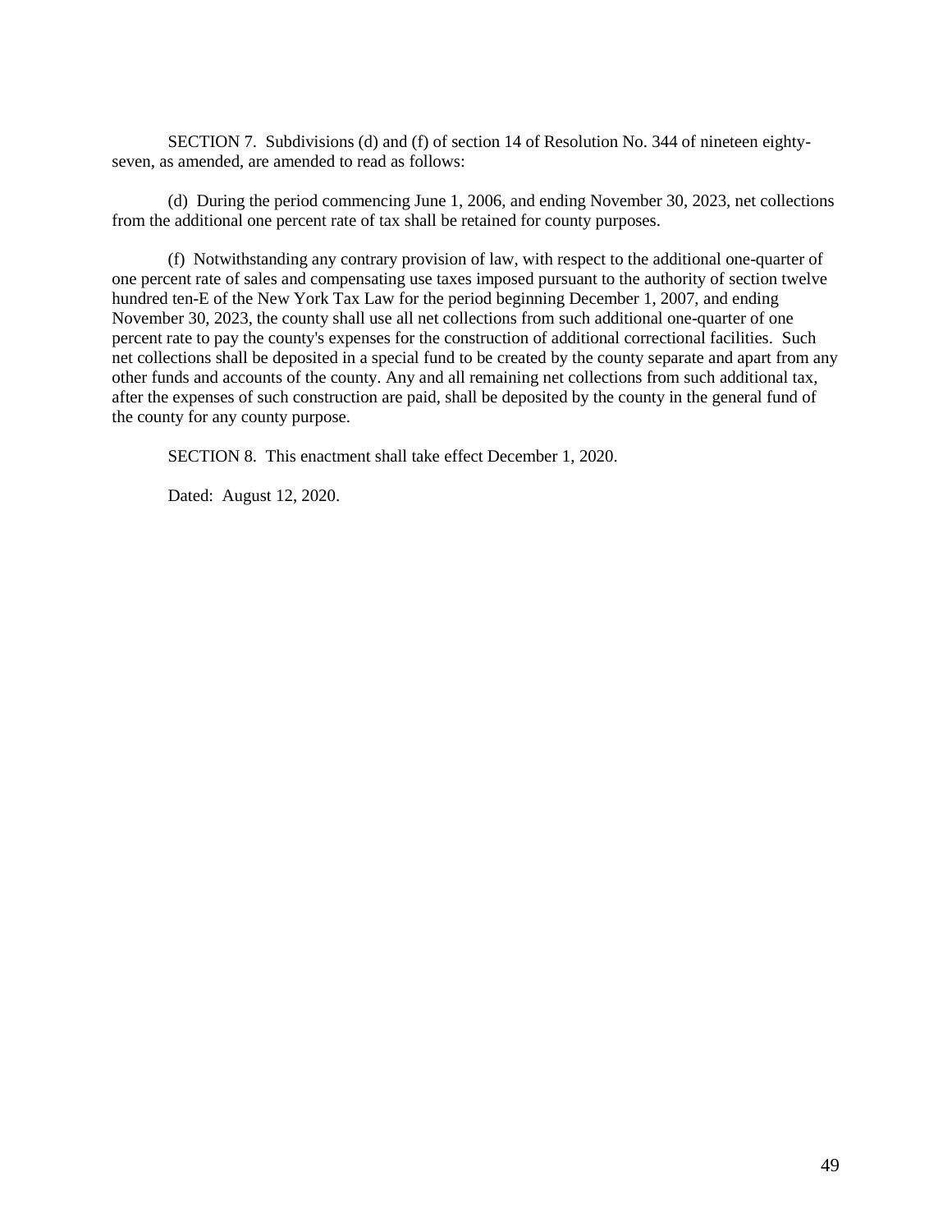SECTION 7. Subdivisions (d) and (f) of section 14 of Resolution No. 344 of nineteen eighty-seven, as amended, are amended to read as follows:

(d) During the period commencing June 1, 2006, and ending November 30, 2023, net collections from the additional one percent rate of tax shall be retained for county purposes.

(f) Notwithstanding any contrary provision of law, with respect to the additional one-quarter of one percent rate of sales and compensating use taxes imposed pursuant to the authority of section twelve hundred ten-E of the New York Tax Law for the period beginning December 1, 2007, and ending November 30, 2023, the county shall use all net collections from such additional one-quarter of one percent rate to pay the county's expenses for the construction of additional correctional facilities. Such net collections shall be deposited in a special fund to be created by the county separate and apart from any other funds and accounts of the county. Any and all remaining net collections from such additional tax, after the expenses of such construction are paid, shall be deposited by the county in the general fund of the county for any county purpose.

SECTION 8. This enactment shall take effect December 1, 2020.

Dated: August 12, 2020.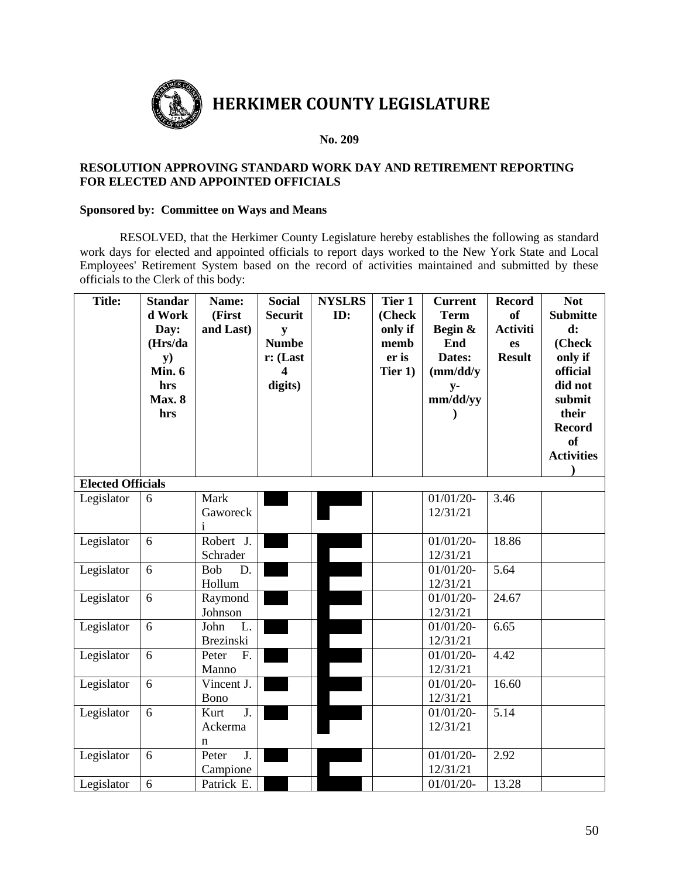# HERKIMER COUNTY LEGISLATURE

**No. 209**

**RESOLUTION APPROVING STANDARD WORK DAY AND RETIREMENT REPORTING FOR ELECTED AND APPOINTED OFFICIALS**

**Sponsored by: Committee on Ways and Means**

RESOLVED, that the Herkimer County Legislature hereby establishes the following as standard work days for elected and appointed officials to report days worked to the New York State and Local Employees' Retirement System based on the record of activities maintained and submitted by these officials to the Clerk of this body:

| Title: | Standard Work Day: (Hrs/day) Min. 6 hrs Max. 8 hrs | Name: (First and Last) | Social Security Number: (Last 4 digits) | NYSLRS ID: | Tier 1 (Check only if member is Tier 1) | Current Term Begin & End Dates: (mm/dd/yy-mm/dd/yy) | Record of Activities Result | Not Submitted: (Check only if official did not submit their Record of Activities) |
|---|---|---|---|---|---|---|---|---|
| **Elected Officials** | | | | | | | | |
| Legislator | 6 | Mark Gaworecki | | | | 01/01/20-12/31/21 | 3.46 | |
| Legislator | 6 | Robert J. Schrader | | | | 01/01/20-12/31/21 | 18.86 | |
| Legislator | 6 | Bob D. Hollum | | | | 01/01/20-12/31/21 | 5.64 | |
| Legislator | 6 | Raymond Johnson | | | | 01/01/20-12/31/21 | 24.67 | |
| Legislator | 6 | John L. Brezinski | | | | 01/01/20-12/31/21 | 6.65 | |
| Legislator | 6 | Peter F. Manno | | | | 01/01/20-12/31/21 | 4.42 | |
| Legislator | 6 | Vincent J. Bono | | | | 01/01/20-12/31/21 | 16.60 | |
| Legislator | 6 | Kurt J. Ackerman | | | | 01/01/20-12/31/21 | 5.14 | |
| Legislator | 6 | Peter J. Campione | | | | 01/01/20-12/31/21 | 2.92 | |
| Legislator | 6 | Patrick E. | | | | 01/01/20- | 13.28 | |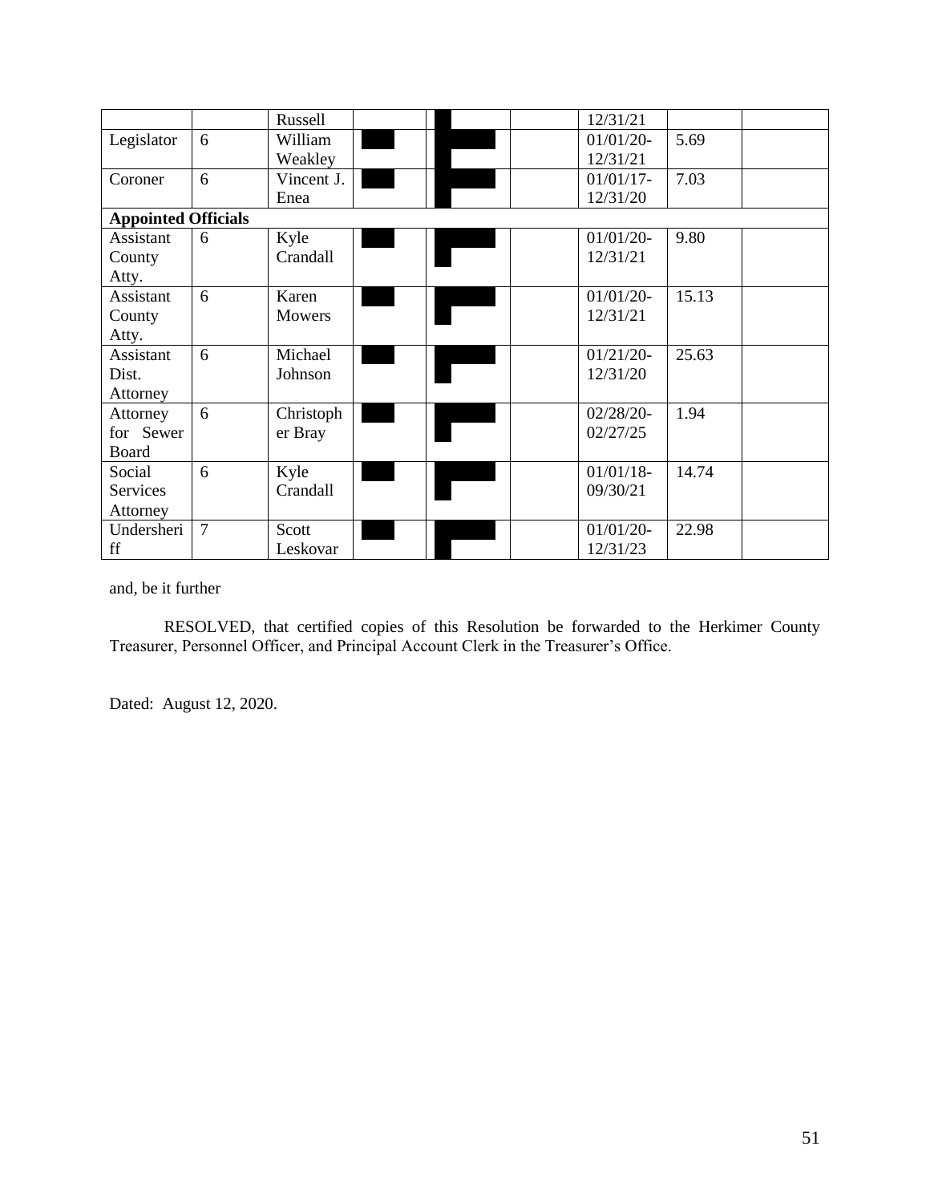| | | Russell | | | | 12/31/21 | | |
|---|---|---|---|---|---|---|---|---|
| Legislator | 6 | William Weakley | | | | 01/01/20-12/31/21 | 5.69 | |
| Coroner | 6 | Vincent J. Enea | | | | 01/01/17-12/31/20 | 7.03 | |
| **Appointed Officials** | | | | | | | | |
| Assistant County Atty. | 6 | Kyle Crandall | | | | 01/01/20-12/31/21 | 9.80 | |
| Assistant County Atty. | 6 | Karen Mowers | | | | 01/01/20-12/31/21 | 15.13 | |
| Assistant Dist. Attorney | 6 | Michael Johnson | | | | 01/21/20-12/31/20 | 25.63 | |
| Attorney for Sewer Board | 6 | Christopher Bray | | | | 02/28/20-02/27/25 | 1.94 | |
| Social Services Attorney | 6 | Kyle Crandall | | | | 01/01/18-09/30/21 | 14.74 | |
| Undersheriff | 7 | Scott Leskovar | | | | 01/01/20-12/31/23 | 22.98 | |

and, be it further

RESOLVED, that certified copies of this Resolution be forwarded to the Herkimer County Treasurer, Personnel Officer, and Principal Account Clerk in the Treasurer's Office.

Dated: August 12, 2020.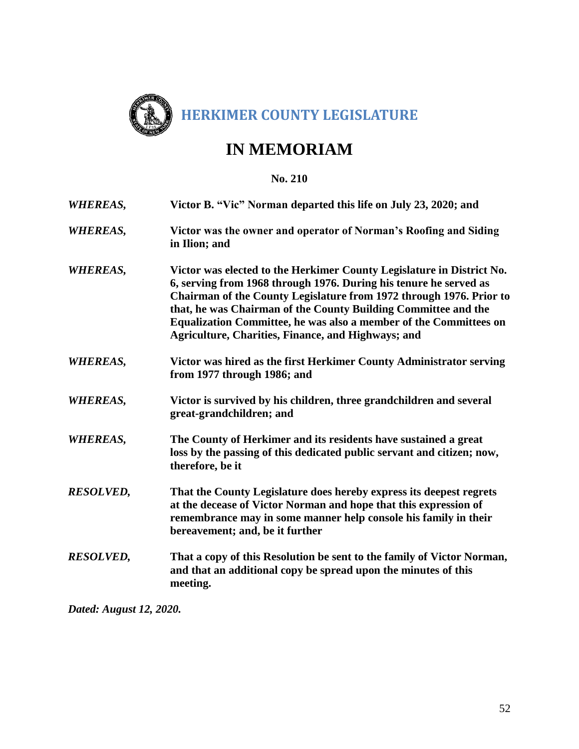**HERKIMER COUNTY LEGISLATURE**

# IN MEMORIAM

**No. 210**

***WHEREAS,*** **Victor B. "Vic" Norman departed this life on July 23, 2020; and**

***WHEREAS,*** **Victor was the owner and operator of Norman's Roofing and Siding in Ilion; and**

***WHEREAS,*** **Victor was elected to the Herkimer County Legislature in District No. 6, serving from 1968 through 1976. During his tenure he served as Chairman of the County Legislature from 1972 through 1976. Prior to that, he was Chairman of the County Building Committee and the Equalization Committee, he was also a member of the Committees on Agriculture, Charities, Finance, and Highways; and**

***WHEREAS,*** **Victor was hired as the first Herkimer County Administrator serving from 1977 through 1986; and**

***WHEREAS,*** **Victor is survived by his children, three grandchildren and several great-grandchildren; and**

***WHEREAS,*** **The County of Herkimer and its residents have sustained a great loss by the passing of this dedicated public servant and citizen; now, therefore, be it**

***RESOLVED,*** **That the County Legislature does hereby express its deepest regrets at the decease of Victor Norman and hope that this expression of remembrance may in some manner help console his family in their bereavement; and, be it further**

***RESOLVED,*** **That a copy of this Resolution be sent to the family of Victor Norman, and that an additional copy be spread upon the minutes of this meeting.**

***Dated: August 12, 2020.***